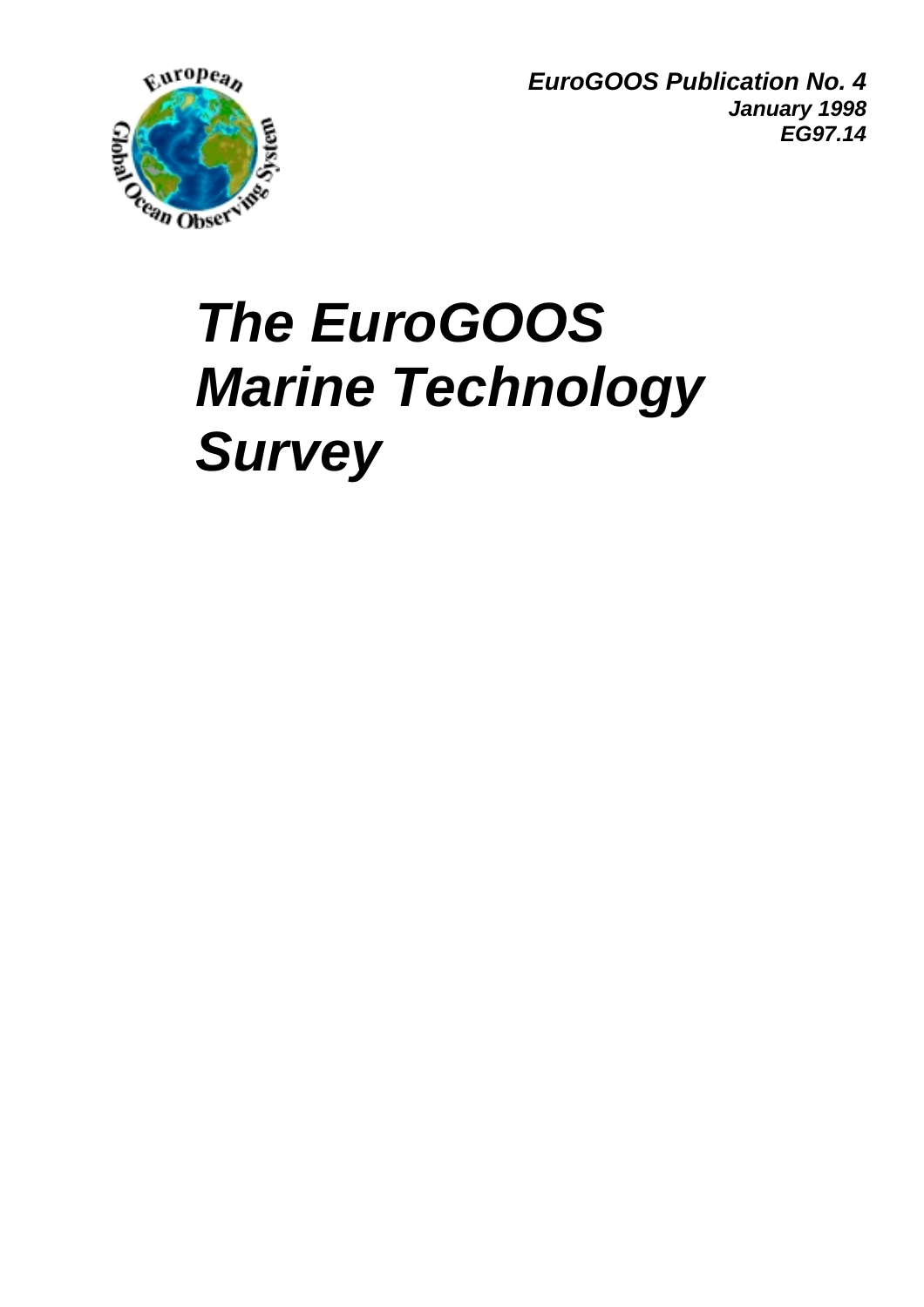*EuroGOOS Publication No. 4*
*January 1998*
*EG97.14*

# *The EuroGOOS Marine Technology Survey*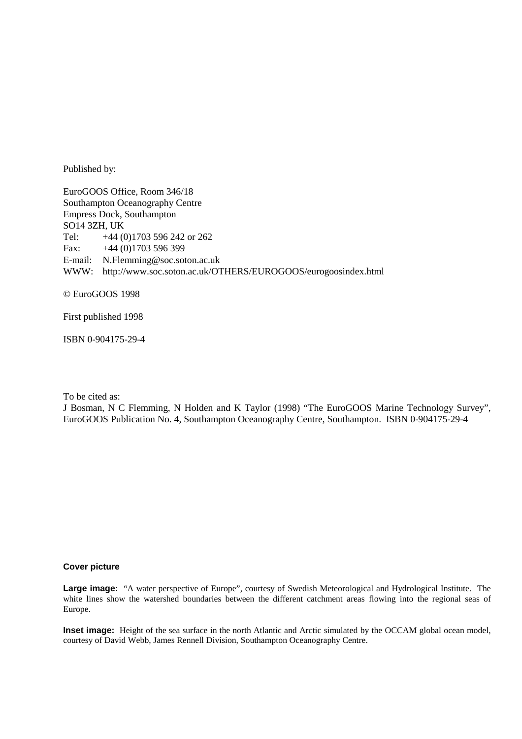Published by:

EuroGOOS Office, Room 346/18
Southampton Oceanography Centre
Empress Dock, Southampton
SO14 3ZH, UK
Tel: +44 (0)1703 596 242 or 262
Fax: +44 (0)1703 596 399
E-mail: N.Flemming@soc.soton.ac.uk
WWW: http://www.soc.soton.ac.uk/OTHERS/EUROGOOS/eurogoosindex.html

© EuroGOOS 1998

First published 1998

ISBN 0-904175-29-4

To be cited as:
J Bosman, N C Flemming, N Holden and K Taylor (1998) "The EuroGOOS Marine Technology Survey", EuroGOOS Publication No. 4, Southampton Oceanography Centre, Southampton. ISBN 0-904175-29-4

**Cover picture**

**Large image:** "A water perspective of Europe", courtesy of Swedish Meteorological and Hydrological Institute. The white lines show the watershed boundaries between the different catchment areas flowing into the regional seas of Europe.

**Inset image:** Height of the sea surface in the north Atlantic and Arctic simulated by the OCCAM global ocean model, courtesy of David Webb, James Rennell Division, Southampton Oceanography Centre.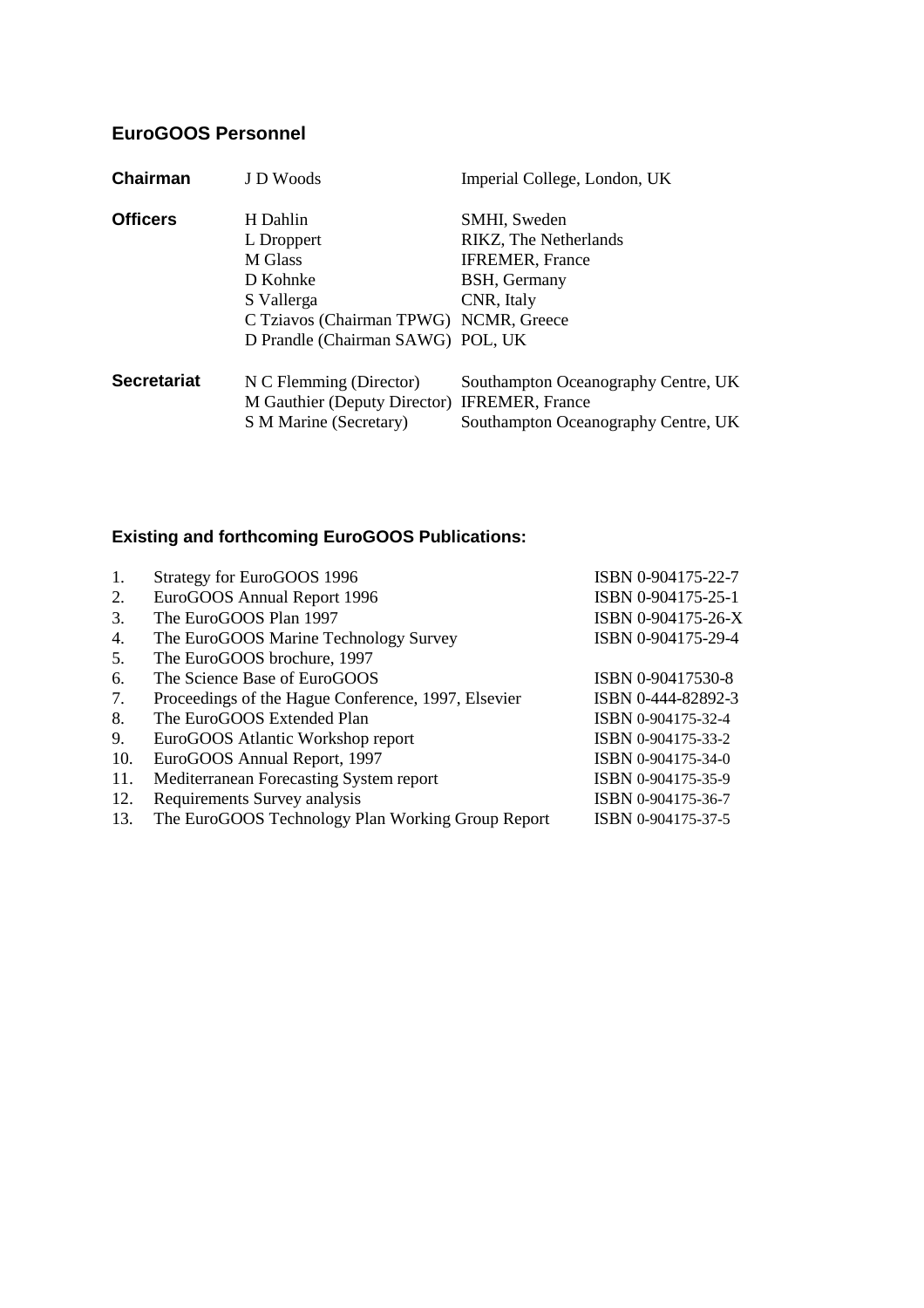## EuroGOOS Personnel

| | | |
|---|---|---|
| **Chairman** | J D Woods | Imperial College, London, UK |
| **Officers** | H Dahlin | SMHI, Sweden |
| | L Droppert | RIKZ, The Netherlands |
| | M Glass | IFREMER, France |
| | D Kohnke | BSH, Germany |
| | S Vallerga | CNR, Italy |
| | C Tziavos (Chairman TPWG) | NCMR, Greece |
| | D Prandle (Chairman SAWG) | POL, UK |
| **Secretariat** | N C Flemming (Director) | Southampton Oceanography Centre, UK |
| | M Gauthier (Deputy Director) | IFREMER, France |
| | S M Marine (Secretary) | Southampton Oceanography Centre, UK |

## Existing and forthcoming EuroGOOS Publications:

| | | |
|---|---|---|
| 1. | Strategy for EuroGOOS 1996 | ISBN 0-904175-22-7 |
| 2. | EuroGOOS Annual Report 1996 | ISBN 0-904175-25-1 |
| 3. | The EuroGOOS Plan 1997 | ISBN 0-904175-26-X |
| 4. | The EuroGOOS Marine Technology Survey | ISBN 0-904175-29-4 |
| 5. | The EuroGOOS brochure, 1997 | |
| 6. | The Science Base of EuroGOOS | ISBN 0-90417530-8 |
| 7. | Proceedings of the Hague Conference, 1997, Elsevier | ISBN 0-444-82892-3 |
| 8. | The EuroGOOS Extended Plan | ISBN 0-904175-32-4 |
| 9. | EuroGOOS Atlantic Workshop report | ISBN 0-904175-33-2 |
| 10. | EuroGOOS Annual Report, 1997 | ISBN 0-904175-34-0 |
| 11. | Mediterranean Forecasting System report | ISBN 0-904175-35-9 |
| 12. | Requirements Survey analysis | ISBN 0-904175-36-7 |
| 13. | The EuroGOOS Technology Plan Working Group Report | ISBN 0-904175-37-5 |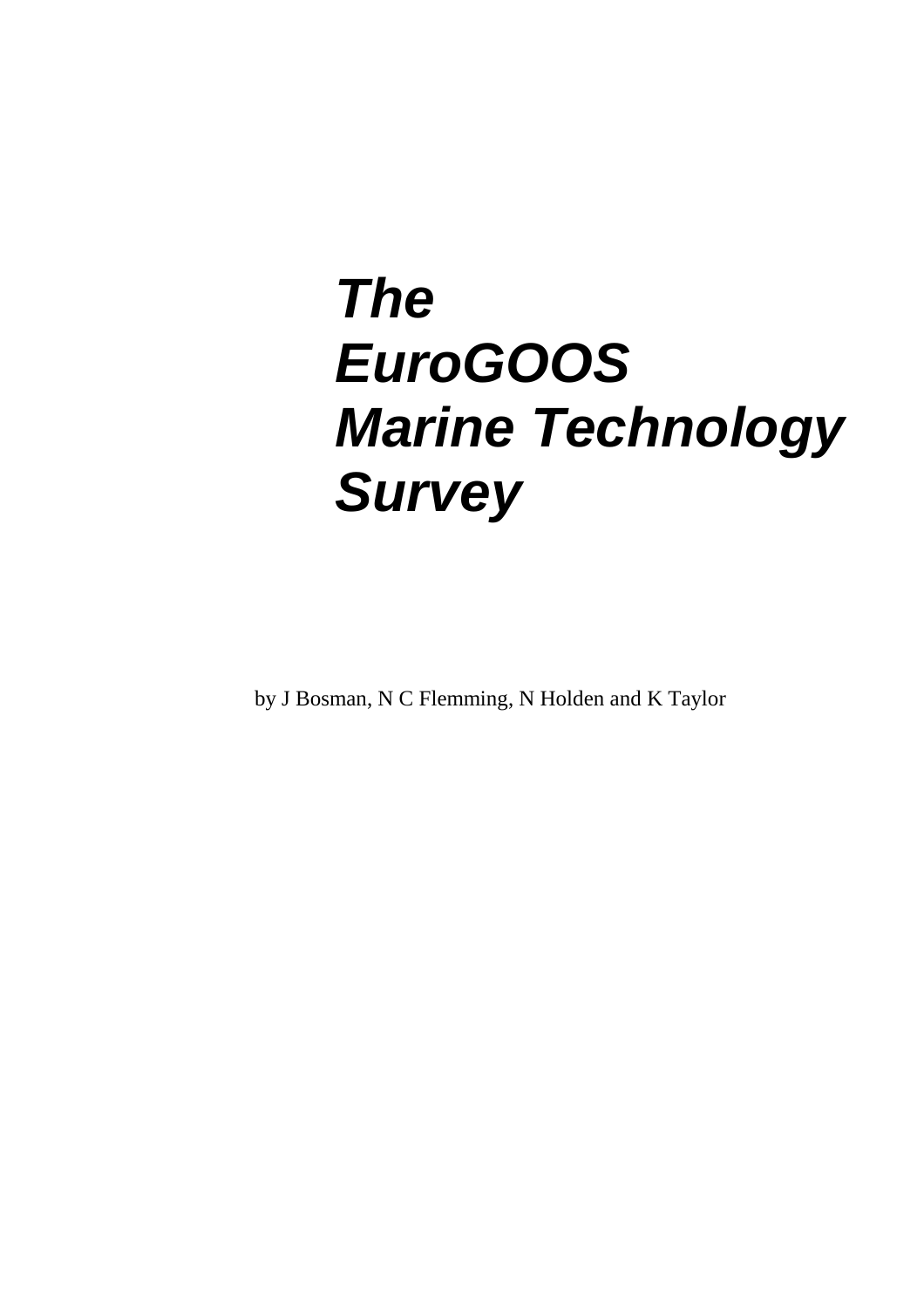# *The EuroGOOS Marine Technology Survey*

by J Bosman, N C Flemming, N Holden and K Taylor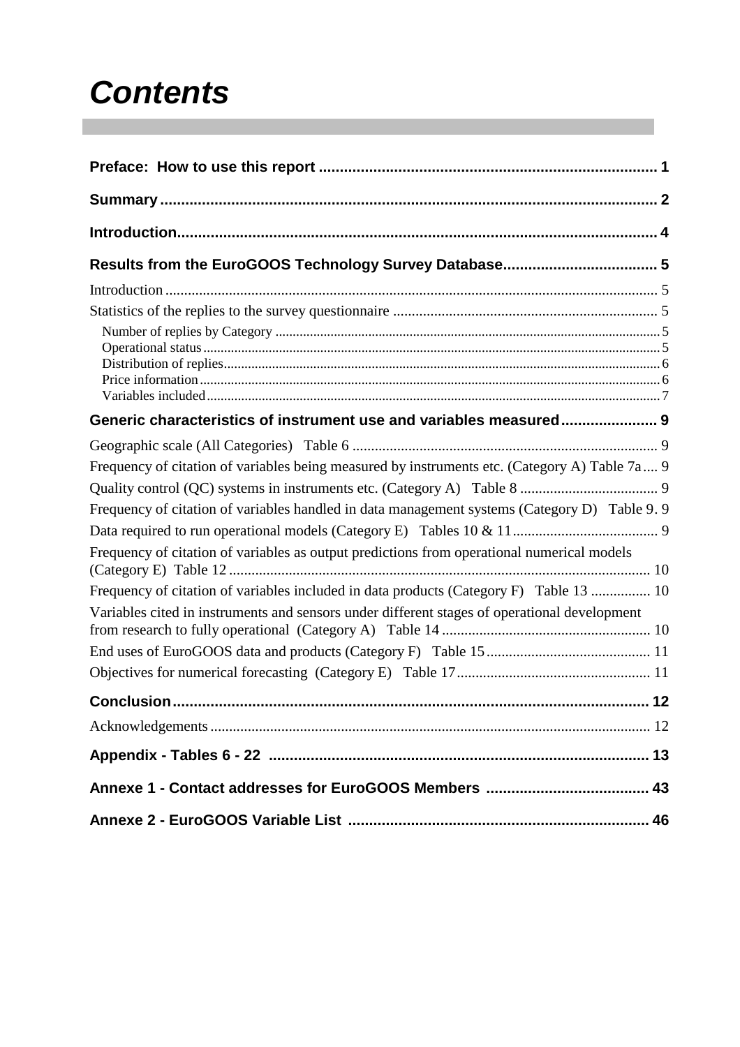# Contents

**Preface: How to use this report** ........................................................................ 1

**Summary** ........................................................................................................ 2

**Introduction** .................................................................................................... 4

**Results from the EuroGOOS Technology Survey Database** ..................................... 5

Introduction ......................................................................................................... 5

Statistics of the replies to the survey questionnaire ................................................. 5

- Number of replies by Category ............................................................................ 5
- Operational status ............................................................................................ 5
- Distribution of replies ........................................................................................ 6
- Price information .............................................................................................. 6
- Variables included ............................................................................................. 7

**Generic characteristics of instrument use and variables measured** ....................... 9

Geographic scale (All Categories) Table 6 ................................................................ 9

Frequency of citation of variables being measured by instruments etc. (Category A) Table 7a .... 9

Quality control (QC) systems in instruments etc. (Category A) Table 8 ......................... 9

Frequency of citation of variables handled in data management systems (Category D) Table 9. 9

Data required to run operational models (Category E) Tables 10 & 11 ........................ 9

Frequency of citation of variables as output predictions from operational numerical models (Category E) Table 12 .......................................................................................... 10

Frequency of citation of variables included in data products (Category F) Table 13 ........ 10

Variables cited in instruments and sensors under different stages of operational development from research to fully operational (Category A) Table 14 ........................................ 10

End uses of EuroGOOS data and products (Category F) Table 15 ................................ 11

Objectives for numerical forecasting (Category E) Table 17 ....................................... 11

**Conclusion** .................................................................................................... 12

Acknowledgements .............................................................................................. 12

**Appendix - Tables 6 - 22** .................................................................................. 13

**Annexe 1 - Contact addresses for EuroGOOS Members** ......................................... 43

**Annexe 2 - EuroGOOS Variable List** ................................................................... 46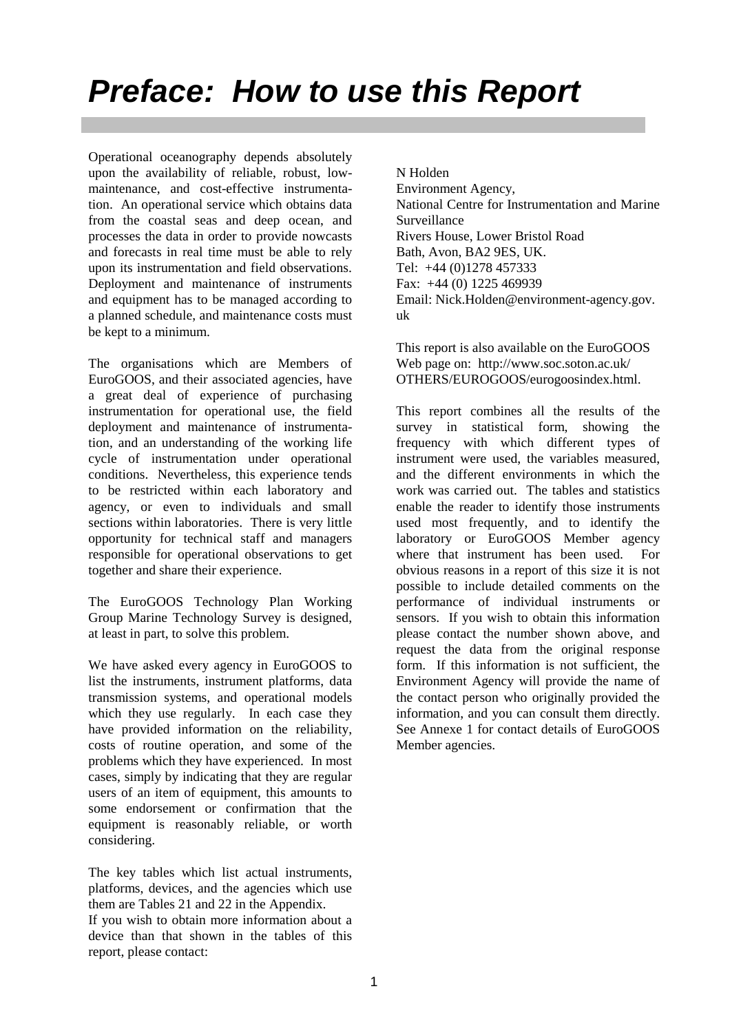# *Preface: How to use this Report*

Operational oceanography depends absolutely upon the availability of reliable, robust, low-maintenance, and cost-effective instrumentation. An operational service which obtains data from the coastal seas and deep ocean, and processes the data in order to provide nowcasts and forecasts in real time must be able to rely upon its instrumentation and field observations. Deployment and maintenance of instruments and equipment has to be managed according to a planned schedule, and maintenance costs must be kept to a minimum.

The organisations which are Members of EuroGOOS, and their associated agencies, have a great deal of experience of purchasing instrumentation for operational use, the field deployment and maintenance of instrumentation, and an understanding of the working life cycle of instrumentation under operational conditions. Nevertheless, this experience tends to be restricted within each laboratory and agency, or even to individuals and small sections within laboratories. There is very little opportunity for technical staff and managers responsible for operational observations to get together and share their experience.

The EuroGOOS Technology Plan Working Group Marine Technology Survey is designed, at least in part, to solve this problem.

We have asked every agency in EuroGOOS to list the instruments, instrument platforms, data transmission systems, and operational models which they use regularly. In each case they have provided information on the reliability, costs of routine operation, and some of the problems which they have experienced. In most cases, simply by indicating that they are regular users of an item of equipment, this amounts to some endorsement or confirmation that the equipment is reasonably reliable, or worth considering.

The key tables which list actual instruments, platforms, devices, and the agencies which use them are Tables 21 and 22 in the Appendix.
If you wish to obtain more information about a device than that shown in the tables of this report, please contact:

N Holden
Environment Agency,
National Centre for Instrumentation and Marine Surveillance
Rivers House, Lower Bristol Road
Bath, Avon, BA2 9ES, UK.
Tel: +44 (0)1278 457333
Fax: +44 (0) 1225 469939
Email: Nick.Holden@environment-agency.gov.uk

This report is also available on the EuroGOOS Web page on: http://www.soc.soton.ac.uk/OTHERS/EUROGOOS/eurogoosindex.html.

This report combines all the results of the survey in statistical form, showing the frequency with which different types of instrument were used, the variables measured, and the different environments in which the work was carried out. The tables and statistics enable the reader to identify those instruments used most frequently, and to identify the laboratory or EuroGOOS Member agency where that instrument has been used. For obvious reasons in a report of this size it is not possible to include detailed comments on the performance of individual instruments or sensors. If you wish to obtain this information please contact the number shown above, and request the data from the original response form. If this information is not sufficient, the Environment Agency will provide the name of the contact person who originally provided the information, and you can consult them directly. See Annexe 1 for contact details of EuroGOOS Member agencies.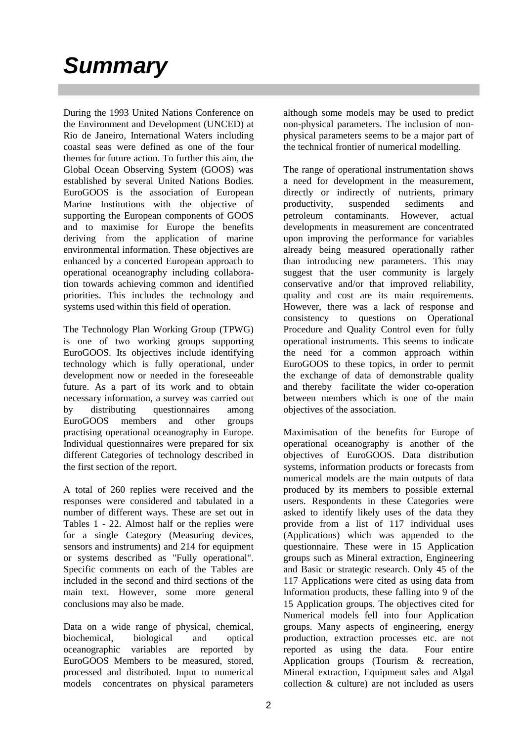# Summary

During the 1993 United Nations Conference on the Environment and Development (UNCED) at Rio de Janeiro, International Waters including coastal seas were defined as one of the four themes for future action. To further this aim, the Global Ocean Observing System (GOOS) was established by several United Nations Bodies. EuroGOOS is the association of European Marine Institutions with the objective of supporting the European components of GOOS and to maximise for Europe the benefits deriving from the application of marine environmental information. These objectives are enhanced by a concerted European approach to operational oceanography including collaboration towards achieving common and identified priorities. This includes the technology and systems used within this field of operation.

The Technology Plan Working Group (TPWG) is one of two working groups supporting EuroGOOS. Its objectives include identifying technology which is fully operational, under development now or needed in the foreseeable future. As a part of its work and to obtain necessary information, a survey was carried out by distributing questionnaires among EuroGOOS members and other groups practising operational oceanography in Europe. Individual questionnaires were prepared for six different Categories of technology described in the first section of the report.

A total of 260 replies were received and the responses were considered and tabulated in a number of different ways. These are set out in Tables 1 - 22. Almost half or the replies were for a single Category (Measuring devices, sensors and instruments) and 214 for equipment or systems described as "Fully operational". Specific comments on each of the Tables are included in the second and third sections of the main text. However, some more general conclusions may also be made.

Data on a wide range of physical, chemical, biochemical, biological and optical oceanographic variables are reported by EuroGOOS Members to be measured, stored, processed and distributed. Input to numerical models concentrates on physical parameters although some models may be used to predict non-physical parameters. The inclusion of non-physical parameters seems to be a major part of the technical frontier of numerical modelling.

The range of operational instrumentation shows a need for development in the measurement, directly or indirectly of nutrients, primary productivity, suspended sediments and petroleum contaminants. However, actual developments in measurement are concentrated upon improving the performance for variables already being measured operationally rather than introducing new parameters. This may suggest that the user community is largely conservative and/or that improved reliability, quality and cost are its main requirements. However, there was a lack of response and consistency to questions on Operational Procedure and Quality Control even for fully operational instruments. This seems to indicate the need for a common approach within EuroGOOS to these topics, in order to permit the exchange of data of demonstrable quality and thereby facilitate the wider co-operation between members which is one of the main objectives of the association.

Maximisation of the benefits for Europe of operational oceanography is another of the objectives of EuroGOOS. Data distribution systems, information products or forecasts from numerical models are the main outputs of data produced by its members to possible external users. Respondents in these Categories were asked to identify likely uses of the data they provide from a list of 117 individual uses (Applications) which was appended to the questionnaire. These were in 15 Application groups such as Mineral extraction, Engineering and Basic or strategic research. Only 45 of the 117 Applications were cited as using data from Information products, these falling into 9 of the 15 Application groups. The objectives cited for Numerical models fell into four Application groups. Many aspects of engineering, energy production, extraction processes etc. are not reported as using the data. Four entire Application groups (Tourism & recreation, Mineral extraction, Equipment sales and Algal collection & culture) are not included as users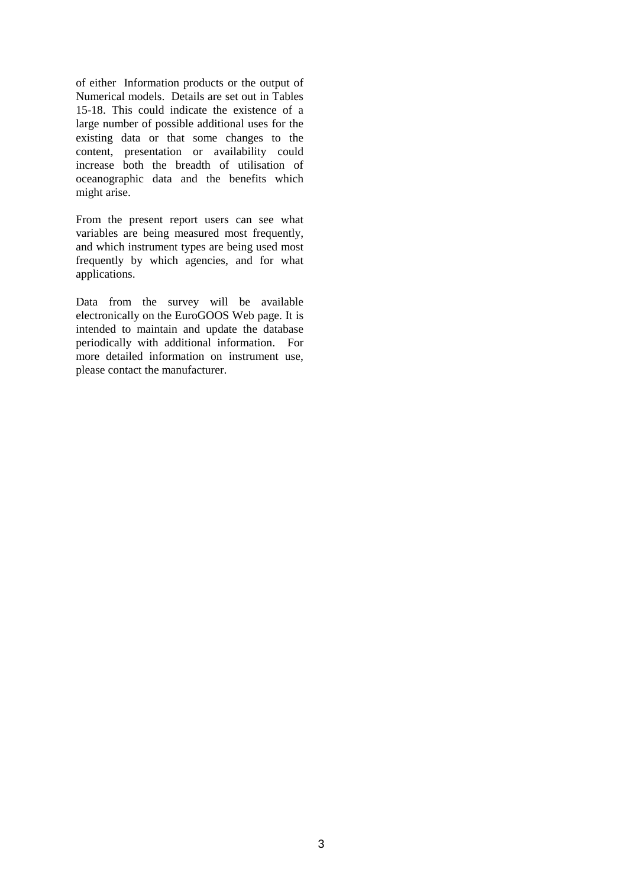of either Information products or the output of Numerical models. Details are set out in Tables 15-18. This could indicate the existence of a large number of possible additional uses for the existing data or that some changes to the content, presentation or availability could increase both the breadth of utilisation of oceanographic data and the benefits which might arise.

From the present report users can see what variables are being measured most frequently, and which instrument types are being used most frequently by which agencies, and for what applications.

Data from the survey will be available electronically on the EuroGOOS Web page. It is intended to maintain and update the database periodically with additional information. For more detailed information on instrument use, please contact the manufacturer.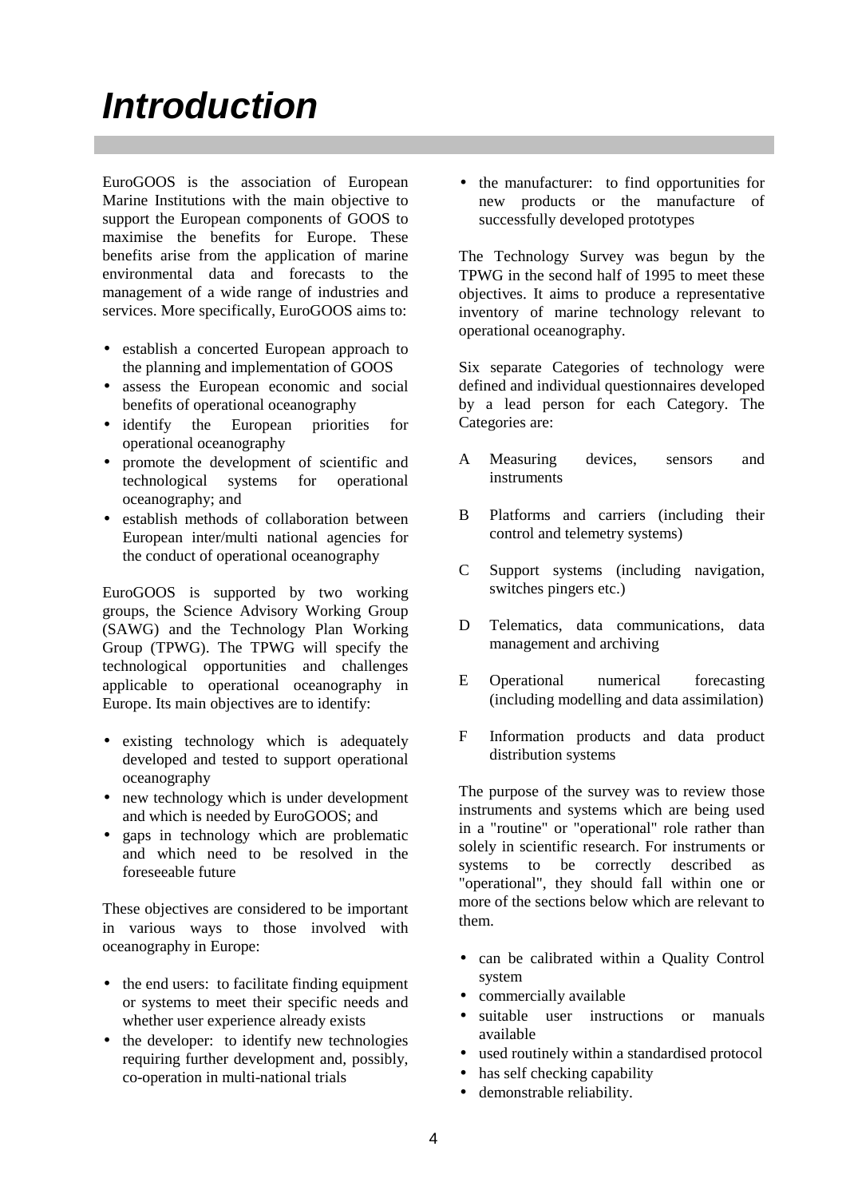# *Introduction*

EuroGOOS is the association of European Marine Institutions with the main objective to support the European components of GOOS to maximise the benefits for Europe. These benefits arise from the application of marine environmental data and forecasts to the management of a wide range of industries and services. More specifically, EuroGOOS aims to:

- establish a concerted European approach to the planning and implementation of GOOS
- assess the European economic and social benefits of operational oceanography
- identify the European priorities for operational oceanography
- promote the development of scientific and technological systems for operational oceanography; and
- establish methods of collaboration between European inter/multi national agencies for the conduct of operational oceanography

EuroGOOS is supported by two working groups, the Science Advisory Working Group (SAWG) and the Technology Plan Working Group (TPWG). The TPWG will specify the technological opportunities and challenges applicable to operational oceanography in Europe. Its main objectives are to identify:

- existing technology which is adequately developed and tested to support operational oceanography
- new technology which is under development and which is needed by EuroGOOS; and
- gaps in technology which are problematic and which need to be resolved in the foreseeable future

These objectives are considered to be important in various ways to those involved with oceanography in Europe:

- the end users: to facilitate finding equipment or systems to meet their specific needs and whether user experience already exists
- the developer: to identify new technologies requiring further development and, possibly, co-operation in multi-national trials
- the manufacturer: to find opportunities for new products or the manufacture of successfully developed prototypes

The Technology Survey was begun by the TPWG in the second half of 1995 to meet these objectives. It aims to produce a representative inventory of marine technology relevant to operational oceanography.

Six separate Categories of technology were defined and individual questionnaires developed by a lead person for each Category. The Categories are:

A Measuring devices, sensors and instruments

B Platforms and carriers (including their control and telemetry systems)

C Support systems (including navigation, switches pingers etc.)

D Telematics, data communications, data management and archiving

E Operational numerical forecasting (including modelling and data assimilation)

F Information products and data product distribution systems

The purpose of the survey was to review those instruments and systems which are being used in a "routine" or "operational" role rather than solely in scientific research. For instruments or systems to be correctly described as "operational", they should fall within one or more of the sections below which are relevant to them.

- can be calibrated within a Quality Control system
- commercially available
- suitable user instructions or manuals available
- used routinely within a standardised protocol
- has self checking capability
- demonstrable reliability.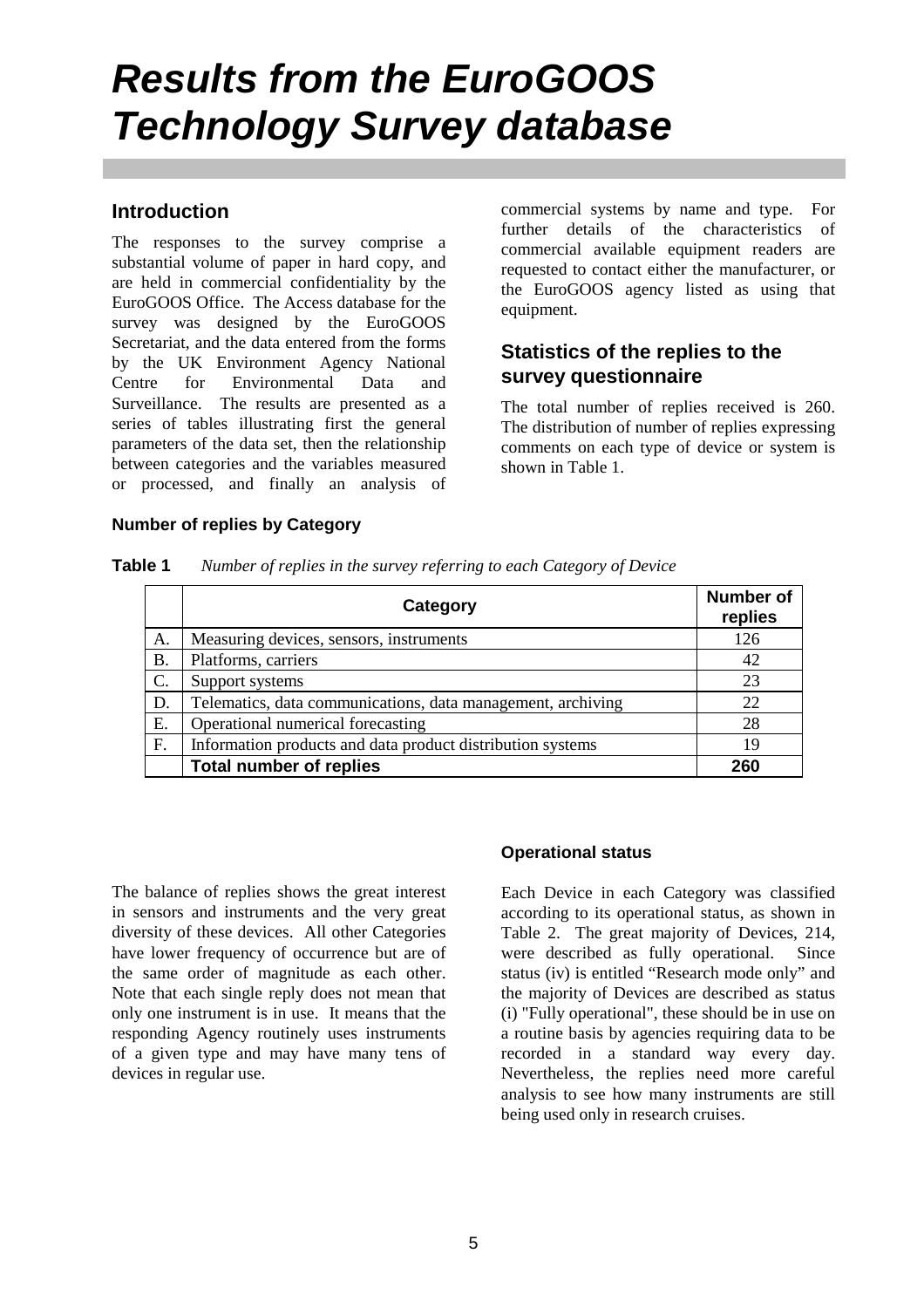# Results from the EuroGOOS Technology Survey database

## Introduction

The responses to the survey comprise a substantial volume of paper in hard copy, and are held in commercial confidentiality by the EuroGOOS Office. The Access database for the survey was designed by the EuroGOOS Secretariat, and the data entered from the forms by the UK Environment Agency National Centre for Environmental Data and Surveillance. The results are presented as a series of tables illustrating first the general parameters of the data set, then the relationship between categories and the variables measured or processed, and finally an analysis of commercial systems by name and type. For further details of the characteristics of commercial available equipment readers are requested to contact either the manufacturer, or the EuroGOOS agency listed as using that equipment.

## Statistics of the replies to the survey questionnaire

The total number of replies received is 260. The distribution of number of replies expressing comments on each type of device or system is shown in Table 1.

### Number of replies by Category

**Table 1** *Number of replies in the survey referring to each Category of Device*

| | Category | Number of replies |
|---|---|---|
| A. | Measuring devices, sensors, instruments | 126 |
| B. | Platforms, carriers | 42 |
| C. | Support systems | 23 |
| D. | Telematics, data communications, data management, archiving | 22 |
| E. | Operational numerical forecasting | 28 |
| F. | Information products and data product distribution systems | 19 |
| | **Total number of replies** | **260** |

The balance of replies shows the great interest in sensors and instruments and the very great diversity of these devices. All other Categories have lower frequency of occurrence but are of the same order of magnitude as each other. Note that each single reply does not mean that only one instrument is in use. It means that the responding Agency routinely uses instruments of a given type and may have many tens of devices in regular use.

### Operational status

Each Device in each Category was classified according to its operational status, as shown in Table 2. The great majority of Devices, 214, were described as fully operational. Since status (iv) is entitled "Research mode only" and the majority of Devices are described as status (i) "Fully operational", these should be in use on a routine basis by agencies requiring data to be recorded in a standard way every day. Nevertheless, the replies need more careful analysis to see how many instruments are still being used only in research cruises.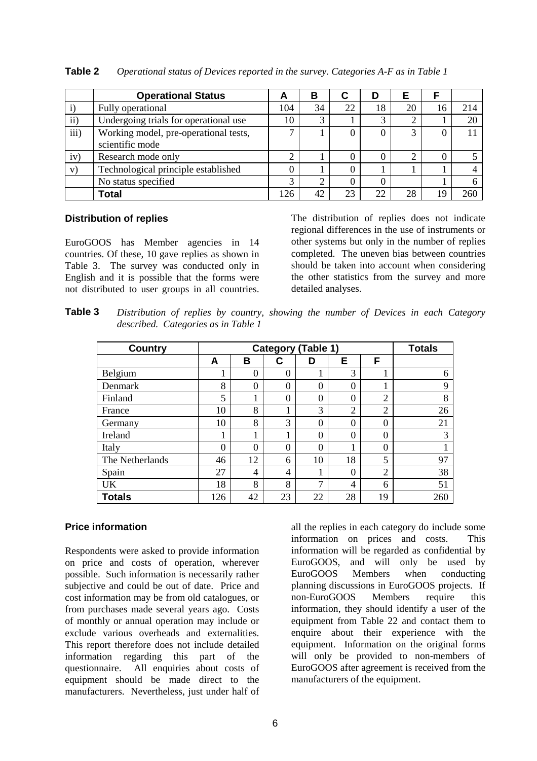**Table 2** *Operational status of Devices reported in the survey. Categories A-F as in Table 1*

| | **Operational Status** | **A** | **B** | **C** | **D** | **E** | **F** | |
|---|---|---|---|---|---|---|---|---|
| i) | Fully operational | 104 | 34 | 22 | 18 | 20 | 16 | 214 |
| ii) | Undergoing trials for operational use | 10 | 3 | 1 | 3 | 2 | 1 | 20 |
| iii) | Working model, pre-operational tests, scientific mode | 7 | 1 | 0 | 0 | 3 | 0 | 11 |
| iv) | Research mode only | 2 | 1 | 0 | 0 | 2 | 0 | 5 |
| v) | Technological principle established | 0 | 1 | 0 | 1 | 1 | 1 | 4 |
| | No status specified | 3 | 2 | 0 | 0 | | 1 | 6 |
| | **Total** | 126 | 42 | 23 | 22 | 28 | 19 | 260 |

### Distribution of replies

EuroGOOS has Member agencies in 14 countries. Of these, 10 gave replies as shown in Table 3. The survey was conducted only in English and it is possible that the forms were not distributed to user groups in all countries. The distribution of replies does not indicate regional differences in the use of instruments or other systems but only in the number of replies completed. The uneven bias between countries should be taken into account when considering the other statistics from the survey and more detailed analyses.

**Table 3** *Distribution of replies by country, showing the number of Devices in each Category described. Categories as in Table 1*

| **Country** | **Category (Table 1)** | | | | | | **Totals** |
|---|---|---|---|---|---|---|---|
| | **A** | **B** | **C** | **D** | **E** | **F** | |
| Belgium | 1 | 0 | 0 | 1 | 3 | 1 | 6 |
| Denmark | 8 | 0 | 0 | 0 | 0 | 1 | 9 |
| Finland | 5 | 1 | 0 | 0 | 0 | 2 | 8 |
| France | 10 | 8 | 1 | 3 | 2 | 2 | 26 |
| Germany | 10 | 8 | 3 | 0 | 0 | 0 | 21 |
| Ireland | 1 | 1 | 1 | 0 | 0 | 0 | 3 |
| Italy | 0 | 0 | 0 | 0 | 1 | 0 | 1 |
| The Netherlands | 46 | 12 | 6 | 10 | 18 | 5 | 97 |
| Spain | 27 | 4 | 4 | 1 | 0 | 2 | 38 |
| UK | 18 | 8 | 8 | 7 | 4 | 6 | 51 |
| **Totals** | 126 | 42 | 23 | 22 | 28 | 19 | 260 |

### Price information

Respondents were asked to provide information on price and costs of operation, wherever possible. Such information is necessarily rather subjective and could be out of date. Price and cost information may be from old catalogues, or from purchases made several years ago. Costs of monthly or annual operation may include or exclude various overheads and externalities. This report therefore does not include detailed information regarding this part of the questionnaire. All enquiries about costs of equipment should be made direct to the manufacturers. Nevertheless, just under half of all the replies in each category do include some information on prices and costs. This information will be regarded as confidential by EuroGOOS, and will only be used by EuroGOOS Members when conducting planning discussions in EuroGOOS projects. If non-EuroGOOS Members require this information, they should identify a user of the equipment from Table 22 and contact them to enquire about their experience with the equipment. Information on the original forms will only be provided to non-members of EuroGOOS after agreement is received from the manufacturers of the equipment.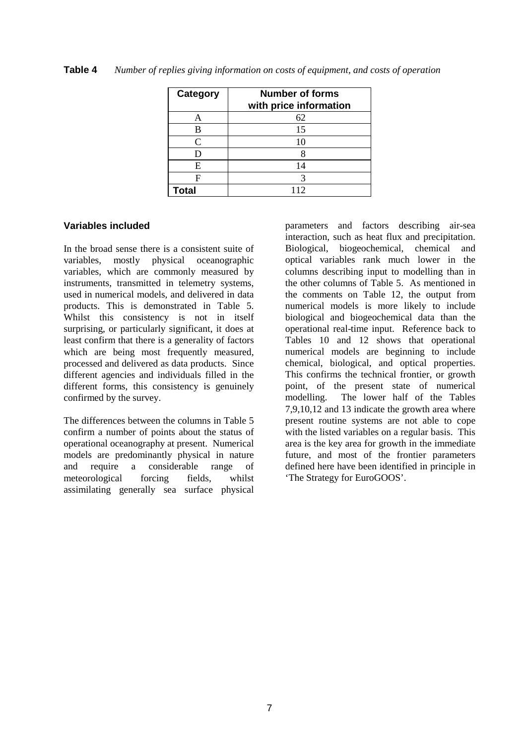**Table 4** *Number of replies giving information on costs of equipment, and costs of operation*

| Category | Number of forms with price information |
|---|---|
| A | 62 |
| B | 15 |
| C | 10 |
| D | 8 |
| E | 14 |
| F | 3 |
| **Total** | 112 |

### Variables included

In the broad sense there is a consistent suite of variables, mostly physical oceanographic variables, which are commonly measured by instruments, transmitted in telemetry systems, used in numerical models, and delivered in data products. This is demonstrated in Table 5. Whilst this consistency is not in itself surprising, or particularly significant, it does at least confirm that there is a generality of factors which are being most frequently measured, processed and delivered as data products. Since different agencies and individuals filled in the different forms, this consistency is genuinely confirmed by the survey.

The differences between the columns in Table 5 confirm a number of points about the status of operational oceanography at present. Numerical models are predominantly physical in nature and require a considerable range of meteorological forcing fields, whilst assimilating generally sea surface physical parameters and factors describing air-sea interaction, such as heat flux and precipitation. Biological, biogeochemical, chemical and optical variables rank much lower in the columns describing input to modelling than in the other columns of Table 5. As mentioned in the comments on Table 12, the output from numerical models is more likely to include biological and biogeochemical data than the operational real-time input. Reference back to Tables 10 and 12 shows that operational numerical models are beginning to include chemical, biological, and optical properties. This confirms the technical frontier, or growth point, of the present state of numerical modelling. The lower half of the Tables 7,9,10,12 and 13 indicate the growth area where present routine systems are not able to cope with the listed variables on a regular basis. This area is the key area for growth in the immediate future, and most of the frontier parameters defined here have been identified in principle in 'The Strategy for EuroGOOS'.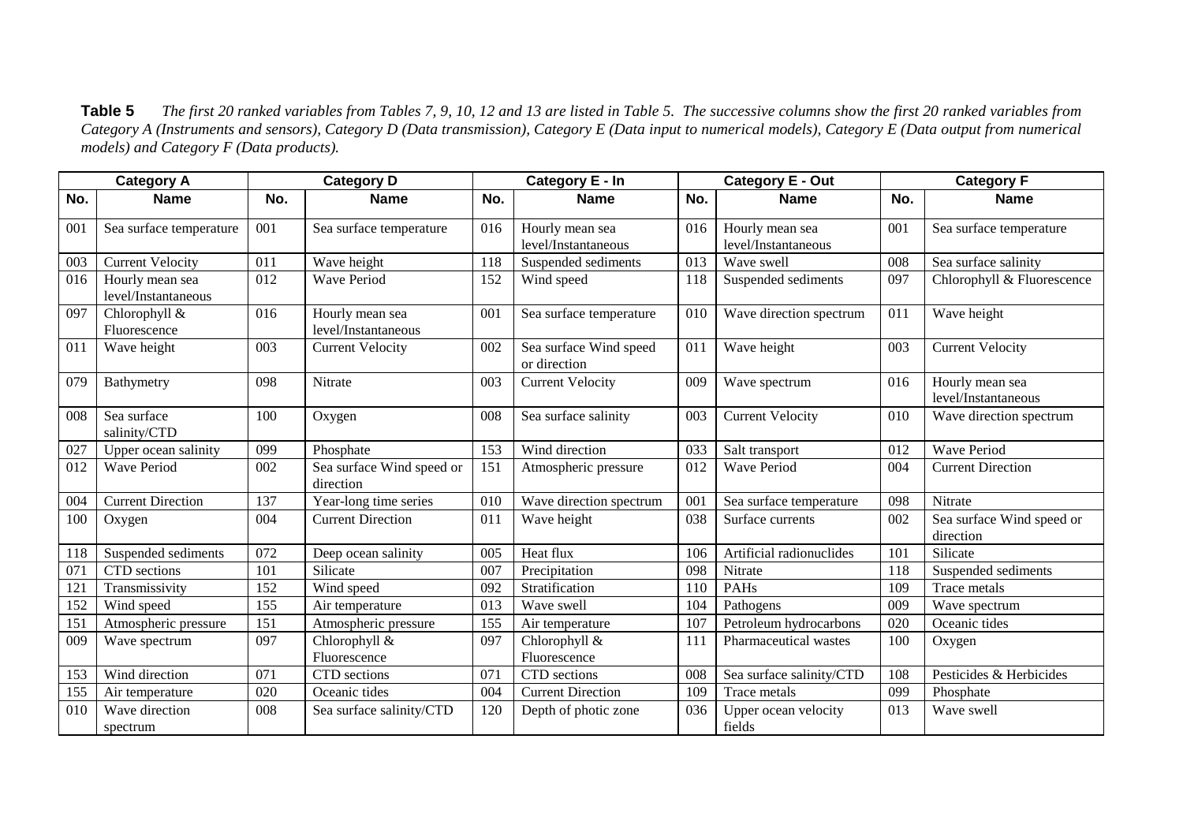**Table 5** *The first 20 ranked variables from Tables 7, 9, 10, 12 and 13 are listed in Table 5. The successive columns show the first 20 ranked variables from Category A (Instruments and sensors), Category D (Data transmission), Category E (Data input to numerical models), Category E (Data output from numerical models) and Category F (Data products).*

| Category A | | Category D | | Category E - In | | Category E - Out | | Category F | |
|---|---|---|---|---|---|---|---|---|---|
| **No.** | **Name** | **No.** | **Name** | **No.** | **Name** | **No.** | **Name** | **No.** | **Name** |
| 001 | Sea surface temperature | 001 | Sea surface temperature | 016 | Hourly mean sea level/Instantaneous | 016 | Hourly mean sea level/Instantaneous | 001 | Sea surface temperature |
| 003 | Current Velocity | 011 | Wave height | 118 | Suspended sediments | 013 | Wave swell | 008 | Sea surface salinity |
| 016 | Hourly mean sea level/Instantaneous | 012 | Wave Period | 152 | Wind speed | 118 | Suspended sediments | 097 | Chlorophyll & Fluorescence |
| 097 | Chlorophyll & Fluorescence | 016 | Hourly mean sea level/Instantaneous | 001 | Sea surface temperature | 010 | Wave direction spectrum | 011 | Wave height |
| 011 | Wave height | 003 | Current Velocity | 002 | Sea surface Wind speed or direction | 011 | Wave height | 003 | Current Velocity |
| 079 | Bathymetry | 098 | Nitrate | 003 | Current Velocity | 009 | Wave spectrum | 016 | Hourly mean sea level/Instantaneous |
| 008 | Sea surface salinity/CTD | 100 | Oxygen | 008 | Sea surface salinity | 003 | Current Velocity | 010 | Wave direction spectrum |
| 027 | Upper ocean salinity | 099 | Phosphate | 153 | Wind direction | 033 | Salt transport | 012 | Wave Period |
| 012 | Wave Period | 002 | Sea surface Wind speed or direction | 151 | Atmospheric pressure | 012 | Wave Period | 004 | Current Direction |
| 004 | Current Direction | 137 | Year-long time series | 010 | Wave direction spectrum | 001 | Sea surface temperature | 098 | Nitrate |
| 100 | Oxygen | 004 | Current Direction | 011 | Wave height | 038 | Surface currents | 002 | Sea surface Wind speed or direction |
| 118 | Suspended sediments | 072 | Deep ocean salinity | 005 | Heat flux | 106 | Artificial radionuclides | 101 | Silicate |
| 071 | CTD sections | 101 | Silicate | 007 | Precipitation | 098 | Nitrate | 118 | Suspended sediments |
| 121 | Transmissivity | 152 | Wind speed | 092 | Stratification | 110 | PAHs | 109 | Trace metals |
| 152 | Wind speed | 155 | Air temperature | 013 | Wave swell | 104 | Pathogens | 009 | Wave spectrum |
| 151 | Atmospheric pressure | 151 | Atmospheric pressure | 155 | Air temperature | 107 | Petroleum hydrocarbons | 020 | Oceanic tides |
| 009 | Wave spectrum | 097 | Chlorophyll & Fluorescence | 097 | Chlorophyll & Fluorescence | 111 | Pharmaceutical wastes | 100 | Oxygen |
| 153 | Wind direction | 071 | CTD sections | 071 | CTD sections | 008 | Sea surface salinity/CTD | 108 | Pesticides & Herbicides |
| 155 | Air temperature | 020 | Oceanic tides | 004 | Current Direction | 109 | Trace metals | 099 | Phosphate |
| 010 | Wave direction spectrum | 008 | Sea surface salinity/CTD | 120 | Depth of photic zone | 036 | Upper ocean velocity fields | 013 | Wave swell |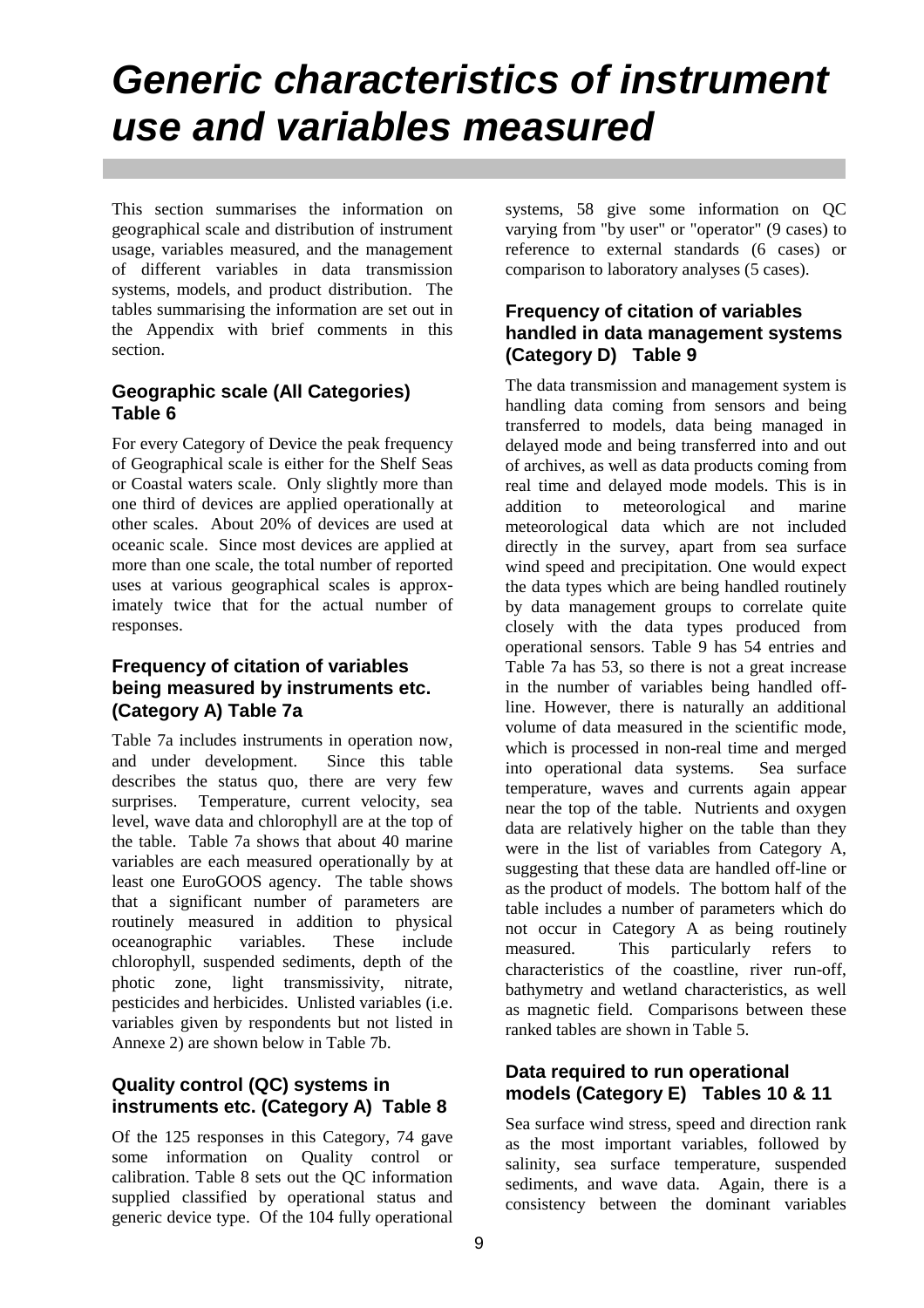# Generic characteristics of instrument use and variables measured

This section summarises the information on geographical scale and distribution of instrument usage, variables measured, and the management of different variables in data transmission systems, models, and product distribution. The tables summarising the information are set out in the Appendix with brief comments in this section.

## Geographic scale (All Categories) Table 6

For every Category of Device the peak frequency of Geographical scale is either for the Shelf Seas or Coastal waters scale. Only slightly more than one third of devices are applied operationally at other scales. About 20% of devices are used at oceanic scale. Since most devices are applied at more than one scale, the total number of reported uses at various geographical scales is approximately twice that for the actual number of responses.

## Frequency of citation of variables being measured by instruments etc. (Category A) Table 7a

Table 7a includes instruments in operation now, and under development. Since this table describes the status quo, there are very few surprises. Temperature, current velocity, sea level, wave data and chlorophyll are at the top of the table. Table 7a shows that about 40 marine variables are each measured operationally by at least one EuroGOOS agency. The table shows that a significant number of parameters are routinely measured in addition to physical oceanographic variables. These include chlorophyll, suspended sediments, depth of the photic zone, light transmissivity, nitrate, pesticides and herbicides. Unlisted variables (i.e. variables given by respondents but not listed in Annexe 2) are shown below in Table 7b.

## Quality control (QC) systems in instruments etc. (Category A) Table 8

Of the 125 responses in this Category, 74 gave some information on Quality control or calibration. Table 8 sets out the QC information supplied classified by operational status and generic device type. Of the 104 fully operational systems, 58 give some information on QC varying from "by user" or "operator" (9 cases) to reference to external standards (6 cases) or comparison to laboratory analyses (5 cases).

## Frequency of citation of variables handled in data management systems (Category D) Table 9

The data transmission and management system is handling data coming from sensors and being transferred to models, data being managed in delayed mode and being transferred into and out of archives, as well as data products coming from real time and delayed mode models. This is in addition to meteorological and marine meteorological data which are not included directly in the survey, apart from sea surface wind speed and precipitation. One would expect the data types which are being handled routinely by data management groups to correlate quite closely with the data types produced from operational sensors. Table 9 has 54 entries and Table 7a has 53, so there is not a great increase in the number of variables being handled off-line. However, there is naturally an additional volume of data measured in the scientific mode, which is processed in non-real time and merged into operational data systems. Sea surface temperature, waves and currents again appear near the top of the table. Nutrients and oxygen data are relatively higher on the table than they were in the list of variables from Category A, suggesting that these data are handled off-line or as the product of models. The bottom half of the table includes a number of parameters which do not occur in Category A as being routinely measured. This particularly refers to characteristics of the coastline, river run-off, bathymetry and wetland characteristics, as well as magnetic field. Comparisons between these ranked tables are shown in Table 5.

## Data required to run operational models (Category E) Tables 10 & 11

Sea surface wind stress, speed and direction rank as the most important variables, followed by salinity, sea surface temperature, suspended sediments, and wave data. Again, there is a consistency between the dominant variables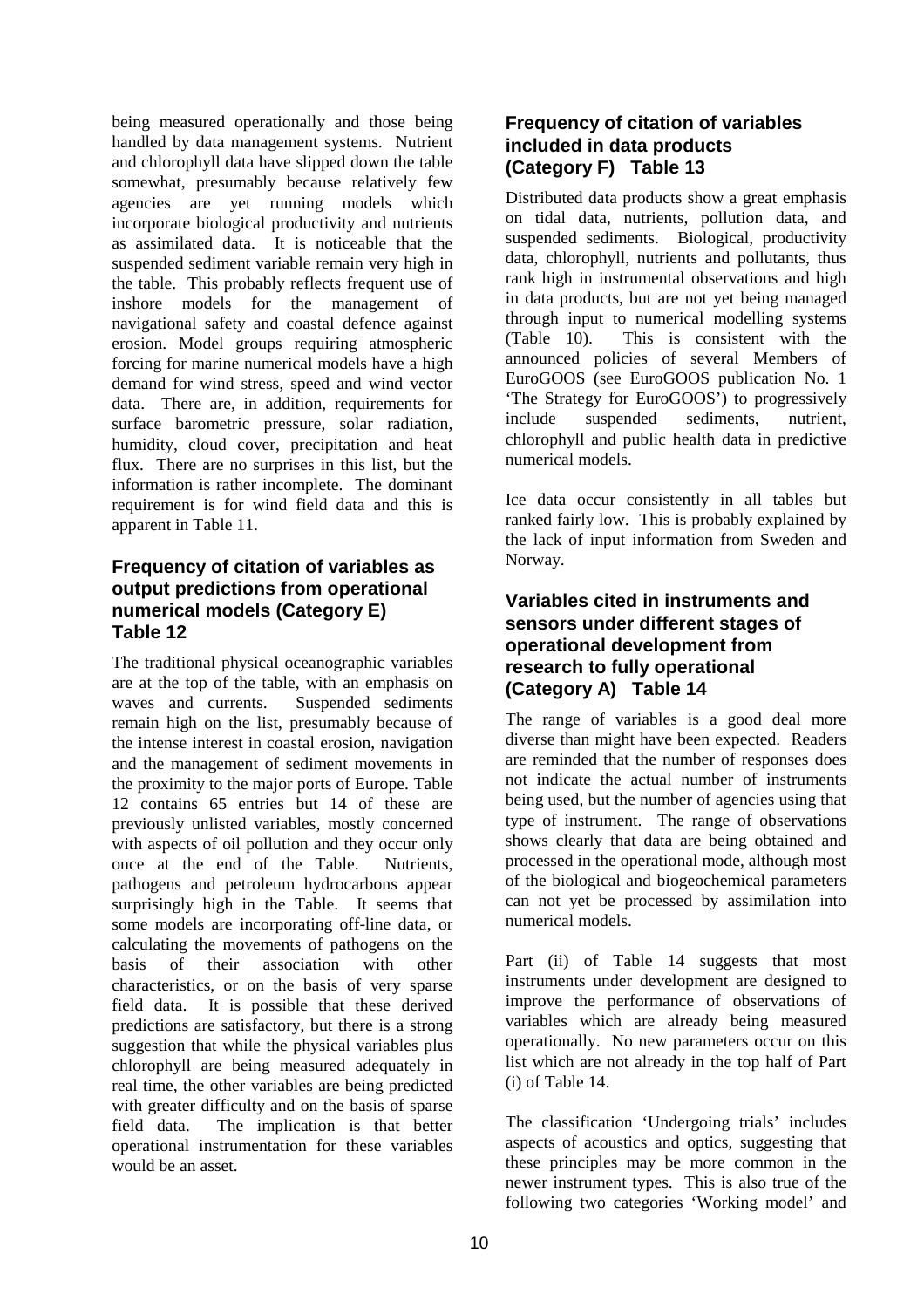being measured operationally and those being handled by data management systems. Nutrient and chlorophyll data have slipped down the table somewhat, presumably because relatively few agencies are yet running models which incorporate biological productivity and nutrients as assimilated data. It is noticeable that the suspended sediment variable remain very high in the table. This probably reflects frequent use of inshore models for the management of navigational safety and coastal defence against erosion. Model groups requiring atmospheric forcing for marine numerical models have a high demand for wind stress, speed and wind vector data. There are, in addition, requirements for surface barometric pressure, solar radiation, humidity, cloud cover, precipitation and heat flux. There are no surprises in this list, but the information is rather incomplete. The dominant requirement is for wind field data and this is apparent in Table 11.

### Frequency of citation of variables as output predictions from operational numerical models (Category E) Table 12

The traditional physical oceanographic variables are at the top of the table, with an emphasis on waves and currents. Suspended sediments remain high on the list, presumably because of the intense interest in coastal erosion, navigation and the management of sediment movements in the proximity to the major ports of Europe. Table 12 contains 65 entries but 14 of these are previously unlisted variables, mostly concerned with aspects of oil pollution and they occur only once at the end of the Table. Nutrients, pathogens and petroleum hydrocarbons appear surprisingly high in the Table. It seems that some models are incorporating off-line data, or calculating the movements of pathogens on the basis of their association with other characteristics, or on the basis of very sparse field data. It is possible that these derived predictions are satisfactory, but there is a strong suggestion that while the physical variables plus chlorophyll are being measured adequately in real time, the other variables are being predicted with greater difficulty and on the basis of sparse field data. The implication is that better operational instrumentation for these variables would be an asset.

### Frequency of citation of variables included in data products (Category F) Table 13

Distributed data products show a great emphasis on tidal data, nutrients, pollution data, and suspended sediments. Biological, productivity data, chlorophyll, nutrients and pollutants, thus rank high in instrumental observations and high in data products, but are not yet being managed through input to numerical modelling systems (Table 10). This is consistent with the announced policies of several Members of EuroGOOS (see EuroGOOS publication No. 1 'The Strategy for EuroGOOS') to progressively include suspended sediments, nutrient, chlorophyll and public health data in predictive numerical models.

Ice data occur consistently in all tables but ranked fairly low. This is probably explained by the lack of input information from Sweden and Norway.

### Variables cited in instruments and sensors under different stages of operational development from research to fully operational (Category A) Table 14

The range of variables is a good deal more diverse than might have been expected. Readers are reminded that the number of responses does not indicate the actual number of instruments being used, but the number of agencies using that type of instrument. The range of observations shows clearly that data are being obtained and processed in the operational mode, although most of the biological and biogeochemical parameters can not yet be processed by assimilation into numerical models.

Part (ii) of Table 14 suggests that most instruments under development are designed to improve the performance of observations of variables which are already being measured operationally. No new parameters occur on this list which are not already in the top half of Part (i) of Table 14.

The classification 'Undergoing trials' includes aspects of acoustics and optics, suggesting that these principles may be more common in the newer instrument types. This is also true of the following two categories 'Working model' and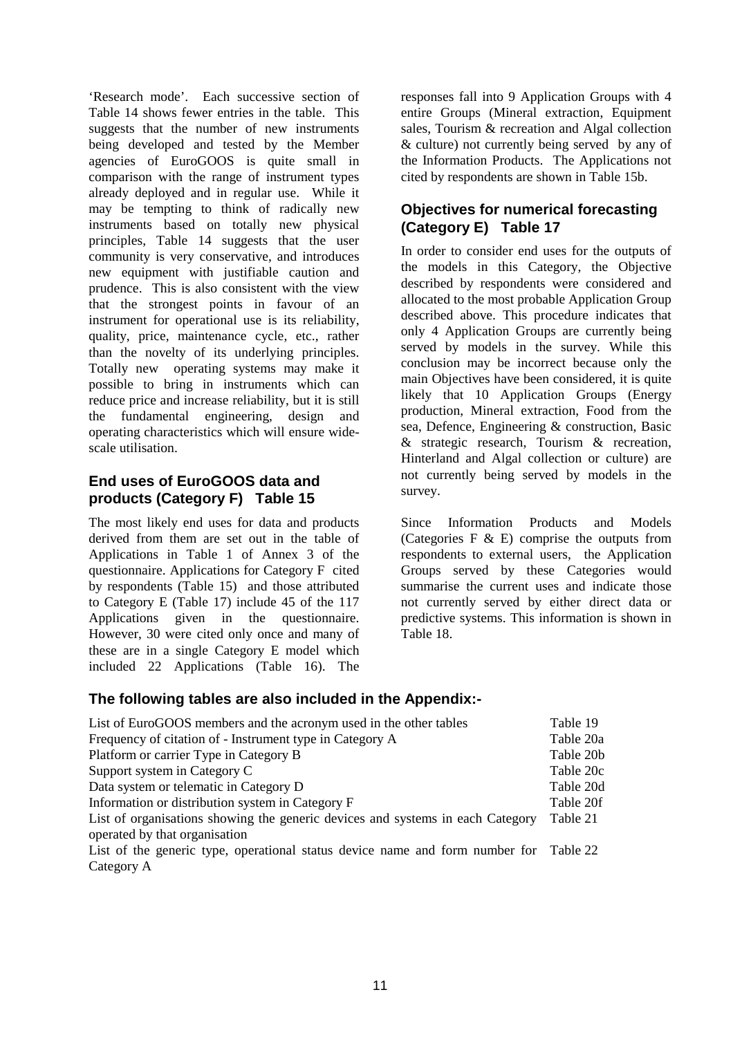'Research mode'. Each successive section of Table 14 shows fewer entries in the table. This suggests that the number of new instruments being developed and tested by the Member agencies of EuroGOOS is quite small in comparison with the range of instrument types already deployed and in regular use. While it may be tempting to think of radically new instruments based on totally new physical principles, Table 14 suggests that the user community is very conservative, and introduces new equipment with justifiable caution and prudence. This is also consistent with the view that the strongest points in favour of an instrument for operational use is its reliability, quality, price, maintenance cycle, etc., rather than the novelty of its underlying principles. Totally new operating systems may make it possible to bring in instruments which can reduce price and increase reliability, but it is still the fundamental engineering, design and operating characteristics which will ensure wide-scale utilisation.

### End uses of EuroGOOS data and products (Category F) Table 15

The most likely end uses for data and products derived from them are set out in the table of Applications in Table 1 of Annex 3 of the questionnaire. Applications for Category F cited by respondents (Table 15) and those attributed to Category E (Table 17) include 45 of the 117 Applications given in the questionnaire. However, 30 were cited only once and many of these are in a single Category E model which included 22 Applications (Table 16). The responses fall into 9 Application Groups with 4 entire Groups (Mineral extraction, Equipment sales, Tourism & recreation and Algal collection & culture) not currently being served by any of the Information Products. The Applications not cited by respondents are shown in Table 15b.

### Objectives for numerical forecasting (Category E) Table 17

In order to consider end uses for the outputs of the models in this Category, the Objective described by respondents were considered and allocated to the most probable Application Group described above. This procedure indicates that only 4 Application Groups are currently being served by models in the survey. While this conclusion may be incorrect because only the main Objectives have been considered, it is quite likely that 10 Application Groups (Energy production, Mineral extraction, Food from the sea, Defence, Engineering & construction, Basic & strategic research, Tourism & recreation, Hinterland and Algal collection or culture) are not currently being served by models in the survey.

Since Information Products and Models (Categories F & E) comprise the outputs from respondents to external users, the Application Groups served by these Categories would summarise the current uses and indicate those not currently served by either direct data or predictive systems. This information is shown in Table 18.

### The following tables are also included in the Appendix:-

| | |
|---|---|
| List of EuroGOOS members and the acronym used in the other tables | Table 19 |
| Frequency of citation of - Instrument type in Category A | Table 20a |
| Platform or carrier Type in Category B | Table 20b |
| Support system in Category C | Table 20c |
| Data system or telematic in Category D | Table 20d |
| Information or distribution system in Category F | Table 20f |
| List of organisations showing the generic devices and systems in each Category operated by that organisation | Table 21 |
| List of the generic type, operational status device name and form number for Category A | Table 22 |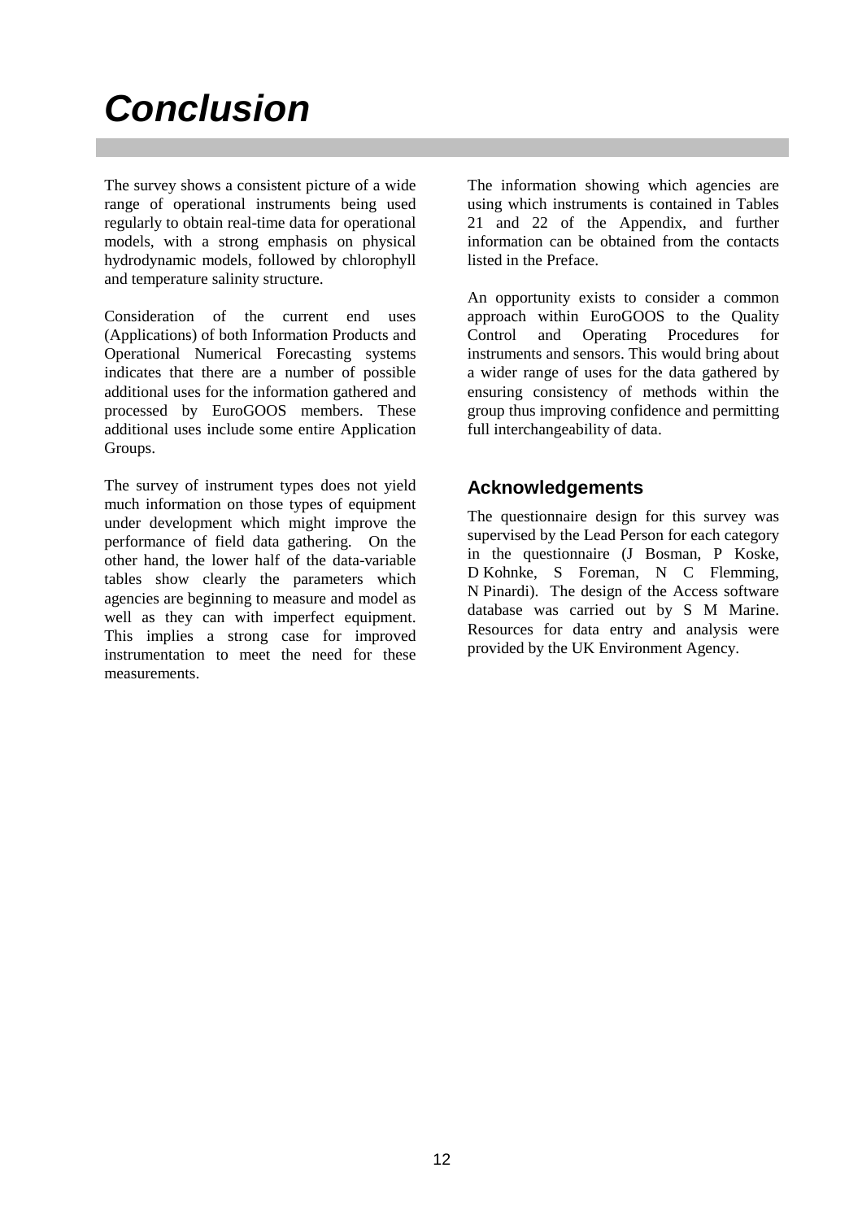# *Conclusion*

The survey shows a consistent picture of a wide range of operational instruments being used regularly to obtain real-time data for operational models, with a strong emphasis on physical hydrodynamic models, followed by chlorophyll and temperature salinity structure.

Consideration of the current end uses (Applications) of both Information Products and Operational Numerical Forecasting systems indicates that there are a number of possible additional uses for the information gathered and processed by EuroGOOS members. These additional uses include some entire Application Groups.

The survey of instrument types does not yield much information on those types of equipment under development which might improve the performance of field data gathering. On the other hand, the lower half of the data-variable tables show clearly the parameters which agencies are beginning to measure and model as well as they can with imperfect equipment. This implies a strong case for improved instrumentation to meet the need for these measurements.

The information showing which agencies are using which instruments is contained in Tables 21 and 22 of the Appendix, and further information can be obtained from the contacts listed in the Preface.

An opportunity exists to consider a common approach within EuroGOOS to the Quality Control and Operating Procedures for instruments and sensors. This would bring about a wider range of uses for the data gathered by ensuring consistency of methods within the group thus improving confidence and permitting full interchangeability of data.

## Acknowledgements

The questionnaire design for this survey was supervised by the Lead Person for each category in the questionnaire (J Bosman, P Koske, D Kohnke, S Foreman, N C Flemming, N Pinardi). The design of the Access software database was carried out by S M Marine. Resources for data entry and analysis were provided by the UK Environment Agency.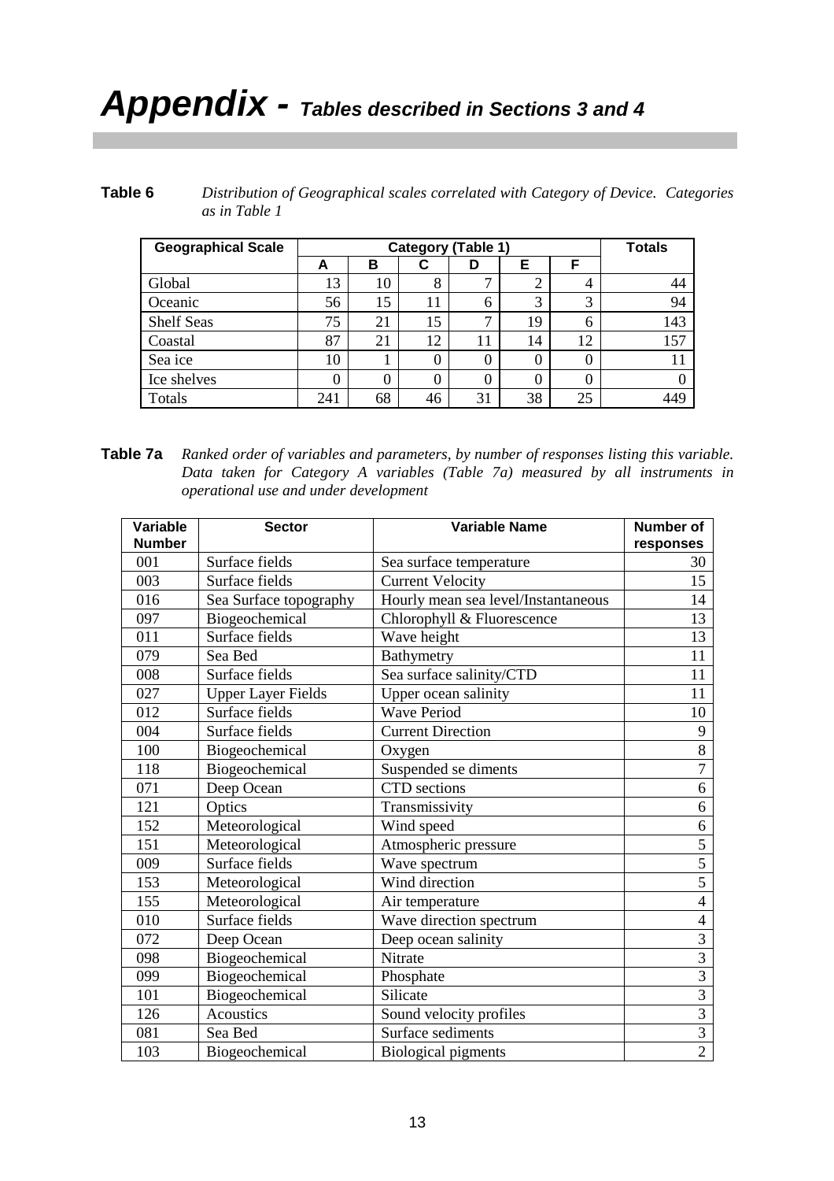# *Appendix - Tables described in Sections 3 and 4*

**Table 6** *Distribution of Geographical scales correlated with Category of Device. Categories as in Table 1*

| Geographical Scale | Category (Table 1) | | | | | | Totals |
|---|---|---|---|---|---|---|---|
| | A | B | C | D | E | F | |
| Global | 13 | 10 | 8 | 7 | 2 | 4 | 44 |
| Oceanic | 56 | 15 | 11 | 6 | 3 | 3 | 94 |
| Shelf Seas | 75 | 21 | 15 | 7 | 19 | 6 | 143 |
| Coastal | 87 | 21 | 12 | 11 | 14 | 12 | 157 |
| Sea ice | 10 | 1 | 0 | 0 | 0 | 0 | 11 |
| Ice shelves | 0 | 0 | 0 | 0 | 0 | 0 | 0 |
| Totals | 241 | 68 | 46 | 31 | 38 | 25 | 449 |

**Table 7a** *Ranked order of variables and parameters, by number of responses listing this variable. Data taken for Category A variables (Table 7a) measured by all instruments in operational use and under development*

| Variable Number | Sector | Variable Name | Number of responses |
|---|---|---|---|
| 001 | Surface fields | Sea surface temperature | 30 |
| 003 | Surface fields | Current Velocity | 15 |
| 016 | Sea Surface topography | Hourly mean sea level/Instantaneous | 14 |
| 097 | Biogeochemical | Chlorophyll & Fluorescence | 13 |
| 011 | Surface fields | Wave height | 13 |
| 079 | Sea Bed | Bathymetry | 11 |
| 008 | Surface fields | Sea surface salinity/CTD | 11 |
| 027 | Upper Layer Fields | Upper ocean salinity | 11 |
| 012 | Surface fields | Wave Period | 10 |
| 004 | Surface fields | Current Direction | 9 |
| 100 | Biogeochemical | Oxygen | 8 |
| 118 | Biogeochemical | Suspended se diments | 7 |
| 071 | Deep Ocean | CTD sections | 6 |
| 121 | Optics | Transmissivity | 6 |
| 152 | Meteorological | Wind speed | 6 |
| 151 | Meteorological | Atmospheric pressure | 5 |
| 009 | Surface fields | Wave spectrum | 5 |
| 153 | Meteorological | Wind direction | 5 |
| 155 | Meteorological | Air temperature | 4 |
| 010 | Surface fields | Wave direction spectrum | 4 |
| 072 | Deep Ocean | Deep ocean salinity | 3 |
| 098 | Biogeochemical | Nitrate | 3 |
| 099 | Biogeochemical | Phosphate | 3 |
| 101 | Biogeochemical | Silicate | 3 |
| 126 | Acoustics | Sound velocity profiles | 3 |
| 081 | Sea Bed | Surface sediments | 3 |
| 103 | Biogeochemical | Biological pigments | 2 |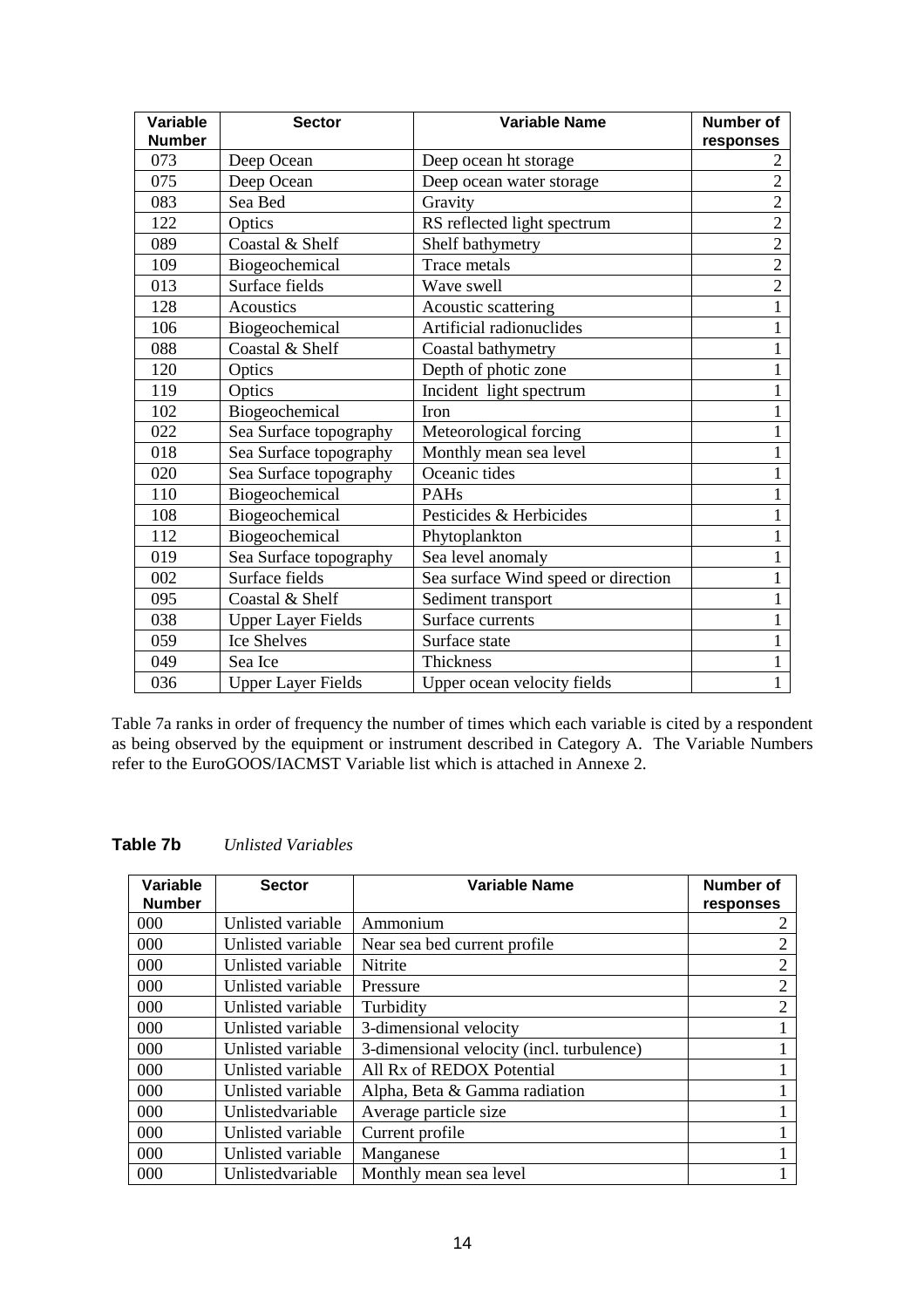| Variable Number | Sector | Variable Name | Number of responses |
|---|---|---|---|
| 073 | Deep Ocean | Deep ocean ht storage | 2 |
| 075 | Deep Ocean | Deep ocean water storage | 2 |
| 083 | Sea Bed | Gravity | 2 |
| 122 | Optics | RS reflected light spectrum | 2 |
| 089 | Coastal & Shelf | Shelf bathymetry | 2 |
| 109 | Biogeochemical | Trace metals | 2 |
| 013 | Surface fields | Wave swell | 2 |
| 128 | Acoustics | Acoustic scattering | 1 |
| 106 | Biogeochemical | Artificial radionuclides | 1 |
| 088 | Coastal & Shelf | Coastal bathymetry | 1 |
| 120 | Optics | Depth of photic zone | 1 |
| 119 | Optics | Incident light spectrum | 1 |
| 102 | Biogeochemical | Iron | 1 |
| 022 | Sea Surface topography | Meteorological forcing | 1 |
| 018 | Sea Surface topography | Monthly mean sea level | 1 |
| 020 | Sea Surface topography | Oceanic tides | 1 |
| 110 | Biogeochemical | PAHs | 1 |
| 108 | Biogeochemical | Pesticides & Herbicides | 1 |
| 112 | Biogeochemical | Phytoplankton | 1 |
| 019 | Sea Surface topography | Sea level anomaly | 1 |
| 002 | Surface fields | Sea surface Wind speed or direction | 1 |
| 095 | Coastal & Shelf | Sediment transport | 1 |
| 038 | Upper Layer Fields | Surface currents | 1 |
| 059 | Ice Shelves | Surface state | 1 |
| 049 | Sea Ice | Thickness | 1 |
| 036 | Upper Layer Fields | Upper ocean velocity fields | 1 |

Table 7a ranks in order of frequency the number of times which each variable is cited by a respondent as being observed by the equipment or instrument described in Category A. The Variable Numbers refer to the EuroGOOS/IACMST Variable list which is attached in Annexe 2.

**Table 7b** *Unlisted Variables*

| Variable Number | Sector | Variable Name | Number of responses |
|---|---|---|---|
| 000 | Unlisted variable | Ammonium | 2 |
| 000 | Unlisted variable | Near sea bed current profile | 2 |
| 000 | Unlisted variable | Nitrite | 2 |
| 000 | Unlisted variable | Pressure | 2 |
| 000 | Unlisted variable | Turbidity | 2 |
| 000 | Unlisted variable | 3-dimensional velocity | 1 |
| 000 | Unlisted variable | 3-dimensional velocity (incl. turbulence) | 1 |
| 000 | Unlisted variable | All Rx of REDOX Potential | 1 |
| 000 | Unlisted variable | Alpha, Beta & Gamma radiation | 1 |
| 000 | Unlistedvariable | Average particle size | 1 |
| 000 | Unlisted variable | Current profile | 1 |
| 000 | Unlisted variable | Manganese | 1 |
| 000 | Unlistedvariable | Monthly mean sea level | 1 |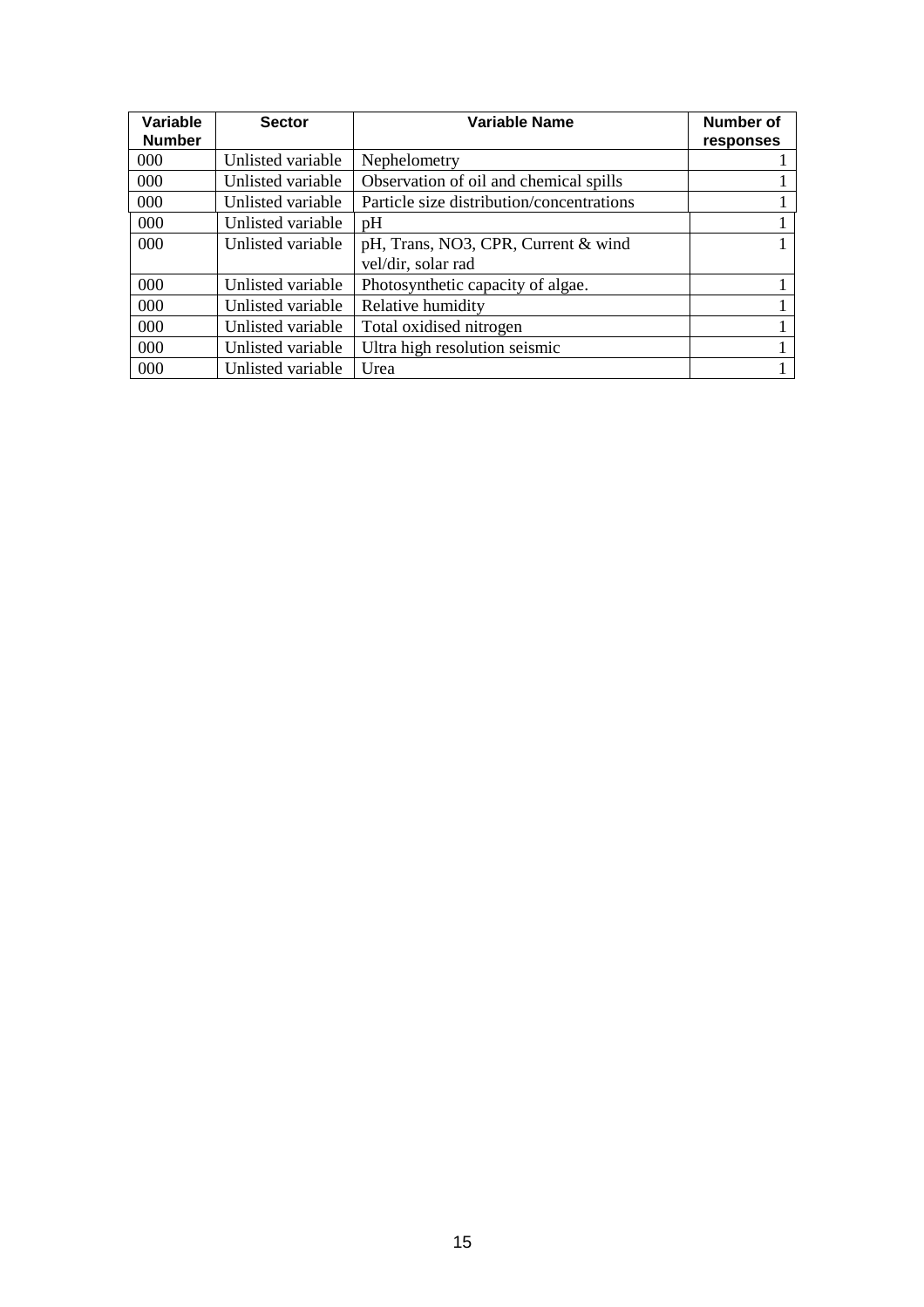| Variable Number | Sector | Variable Name | Number of responses |
|---|---|---|---|
| 000 | Unlisted variable | Nephelometry | 1 |
| 000 | Unlisted variable | Observation of oil and chemical spills | 1 |
| 000 | Unlisted variable | Particle size distribution/concentrations | 1 |
| 000 | Unlisted variable | pH | 1 |
| 000 | Unlisted variable | pH, Trans, NO3, CPR, Current & wind vel/dir, solar rad | 1 |
| 000 | Unlisted variable | Photosynthetic capacity of algae. | 1 |
| 000 | Unlisted variable | Relative humidity | 1 |
| 000 | Unlisted variable | Total oxidised nitrogen | 1 |
| 000 | Unlisted variable | Ultra high resolution seismic | 1 |
| 000 | Unlisted variable | Urea | 1 |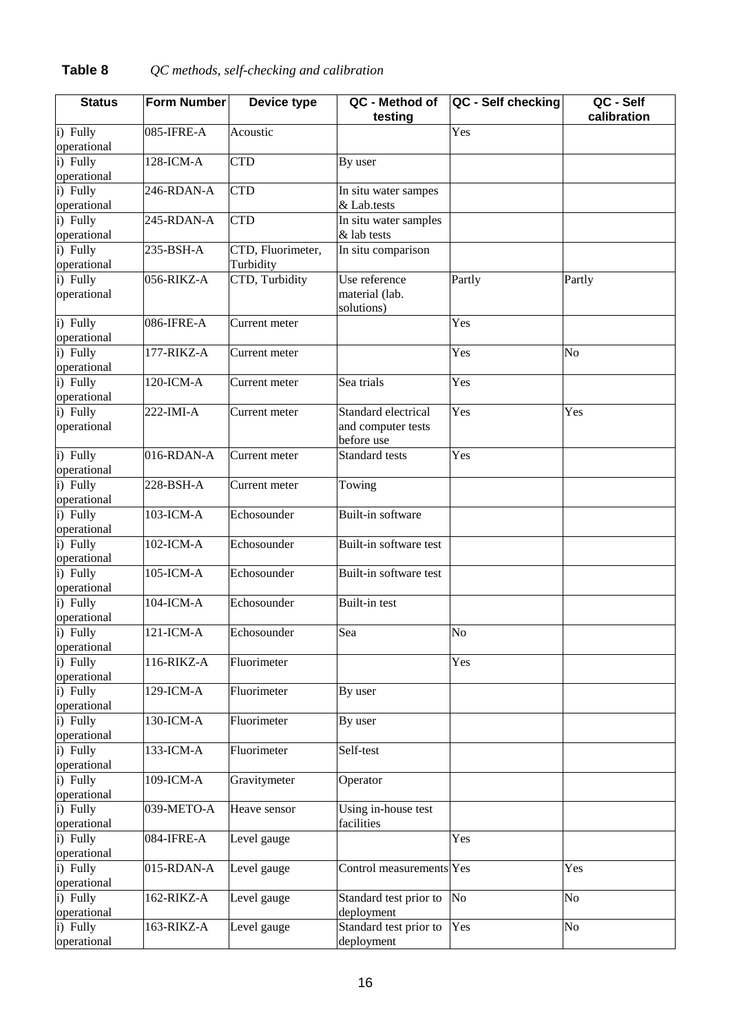**Table 8** *QC methods, self-checking and calibration*

| Status | Form Number | Device type | QC - Method of testing | QC - Self checking | QC - Self calibration |
|---|---|---|---|---|---|
| i) Fully operational | 085-IFRE-A | Acoustic | | Yes | |
| i) Fully operational | 128-ICM-A | CTD | By user | | |
| i) Fully operational | 246-RDAN-A | CTD | In situ water sampes & Lab.tests | | |
| i) Fully operational | 245-RDAN-A | CTD | In situ water samples & lab tests | | |
| i) Fully operational | 235-BSH-A | CTD, Fluorimeter, Turbidity | In situ comparison | | |
| i) Fully operational | 056-RIKZ-A | CTD, Turbidity | Use reference material (lab. solutions) | Partly | Partly |
| i) Fully operational | 086-IFRE-A | Current meter | | Yes | |
| i) Fully operational | 177-RIKZ-A | Current meter | | Yes | No |
| i) Fully operational | 120-ICM-A | Current meter | Sea trials | Yes | |
| i) Fully operational | 222-IMI-A | Current meter | Standard electrical and computer tests before use | Yes | Yes |
| i) Fully operational | 016-RDAN-A | Current meter | Standard tests | Yes | |
| i) Fully operational | 228-BSH-A | Current meter | Towing | | |
| i) Fully operational | 103-ICM-A | Echosounder | Built-in software | | |
| i) Fully operational | 102-ICM-A | Echosounder | Built-in software test | | |
| i) Fully operational | 105-ICM-A | Echosounder | Built-in software test | | |
| i) Fully operational | 104-ICM-A | Echosounder | Built-in test | | |
| i) Fully operational | 121-ICM-A | Echosounder | Sea | No | |
| i) Fully operational | 116-RIKZ-A | Fluorimeter | | Yes | |
| i) Fully operational | 129-ICM-A | Fluorimeter | By user | | |
| i) Fully operational | 130-ICM-A | Fluorimeter | By user | | |
| i) Fully operational | 133-ICM-A | Fluorimeter | Self-test | | |
| i) Fully operational | 109-ICM-A | Gravitymeter | Operator | | |
| i) Fully operational | 039-METO-A | Heave sensor | Using in-house test facilities | | |
| i) Fully operational | 084-IFRE-A | Level gauge | | Yes | |
| i) Fully operational | 015-RDAN-A | Level gauge | Control measurements | Yes | Yes |
| i) Fully operational | 162-RIKZ-A | Level gauge | Standard test prior to deployment | No | No |
| i) Fully operational | 163-RIKZ-A | Level gauge | Standard test prior to deployment | Yes | No |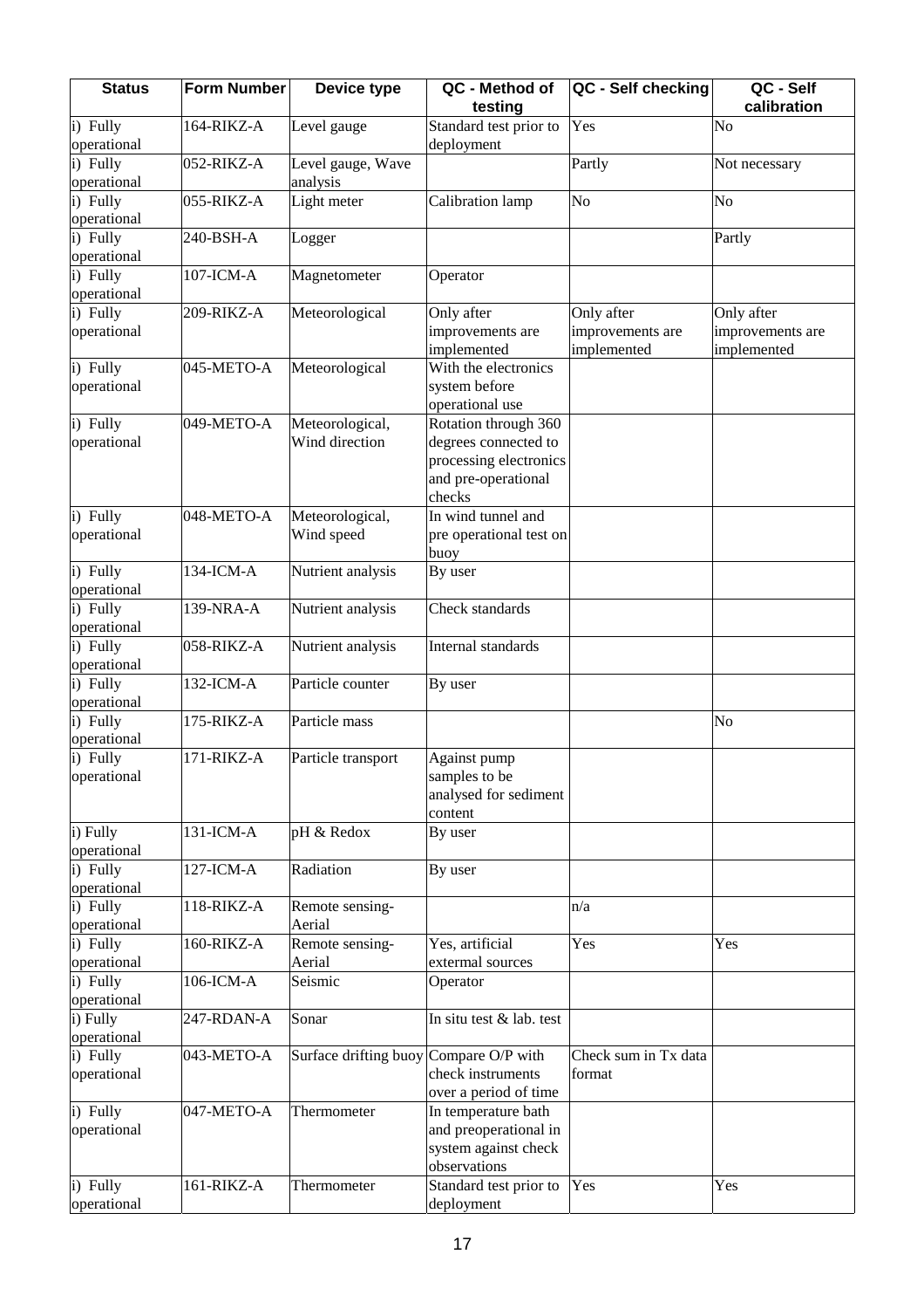| Status | Form Number | Device type | QC - Method of testing | QC - Self checking | QC - Self calibration |
|---|---|---|---|---|---|
| i) Fully operational | 164-RIKZ-A | Level gauge | Standard test prior to deployment | Yes | No |
| i) Fully operational | 052-RIKZ-A | Level gauge, Wave analysis | | Partly | Not necessary |
| i) Fully operational | 055-RIKZ-A | Light meter | Calibration lamp | No | No |
| i) Fully operational | 240-BSH-A | Logger | | | Partly |
| i) Fully operational | 107-ICM-A | Magnetometer | Operator | | |
| i) Fully operational | 209-RIKZ-A | Meteorological | Only after improvements are implemented | Only after improvements are implemented | Only after improvements are implemented |
| i) Fully operational | 045-METO-A | Meteorological | With the electronics system before operational use | | |
| i) Fully operational | 049-METO-A | Meteorological, Wind direction | Rotation through 360 degrees connected to processing electronics and pre-operational checks | | |
| i) Fully operational | 048-METO-A | Meteorological, Wind speed | In wind tunnel and pre operational test on buoy | | |
| i) Fully operational | 134-ICM-A | Nutrient analysis | By user | | |
| i) Fully operational | 139-NRA-A | Nutrient analysis | Check standards | | |
| i) Fully operational | 058-RIKZ-A | Nutrient analysis | Internal standards | | |
| i) Fully operational | 132-ICM-A | Particle counter | By user | | |
| i) Fully operational | 175-RIKZ-A | Particle mass | | | No |
| i) Fully operational | 171-RIKZ-A | Particle transport | Against pump samples to be analysed for sediment content | | |
| i) Fully operational | 131-ICM-A | pH & Redox | By user | | |
| i) Fully operational | 127-ICM-A | Radiation | By user | | |
| i) Fully operational | 118-RIKZ-A | Remote sensing-Aerial | | n/a | |
| i) Fully operational | 160-RIKZ-A | Remote sensing-Aerial | Yes, artificial extermal sources | Yes | Yes |
| i) Fully operational | 106-ICM-A | Seismic | Operator | | |
| i) Fully operational | 247-RDAN-A | Sonar | In situ test & lab. test | | |
| i) Fully operational | 043-METO-A | Surface drifting buoy | Compare O/P with check instruments over a period of time | Check sum in Tx data format | |
| i) Fully operational | 047-METO-A | Thermometer | In temperature bath and preoperational in system against check observations | | |
| i) Fully operational | 161-RIKZ-A | Thermometer | Standard test prior to deployment | Yes | Yes |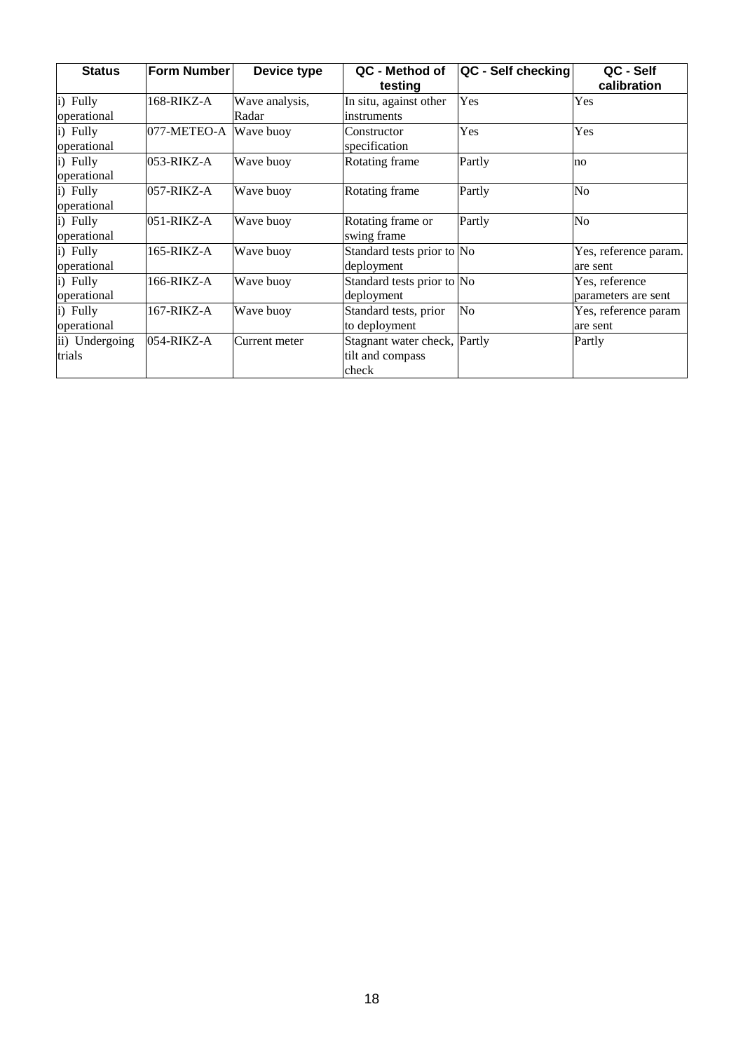| Status | Form Number | Device type | QC - Method of testing | QC - Self checking | QC - Self calibration |
|---|---|---|---|---|---|
| i) Fully operational | 168-RIKZ-A | Wave analysis, Radar | In situ, against other instruments | Yes | Yes |
| i) Fully operational | 077-METEO-A | Wave buoy | Constructor specification | Yes | Yes |
| i) Fully operational | 053-RIKZ-A | Wave buoy | Rotating frame | Partly | no |
| i) Fully operational | 057-RIKZ-A | Wave buoy | Rotating frame | Partly | No |
| i) Fully operational | 051-RIKZ-A | Wave buoy | Rotating frame or swing frame | Partly | No |
| i) Fully operational | 165-RIKZ-A | Wave buoy | Standard tests prior to deployment | No | Yes, reference param. are sent |
| i) Fully operational | 166-RIKZ-A | Wave buoy | Standard tests prior to deployment | No | Yes, reference parameters are sent |
| i) Fully operational | 167-RIKZ-A | Wave buoy | Standard tests, prior to deployment | No | Yes, reference param are sent |
| ii) Undergoing trials | 054-RIKZ-A | Current meter | Stagnant water check, tilt and compass check | Partly | Partly |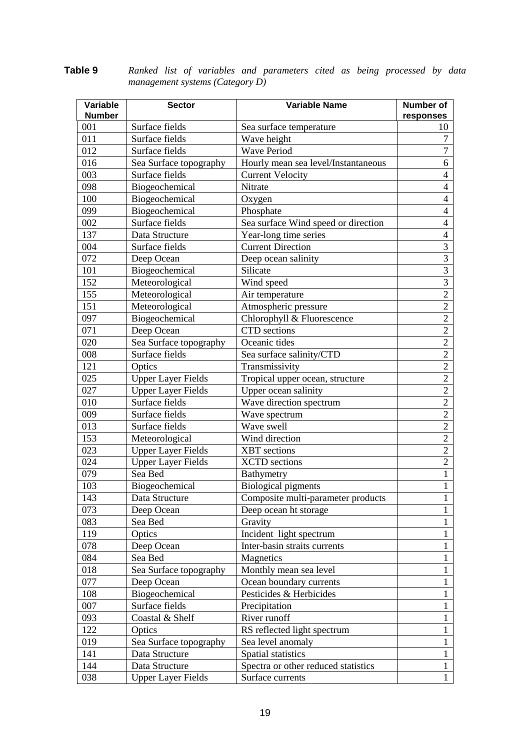**Table 9** *Ranked list of variables and parameters cited as being processed by data management systems (Category D)*

| Variable Number | Sector | Variable Name | Number of responses |
|---|---|---|---|
| 001 | Surface fields | Sea surface temperature | 10 |
| 011 | Surface fields | Wave height | 7 |
| 012 | Surface fields | Wave Period | 7 |
| 016 | Sea Surface topography | Hourly mean sea level/Instantaneous | 6 |
| 003 | Surface fields | Current Velocity | 4 |
| 098 | Biogeochemical | Nitrate | 4 |
| 100 | Biogeochemical | Oxygen | 4 |
| 099 | Biogeochemical | Phosphate | 4 |
| 002 | Surface fields | Sea surface Wind speed or direction | 4 |
| 137 | Data Structure | Year-long time series | 4 |
| 004 | Surface fields | Current Direction | 3 |
| 072 | Deep Ocean | Deep ocean salinity | 3 |
| 101 | Biogeochemical | Silicate | 3 |
| 152 | Meteorological | Wind speed | 3 |
| 155 | Meteorological | Air temperature | 2 |
| 151 | Meteorological | Atmospheric pressure | 2 |
| 097 | Biogeochemical | Chlorophyll & Fluorescence | 2 |
| 071 | Deep Ocean | CTD sections | 2 |
| 020 | Sea Surface topography | Oceanic tides | 2 |
| 008 | Surface fields | Sea surface salinity/CTD | 2 |
| 121 | Optics | Transmissivity | 2 |
| 025 | Upper Layer Fields | Tropical upper ocean, structure | 2 |
| 027 | Upper Layer Fields | Upper ocean salinity | 2 |
| 010 | Surface fields | Wave direction spectrum | 2 |
| 009 | Surface fields | Wave spectrum | 2 |
| 013 | Surface fields | Wave swell | 2 |
| 153 | Meteorological | Wind direction | 2 |
| 023 | Upper Layer Fields | XBT sections | 2 |
| 024 | Upper Layer Fields | XCTD sections | 2 |
| 079 | Sea Bed | Bathymetry | 1 |
| 103 | Biogeochemical | Biological pigments | 1 |
| 143 | Data Structure | Composite multi-parameter products | 1 |
| 073 | Deep Ocean | Deep ocean ht storage | 1 |
| 083 | Sea Bed | Gravity | 1 |
| 119 | Optics | Incident light spectrum | 1 |
| 078 | Deep Ocean | Inter-basin straits currents | 1 |
| 084 | Sea Bed | Magnetics | 1 |
| 018 | Sea Surface topography | Monthly mean sea level | 1 |
| 077 | Deep Ocean | Ocean boundary currents | 1 |
| 108 | Biogeochemical | Pesticides & Herbicides | 1 |
| 007 | Surface fields | Precipitation | 1 |
| 093 | Coastal & Shelf | River runoff | 1 |
| 122 | Optics | RS reflected light spectrum | 1 |
| 019 | Sea Surface topography | Sea level anomaly | 1 |
| 141 | Data Structure | Spatial statistics | 1 |
| 144 | Data Structure | Spectra or other reduced statistics | 1 |
| 038 | Upper Layer Fields | Surface currents | 1 |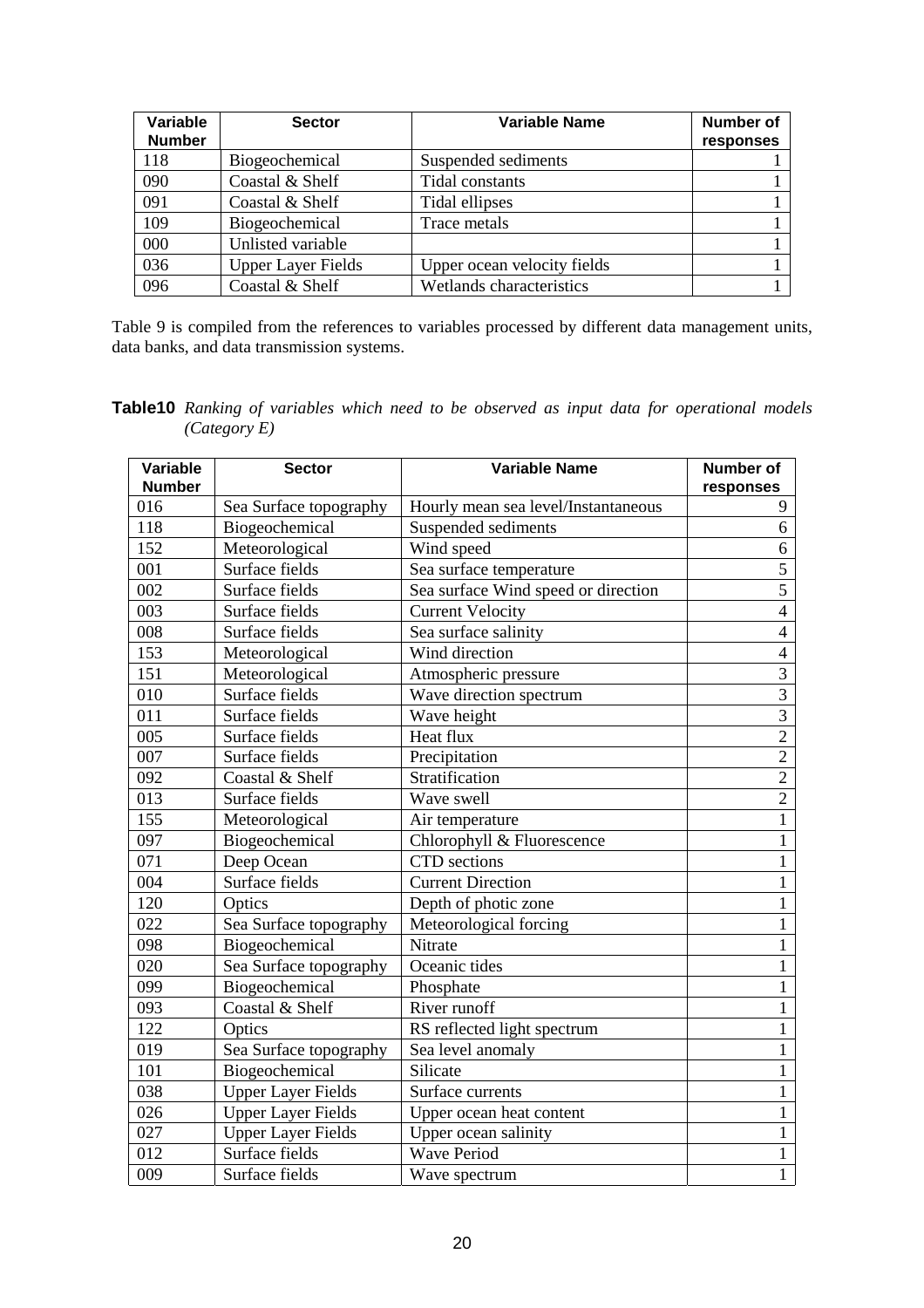| Variable Number | Sector | Variable Name | Number of responses |
|---|---|---|---|
| 118 | Biogeochemical | Suspended sediments | 1 |
| 090 | Coastal & Shelf | Tidal constants | 1 |
| 091 | Coastal & Shelf | Tidal ellipses | 1 |
| 109 | Biogeochemical | Trace metals | 1 |
| 000 | Unlisted variable | | 1 |
| 036 | Upper Layer Fields | Upper ocean velocity fields | 1 |
| 096 | Coastal & Shelf | Wetlands characteristics | 1 |

Table 9 is compiled from the references to variables processed by different data management units, data banks, and data transmission systems.

**Table10** *Ranking of variables which need to be observed as input data for operational models (Category E)*

| Variable Number | Sector | Variable Name | Number of responses |
|---|---|---|---|
| 016 | Sea Surface topography | Hourly mean sea level/Instantaneous | 9 |
| 118 | Biogeochemical | Suspended sediments | 6 |
| 152 | Meteorological | Wind speed | 6 |
| 001 | Surface fields | Sea surface temperature | 5 |
| 002 | Surface fields | Sea surface Wind speed or direction | 5 |
| 003 | Surface fields | Current Velocity | 4 |
| 008 | Surface fields | Sea surface salinity | 4 |
| 153 | Meteorological | Wind direction | 4 |
| 151 | Meteorological | Atmospheric pressure | 3 |
| 010 | Surface fields | Wave direction spectrum | 3 |
| 011 | Surface fields | Wave height | 3 |
| 005 | Surface fields | Heat flux | 2 |
| 007 | Surface fields | Precipitation | 2 |
| 092 | Coastal & Shelf | Stratification | 2 |
| 013 | Surface fields | Wave swell | 2 |
| 155 | Meteorological | Air temperature | 1 |
| 097 | Biogeochemical | Chlorophyll & Fluorescence | 1 |
| 071 | Deep Ocean | CTD sections | 1 |
| 004 | Surface fields | Current Direction | 1 |
| 120 | Optics | Depth of photic zone | 1 |
| 022 | Sea Surface topography | Meteorological forcing | 1 |
| 098 | Biogeochemical | Nitrate | 1 |
| 020 | Sea Surface topography | Oceanic tides | 1 |
| 099 | Biogeochemical | Phosphate | 1 |
| 093 | Coastal & Shelf | River runoff | 1 |
| 122 | Optics | RS reflected light spectrum | 1 |
| 019 | Sea Surface topography | Sea level anomaly | 1 |
| 101 | Biogeochemical | Silicate | 1 |
| 038 | Upper Layer Fields | Surface currents | 1 |
| 026 | Upper Layer Fields | Upper ocean heat content | 1 |
| 027 | Upper Layer Fields | Upper ocean salinity | 1 |
| 012 | Surface fields | Wave Period | 1 |
| 009 | Surface fields | Wave spectrum | 1 |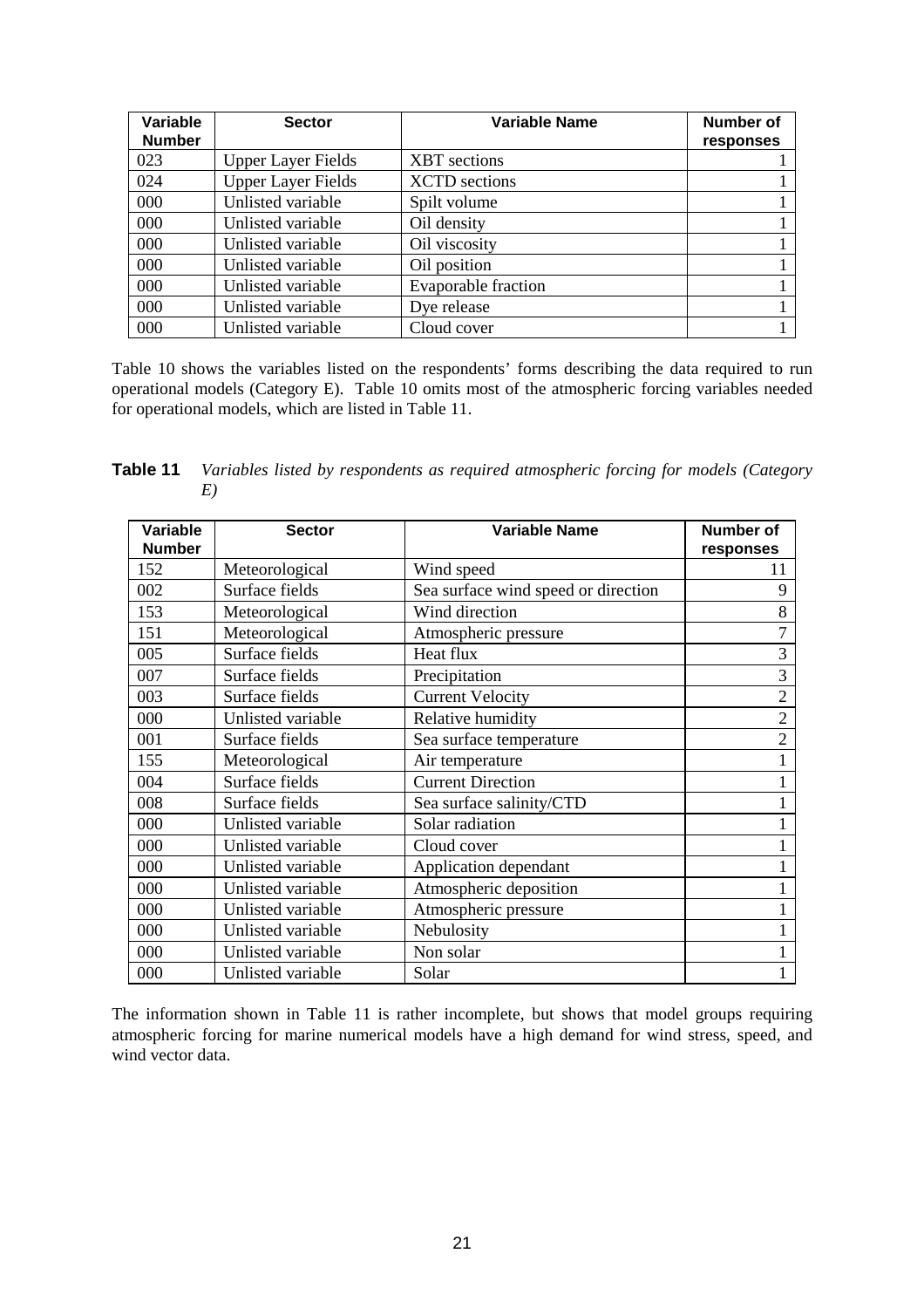| Variable Number | Sector | Variable Name | Number of responses |
|---|---|---|---|
| 023 | Upper Layer Fields | XBT sections | 1 |
| 024 | Upper Layer Fields | XCTD sections | 1 |
| 000 | Unlisted variable | Spilt volume | 1 |
| 000 | Unlisted variable | Oil density | 1 |
| 000 | Unlisted variable | Oil viscosity | 1 |
| 000 | Unlisted variable | Oil position | 1 |
| 000 | Unlisted variable | Evaporable fraction | 1 |
| 000 | Unlisted variable | Dye release | 1 |
| 000 | Unlisted variable | Cloud cover | 1 |

Table 10 shows the variables listed on the respondents' forms describing the data required to run operational models (Category E). Table 10 omits most of the atmospheric forcing variables needed for operational models, which are listed in Table 11.

**Table 11** *Variables listed by respondents as required atmospheric forcing for models (Category E)*

| Variable Number | Sector | Variable Name | Number of responses |
|---|---|---|---|
| 152 | Meteorological | Wind speed | 11 |
| 002 | Surface fields | Sea surface wind speed or direction | 9 |
| 153 | Meteorological | Wind direction | 8 |
| 151 | Meteorological | Atmospheric pressure | 7 |
| 005 | Surface fields | Heat flux | 3 |
| 007 | Surface fields | Precipitation | 3 |
| 003 | Surface fields | Current Velocity | 2 |
| 000 | Unlisted variable | Relative humidity | 2 |
| 001 | Surface fields | Sea surface temperature | 2 |
| 155 | Meteorological | Air temperature | 1 |
| 004 | Surface fields | Current Direction | 1 |
| 008 | Surface fields | Sea surface salinity/CTD | 1 |
| 000 | Unlisted variable | Solar radiation | 1 |
| 000 | Unlisted variable | Cloud cover | 1 |
| 000 | Unlisted variable | Application dependant | 1 |
| 000 | Unlisted variable | Atmospheric deposition | 1 |
| 000 | Unlisted variable | Atmospheric pressure | 1 |
| 000 | Unlisted variable | Nebulosity | 1 |
| 000 | Unlisted variable | Non solar | 1 |
| 000 | Unlisted variable | Solar | 1 |

The information shown in Table 11 is rather incomplete, but shows that model groups requiring atmospheric forcing for marine numerical models have a high demand for wind stress, speed, and wind vector data.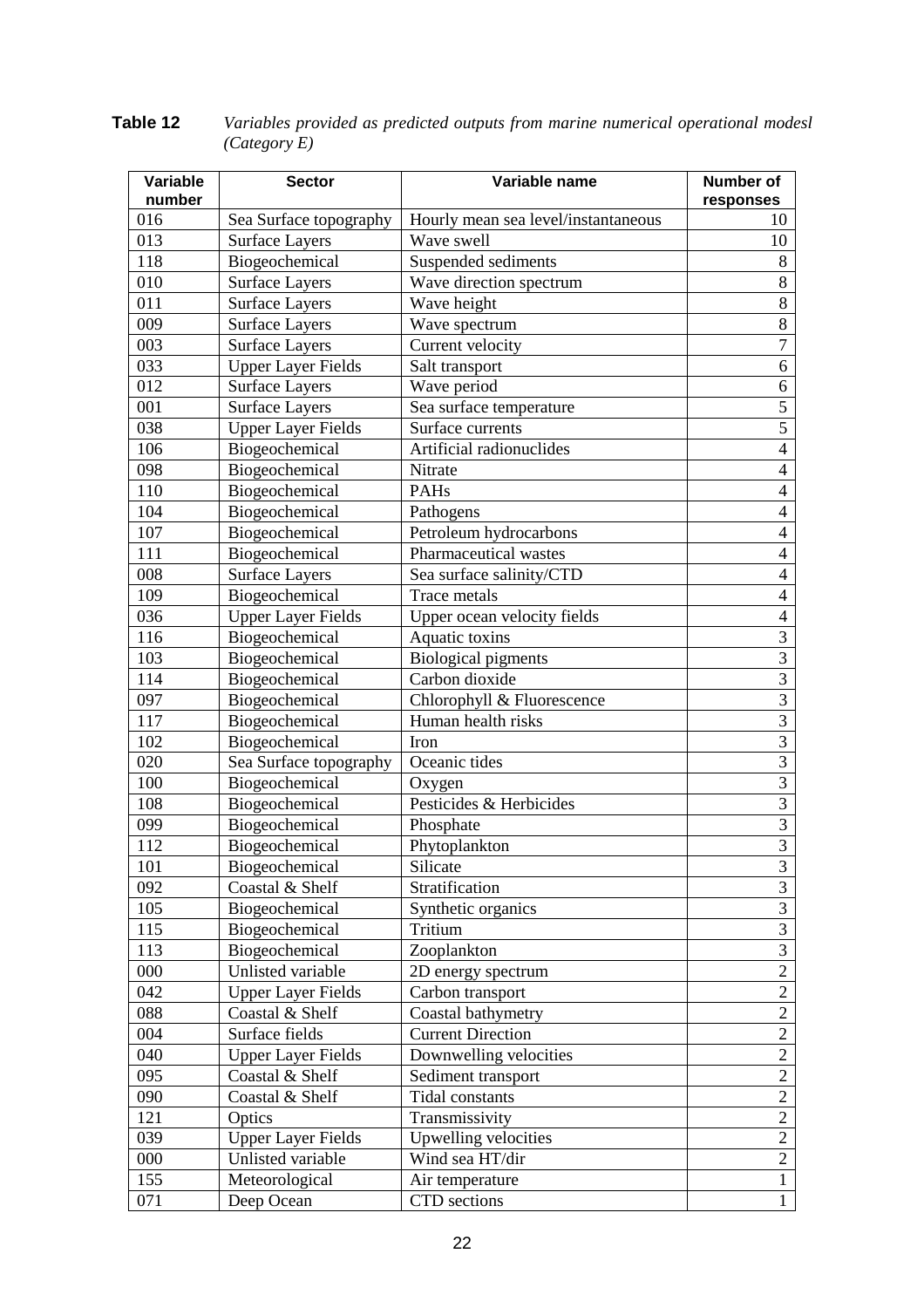**Table 12** *Variables provided as predicted outputs from marine numerical operational modesl (Category E)*

| Variable number | Sector | Variable name | Number of responses |
|---|---|---|---|
| 016 | Sea Surface topography | Hourly mean sea level/instantaneous | 10 |
| 013 | Surface Layers | Wave swell | 10 |
| 118 | Biogeochemical | Suspended sediments | 8 |
| 010 | Surface Layers | Wave direction spectrum | 8 |
| 011 | Surface Layers | Wave height | 8 |
| 009 | Surface Layers | Wave spectrum | 8 |
| 003 | Surface Layers | Current velocity | 7 |
| 033 | Upper Layer Fields | Salt transport | 6 |
| 012 | Surface Layers | Wave period | 6 |
| 001 | Surface Layers | Sea surface temperature | 5 |
| 038 | Upper Layer Fields | Surface currents | 5 |
| 106 | Biogeochemical | Artificial radionuclides | 4 |
| 098 | Biogeochemical | Nitrate | 4 |
| 110 | Biogeochemical | PAHs | 4 |
| 104 | Biogeochemical | Pathogens | 4 |
| 107 | Biogeochemical | Petroleum hydrocarbons | 4 |
| 111 | Biogeochemical | Pharmaceutical wastes | 4 |
| 008 | Surface Layers | Sea surface salinity/CTD | 4 |
| 109 | Biogeochemical | Trace metals | 4 |
| 036 | Upper Layer Fields | Upper ocean velocity fields | 4 |
| 116 | Biogeochemical | Aquatic toxins | 3 |
| 103 | Biogeochemical | Biological pigments | 3 |
| 114 | Biogeochemical | Carbon dioxide | 3 |
| 097 | Biogeochemical | Chlorophyll & Fluorescence | 3 |
| 117 | Biogeochemical | Human health risks | 3 |
| 102 | Biogeochemical | Iron | 3 |
| 020 | Sea Surface topography | Oceanic tides | 3 |
| 100 | Biogeochemical | Oxygen | 3 |
| 108 | Biogeochemical | Pesticides & Herbicides | 3 |
| 099 | Biogeochemical | Phosphate | 3 |
| 112 | Biogeochemical | Phytoplankton | 3 |
| 101 | Biogeochemical | Silicate | 3 |
| 092 | Coastal & Shelf | Stratification | 3 |
| 105 | Biogeochemical | Synthetic organics | 3 |
| 115 | Biogeochemical | Tritium | 3 |
| 113 | Biogeochemical | Zooplankton | 3 |
| 000 | Unlisted variable | 2D energy spectrum | 2 |
| 042 | Upper Layer Fields | Carbon transport | 2 |
| 088 | Coastal & Shelf | Coastal bathymetry | 2 |
| 004 | Surface fields | Current Direction | 2 |
| 040 | Upper Layer Fields | Downwelling velocities | 2 |
| 095 | Coastal & Shelf | Sediment transport | 2 |
| 090 | Coastal & Shelf | Tidal constants | 2 |
| 121 | Optics | Transmissivity | 2 |
| 039 | Upper Layer Fields | Upwelling velocities | 2 |
| 000 | Unlisted variable | Wind sea HT/dir | 2 |
| 155 | Meteorological | Air temperature | 1 |
| 071 | Deep Ocean | CTD sections | 1 |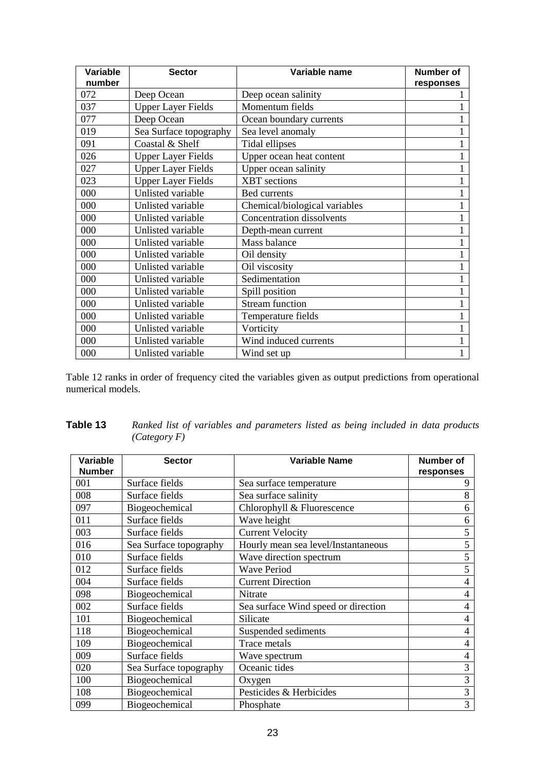| Variable number | Sector | Variable name | Number of responses |
|---|---|---|---|
| 072 | Deep Ocean | Deep ocean salinity | 1 |
| 037 | Upper Layer Fields | Momentum fields | 1 |
| 077 | Deep Ocean | Ocean boundary currents | 1 |
| 019 | Sea Surface topography | Sea level anomaly | 1 |
| 091 | Coastal & Shelf | Tidal ellipses | 1 |
| 026 | Upper Layer Fields | Upper ocean heat content | 1 |
| 027 | Upper Layer Fields | Upper ocean salinity | 1 |
| 023 | Upper Layer Fields | XBT sections | 1 |
| 000 | Unlisted variable | Bed currents | 1 |
| 000 | Unlisted variable | Chemical/biological variables | 1 |
| 000 | Unlisted variable | Concentration dissolvents | 1 |
| 000 | Unlisted variable | Depth-mean current | 1 |
| 000 | Unlisted variable | Mass balance | 1 |
| 000 | Unlisted variable | Oil density | 1 |
| 000 | Unlisted variable | Oil viscosity | 1 |
| 000 | Unlisted variable | Sedimentation | 1 |
| 000 | Unlisted variable | Spill position | 1 |
| 000 | Unlisted variable | Stream function | 1 |
| 000 | Unlisted variable | Temperature fields | 1 |
| 000 | Unlisted variable | Vorticity | 1 |
| 000 | Unlisted variable | Wind induced currents | 1 |
| 000 | Unlisted variable | Wind set up | 1 |

Table 12 ranks in order of frequency cited the variables given as output predictions from operational numerical models.

**Table 13** *Ranked list of variables and parameters listed as being included in data products (Category F)*

| Variable Number | Sector | Variable Name | Number of responses |
|---|---|---|---|
| 001 | Surface fields | Sea surface temperature | 9 |
| 008 | Surface fields | Sea surface salinity | 8 |
| 097 | Biogeochemical | Chlorophyll & Fluorescence | 6 |
| 011 | Surface fields | Wave height | 6 |
| 003 | Surface fields | Current Velocity | 5 |
| 016 | Sea Surface topography | Hourly mean sea level/Instantaneous | 5 |
| 010 | Surface fields | Wave direction spectrum | 5 |
| 012 | Surface fields | Wave Period | 5 |
| 004 | Surface fields | Current Direction | 4 |
| 098 | Biogeochemical | Nitrate | 4 |
| 002 | Surface fields | Sea surface Wind speed or direction | 4 |
| 101 | Biogeochemical | Silicate | 4 |
| 118 | Biogeochemical | Suspended sediments | 4 |
| 109 | Biogeochemical | Trace metals | 4 |
| 009 | Surface fields | Wave spectrum | 4 |
| 020 | Sea Surface topography | Oceanic tides | 3 |
| 100 | Biogeochemical | Oxygen | 3 |
| 108 | Biogeochemical | Pesticides & Herbicides | 3 |
| 099 | Biogeochemical | Phosphate | 3 |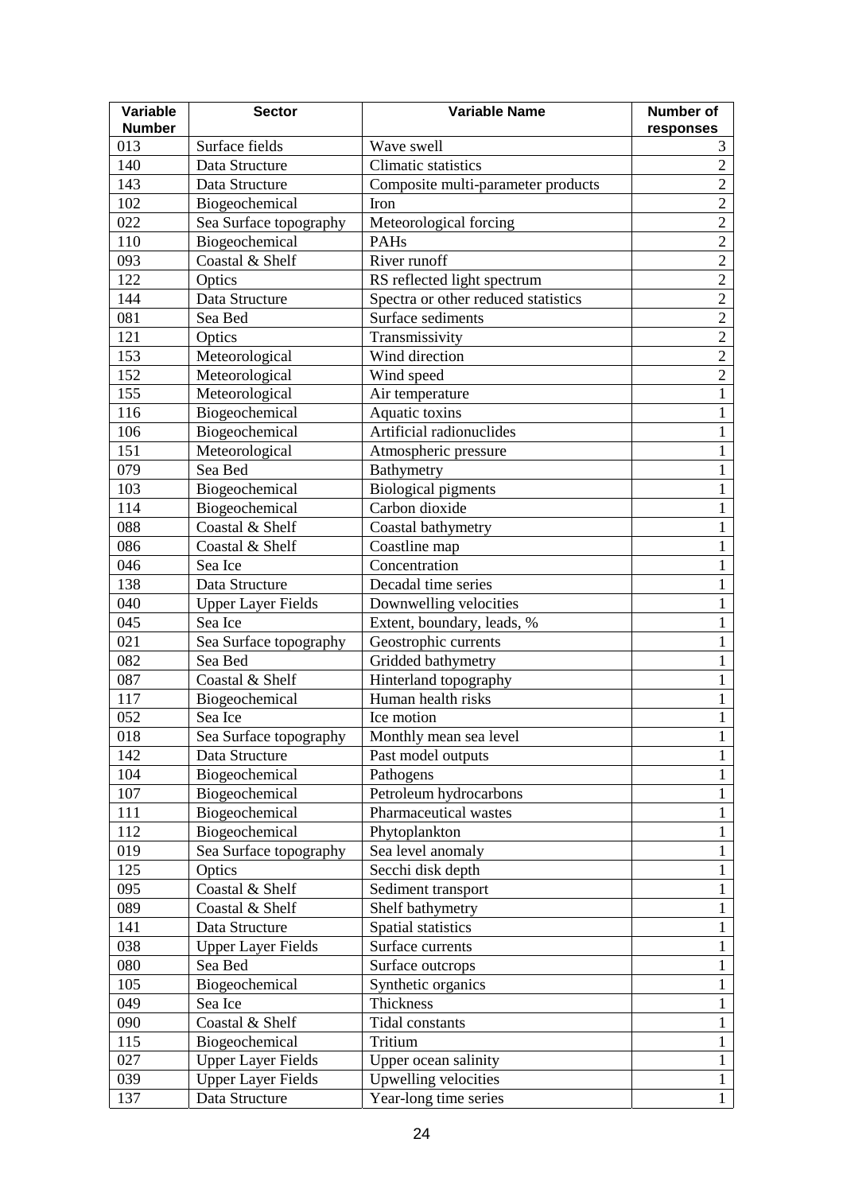| Variable Number | Sector | Variable Name | Number of responses |
|---|---|---|---|
| 013 | Surface fields | Wave swell | 3 |
| 140 | Data Structure | Climatic statistics | 2 |
| 143 | Data Structure | Composite multi-parameter products | 2 |
| 102 | Biogeochemical | Iron | 2 |
| 022 | Sea Surface topography | Meteorological forcing | 2 |
| 110 | Biogeochemical | PAHs | 2 |
| 093 | Coastal & Shelf | River runoff | 2 |
| 122 | Optics | RS reflected light spectrum | 2 |
| 144 | Data Structure | Spectra or other reduced statistics | 2 |
| 081 | Sea Bed | Surface sediments | 2 |
| 121 | Optics | Transmissivity | 2 |
| 153 | Meteorological | Wind direction | 2 |
| 152 | Meteorological | Wind speed | 2 |
| 155 | Meteorological | Air temperature | 1 |
| 116 | Biogeochemical | Aquatic toxins | 1 |
| 106 | Biogeochemical | Artificial radionuclides | 1 |
| 151 | Meteorological | Atmospheric pressure | 1 |
| 079 | Sea Bed | Bathymetry | 1 |
| 103 | Biogeochemical | Biological pigments | 1 |
| 114 | Biogeochemical | Carbon dioxide | 1 |
| 088 | Coastal & Shelf | Coastal bathymetry | 1 |
| 086 | Coastal & Shelf | Coastline map | 1 |
| 046 | Sea Ice | Concentration | 1 |
| 138 | Data Structure | Decadal time series | 1 |
| 040 | Upper Layer Fields | Downwelling velocities | 1 |
| 045 | Sea Ice | Extent, boundary, leads, % | 1 |
| 021 | Sea Surface topography | Geostrophic currents | 1 |
| 082 | Sea Bed | Gridded bathymetry | 1 |
| 087 | Coastal & Shelf | Hinterland topography | 1 |
| 117 | Biogeochemical | Human health risks | 1 |
| 052 | Sea Ice | Ice motion | 1 |
| 018 | Sea Surface topography | Monthly mean sea level | 1 |
| 142 | Data Structure | Past model outputs | 1 |
| 104 | Biogeochemical | Pathogens | 1 |
| 107 | Biogeochemical | Petroleum hydrocarbons | 1 |
| 111 | Biogeochemical | Pharmaceutical wastes | 1 |
| 112 | Biogeochemical | Phytoplankton | 1 |
| 019 | Sea Surface topography | Sea level anomaly | 1 |
| 125 | Optics | Secchi disk depth | 1 |
| 095 | Coastal & Shelf | Sediment transport | 1 |
| 089 | Coastal & Shelf | Shelf bathymetry | 1 |
| 141 | Data Structure | Spatial statistics | 1 |
| 038 | Upper Layer Fields | Surface currents | 1 |
| 080 | Sea Bed | Surface outcrops | 1 |
| 105 | Biogeochemical | Synthetic organics | 1 |
| 049 | Sea Ice | Thickness | 1 |
| 090 | Coastal & Shelf | Tidal constants | 1 |
| 115 | Biogeochemical | Tritium | 1 |
| 027 | Upper Layer Fields | Upper ocean salinity | 1 |
| 039 | Upper Layer Fields | Upwelling velocities | 1 |
| 137 | Data Structure | Year-long time series | 1 |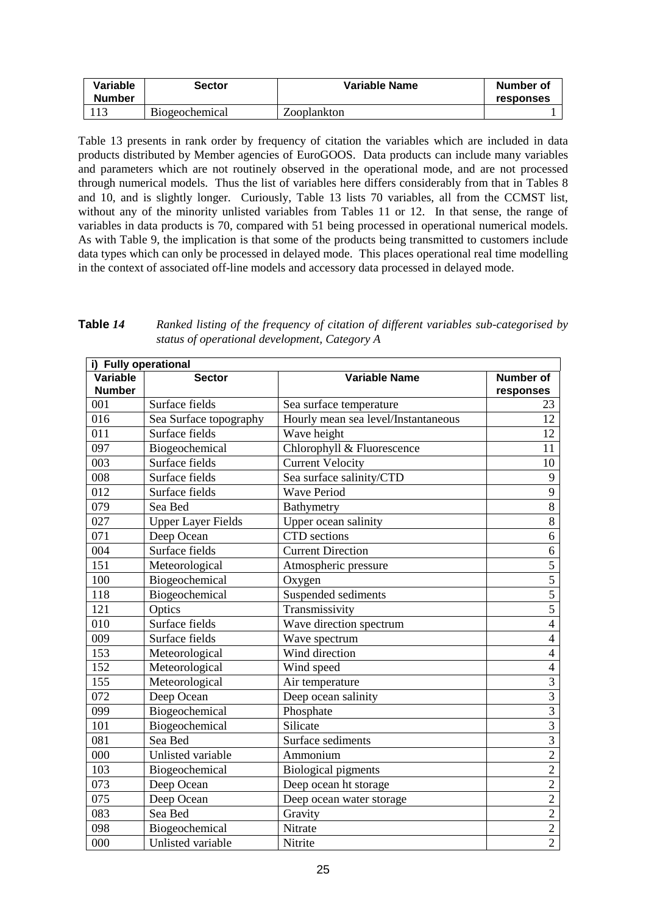| Variable Number | Sector | Variable Name | Number of responses |
|---|---|---|---|
| 113 | Biogeochemical | Zooplankton | 1 |

Table 13 presents in rank order by frequency of citation the variables which are included in data products distributed by Member agencies of EuroGOOS. Data products can include many variables and parameters which are not routinely observed in the operational mode, and are not processed through numerical models. Thus the list of variables here differs considerably from that in Tables 8 and 10, and is slightly longer. Curiously, Table 13 lists 70 variables, all from the CCMST list, without any of the minority unlisted variables from Tables 11 or 12. In that sense, the range of variables in data products is 70, compared with 51 being processed in operational numerical models. As with Table 9, the implication is that some of the products being transmitted to customers include data types which can only be processed in delayed mode. This places operational real time modelling in the context of associated off-line models and accessory data processed in delayed mode.

**Table** *14* *Ranked listing of the frequency of citation of different variables sub-categorised by status of operational development, Category A*

| **i) Fully operational** | | | |
|---|---|---|---|
| **Variable Number** | **Sector** | **Variable Name** | **Number of responses** |
| 001 | Surface fields | Sea surface temperature | 23 |
| 016 | Sea Surface topography | Hourly mean sea level/Instantaneous | 12 |
| 011 | Surface fields | Wave height | 12 |
| 097 | Biogeochemical | Chlorophyll & Fluorescence | 11 |
| 003 | Surface fields | Current Velocity | 10 |
| 008 | Surface fields | Sea surface salinity/CTD | 9 |
| 012 | Surface fields | Wave Period | 9 |
| 079 | Sea Bed | Bathymetry | 8 |
| 027 | Upper Layer Fields | Upper ocean salinity | 8 |
| 071 | Deep Ocean | CTD sections | 6 |
| 004 | Surface fields | Current Direction | 6 |
| 151 | Meteorological | Atmospheric pressure | 5 |
| 100 | Biogeochemical | Oxygen | 5 |
| 118 | Biogeochemical | Suspended sediments | 5 |
| 121 | Optics | Transmissivity | 5 |
| 010 | Surface fields | Wave direction spectrum | 4 |
| 009 | Surface fields | Wave spectrum | 4 |
| 153 | Meteorological | Wind direction | 4 |
| 152 | Meteorological | Wind speed | 4 |
| 155 | Meteorological | Air temperature | 3 |
| 072 | Deep Ocean | Deep ocean salinity | 3 |
| 099 | Biogeochemical | Phosphate | 3 |
| 101 | Biogeochemical | Silicate | 3 |
| 081 | Sea Bed | Surface sediments | 3 |
| 000 | Unlisted variable | Ammonium | 2 |
| 103 | Biogeochemical | Biological pigments | 2 |
| 073 | Deep Ocean | Deep ocean ht storage | 2 |
| 075 | Deep Ocean | Deep ocean water storage | 2 |
| 083 | Sea Bed | Gravity | 2 |
| 098 | Biogeochemical | Nitrate | 2 |
| 000 | Unlisted variable | Nitrite | 2 |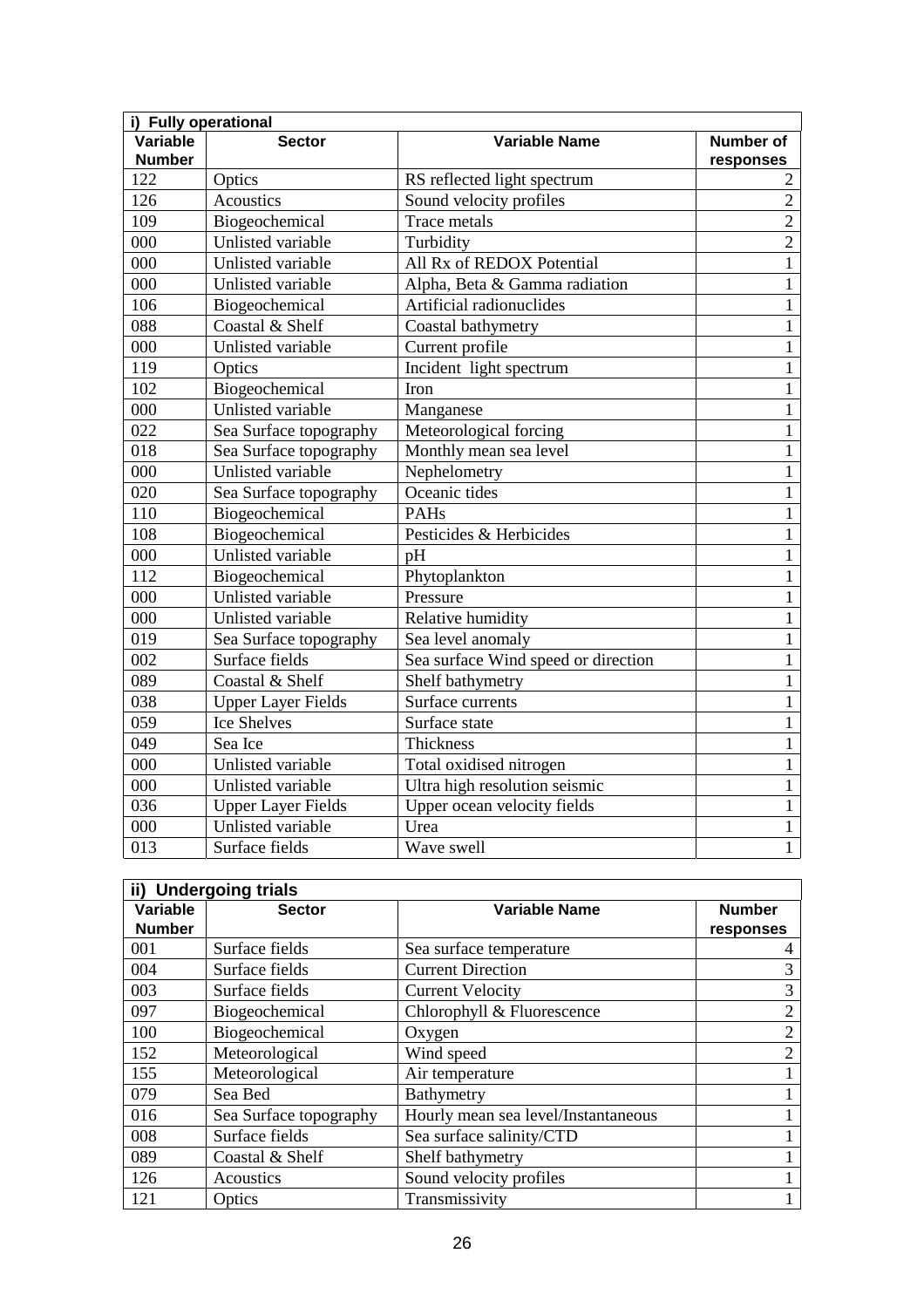| i) Fully operational | | | |
|---|---|---|---|
| **Variable Number** | **Sector** | **Variable Name** | **Number of responses** |
| 122 | Optics | RS reflected light spectrum | 2 |
| 126 | Acoustics | Sound velocity profiles | 2 |
| 109 | Biogeochemical | Trace metals | 2 |
| 000 | Unlisted variable | Turbidity | 2 |
| 000 | Unlisted variable | All Rx of REDOX Potential | 1 |
| 000 | Unlisted variable | Alpha, Beta & Gamma radiation | 1 |
| 106 | Biogeochemical | Artificial radionuclides | 1 |
| 088 | Coastal & Shelf | Coastal bathymetry | 1 |
| 000 | Unlisted variable | Current profile | 1 |
| 119 | Optics | Incident light spectrum | 1 |
| 102 | Biogeochemical | Iron | 1 |
| 000 | Unlisted variable | Manganese | 1 |
| 022 | Sea Surface topography | Meteorological forcing | 1 |
| 018 | Sea Surface topography | Monthly mean sea level | 1 |
| 000 | Unlisted variable | Nephelometry | 1 |
| 020 | Sea Surface topography | Oceanic tides | 1 |
| 110 | Biogeochemical | PAHs | 1 |
| 108 | Biogeochemical | Pesticides & Herbicides | 1 |
| 000 | Unlisted variable | pH | 1 |
| 112 | Biogeochemical | Phytoplankton | 1 |
| 000 | Unlisted variable | Pressure | 1 |
| 000 | Unlisted variable | Relative humidity | 1 |
| 019 | Sea Surface topography | Sea level anomaly | 1 |
| 002 | Surface fields | Sea surface Wind speed or direction | 1 |
| 089 | Coastal & Shelf | Shelf bathymetry | 1 |
| 038 | Upper Layer Fields | Surface currents | 1 |
| 059 | Ice Shelves | Surface state | 1 |
| 049 | Sea Ice | Thickness | 1 |
| 000 | Unlisted variable | Total oxidised nitrogen | 1 |
| 000 | Unlisted variable | Ultra high resolution seismic | 1 |
| 036 | Upper Layer Fields | Upper ocean velocity fields | 1 |
| 000 | Unlisted variable | Urea | 1 |
| 013 | Surface fields | Wave swell | 1 |

| ii) Undergoing trials | | | |
|---|---|---|---|
| **Variable Number** | **Sector** | **Variable Name** | **Number responses** |
| 001 | Surface fields | Sea surface temperature | 4 |
| 004 | Surface fields | Current Direction | 3 |
| 003 | Surface fields | Current Velocity | 3 |
| 097 | Biogeochemical | Chlorophyll & Fluorescence | 2 |
| 100 | Biogeochemical | Oxygen | 2 |
| 152 | Meteorological | Wind speed | 2 |
| 155 | Meteorological | Air temperature | 1 |
| 079 | Sea Bed | Bathymetry | 1 |
| 016 | Sea Surface topography | Hourly mean sea level/Instantaneous | 1 |
| 008 | Surface fields | Sea surface salinity/CTD | 1 |
| 089 | Coastal & Shelf | Shelf bathymetry | 1 |
| 126 | Acoustics | Sound velocity profiles | 1 |
| 121 | Optics | Transmissivity | 1 |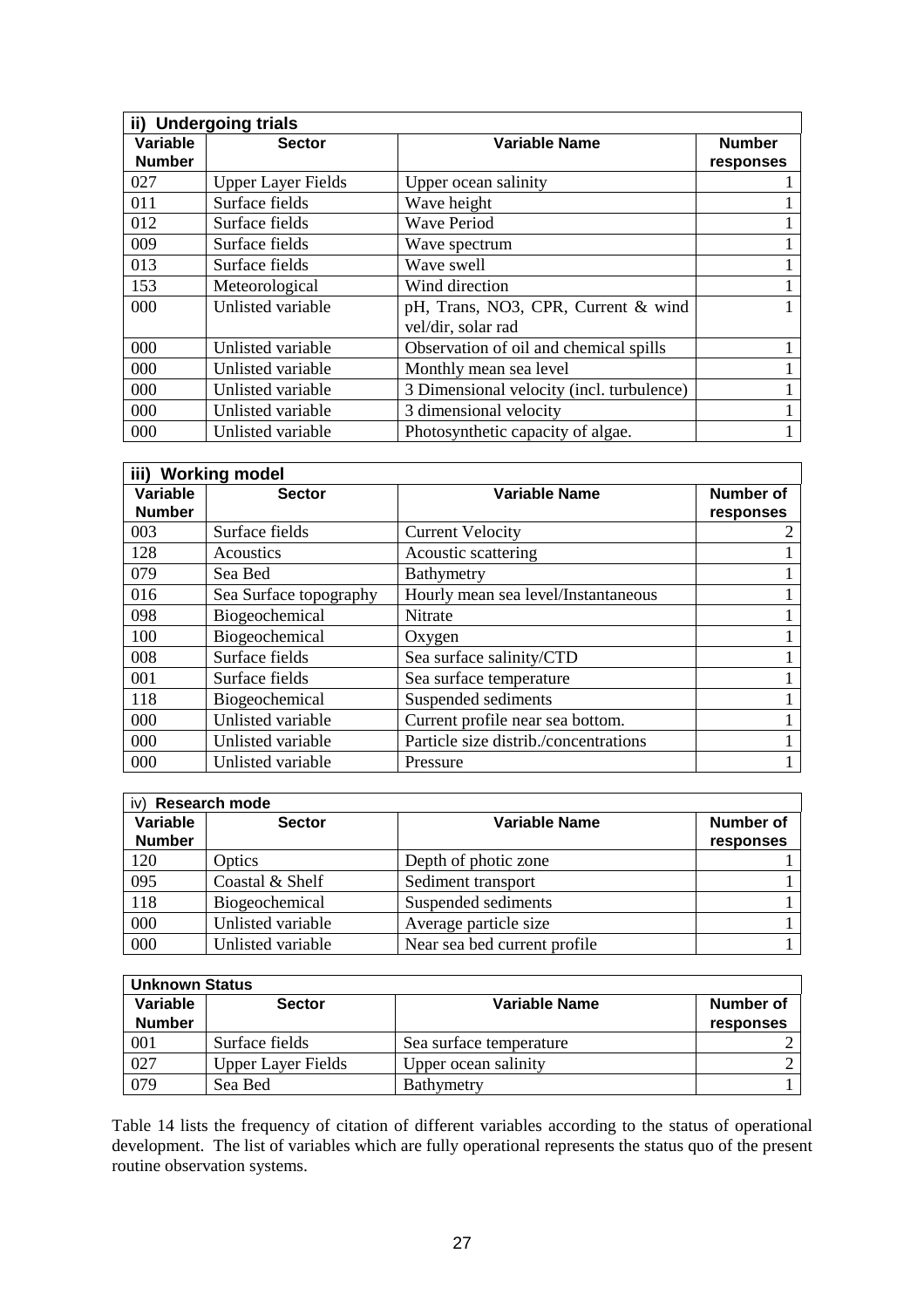| ii) Undergoing trials | | | |
|---|---|---|---|
| **Variable Number** | **Sector** | **Variable Name** | **Number responses** |
| 027 | Upper Layer Fields | Upper ocean salinity | 1 |
| 011 | Surface fields | Wave height | 1 |
| 012 | Surface fields | Wave Period | 1 |
| 009 | Surface fields | Wave spectrum | 1 |
| 013 | Surface fields | Wave swell | 1 |
| 153 | Meteorological | Wind direction | 1 |
| 000 | Unlisted variable | pH, Trans, NO3, CPR, Current & wind vel/dir, solar rad | 1 |
| 000 | Unlisted variable | Observation of oil and chemical spills | 1 |
| 000 | Unlisted variable | Monthly mean sea level | 1 |
| 000 | Unlisted variable | 3 Dimensional velocity (incl. turbulence) | 1 |
| 000 | Unlisted variable | 3 dimensional velocity | 1 |
| 000 | Unlisted variable | Photosynthetic capacity of algae. | 1 |

| iii) Working model | | | |
|---|---|---|---|
| **Variable Number** | **Sector** | **Variable Name** | **Number of responses** |
| 003 | Surface fields | Current Velocity | 2 |
| 128 | Acoustics | Acoustic scattering | 1 |
| 079 | Sea Bed | Bathymetry | 1 |
| 016 | Sea Surface topography | Hourly mean sea level/Instantaneous | 1 |
| 098 | Biogeochemical | Nitrate | 1 |
| 100 | Biogeochemical | Oxygen | 1 |
| 008 | Surface fields | Sea surface salinity/CTD | 1 |
| 001 | Surface fields | Sea surface temperature | 1 |
| 118 | Biogeochemical | Suspended sediments | 1 |
| 000 | Unlisted variable | Current profile near sea bottom. | 1 |
| 000 | Unlisted variable | Particle size distrib./concentrations | 1 |
| 000 | Unlisted variable | Pressure | 1 |

| iv) Research mode | | | |
|---|---|---|---|
| **Variable Number** | **Sector** | **Variable Name** | **Number of responses** |
| 120 | Optics | Depth of photic zone | 1 |
| 095 | Coastal & Shelf | Sediment transport | 1 |
| 118 | Biogeochemical | Suspended sediments | 1 |
| 000 | Unlisted variable | Average particle size | 1 |
| 000 | Unlisted variable | Near sea bed current profile | 1 |

| Unknown Status | | | |
|---|---|---|---|
| **Variable Number** | **Sector** | **Variable Name** | **Number of responses** |
| 001 | Surface fields | Sea surface temperature | 2 |
| 027 | Upper Layer Fields | Upper ocean salinity | 2 |
| 079 | Sea Bed | Bathymetry | 1 |

Table 14 lists the frequency of citation of different variables according to the status of operational development. The list of variables which are fully operational represents the status quo of the present routine observation systems.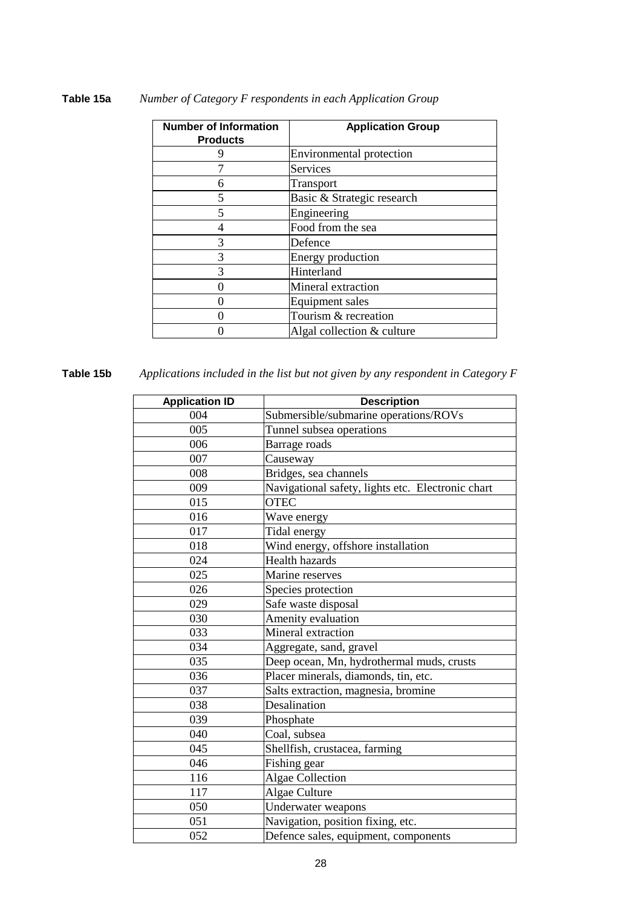**Table 15a** *Number of Category F respondents in each Application Group*

| Number of Information Products | Application Group |
|---|---|
| 9 | Environmental protection |
| 7 | Services |
| 6 | Transport |
| 5 | Basic & Strategic research |
| 5 | Engineering |
| 4 | Food from the sea |
| 3 | Defence |
| 3 | Energy production |
| 3 | Hinterland |
| 0 | Mineral extraction |
| 0 | Equipment sales |
| 0 | Tourism & recreation |
| 0 | Algal collection & culture |

**Table 15b** *Applications included in the list but not given by any respondent in Category F*

| Application ID | Description |
|---|---|
| 004 | Submersible/submarine operations/ROVs |
| 005 | Tunnel subsea operations |
| 006 | Barrage roads |
| 007 | Causeway |
| 008 | Bridges, sea channels |
| 009 | Navigational safety, lights etc. Electronic chart |
| 015 | OTEC |
| 016 | Wave energy |
| 017 | Tidal energy |
| 018 | Wind energy, offshore installation |
| 024 | Health hazards |
| 025 | Marine reserves |
| 026 | Species protection |
| 029 | Safe waste disposal |
| 030 | Amenity evaluation |
| 033 | Mineral extraction |
| 034 | Aggregate, sand, gravel |
| 035 | Deep ocean, Mn, hydrothermal muds, crusts |
| 036 | Placer minerals, diamonds, tin, etc. |
| 037 | Salts extraction, magnesia, bromine |
| 038 | Desalination |
| 039 | Phosphate |
| 040 | Coal, subsea |
| 045 | Shellfish, crustacea, farming |
| 046 | Fishing gear |
| 116 | Algae Collection |
| 117 | Algae Culture |
| 050 | Underwater weapons |
| 051 | Navigation, position fixing, etc. |
| 052 | Defence sales, equipment, components |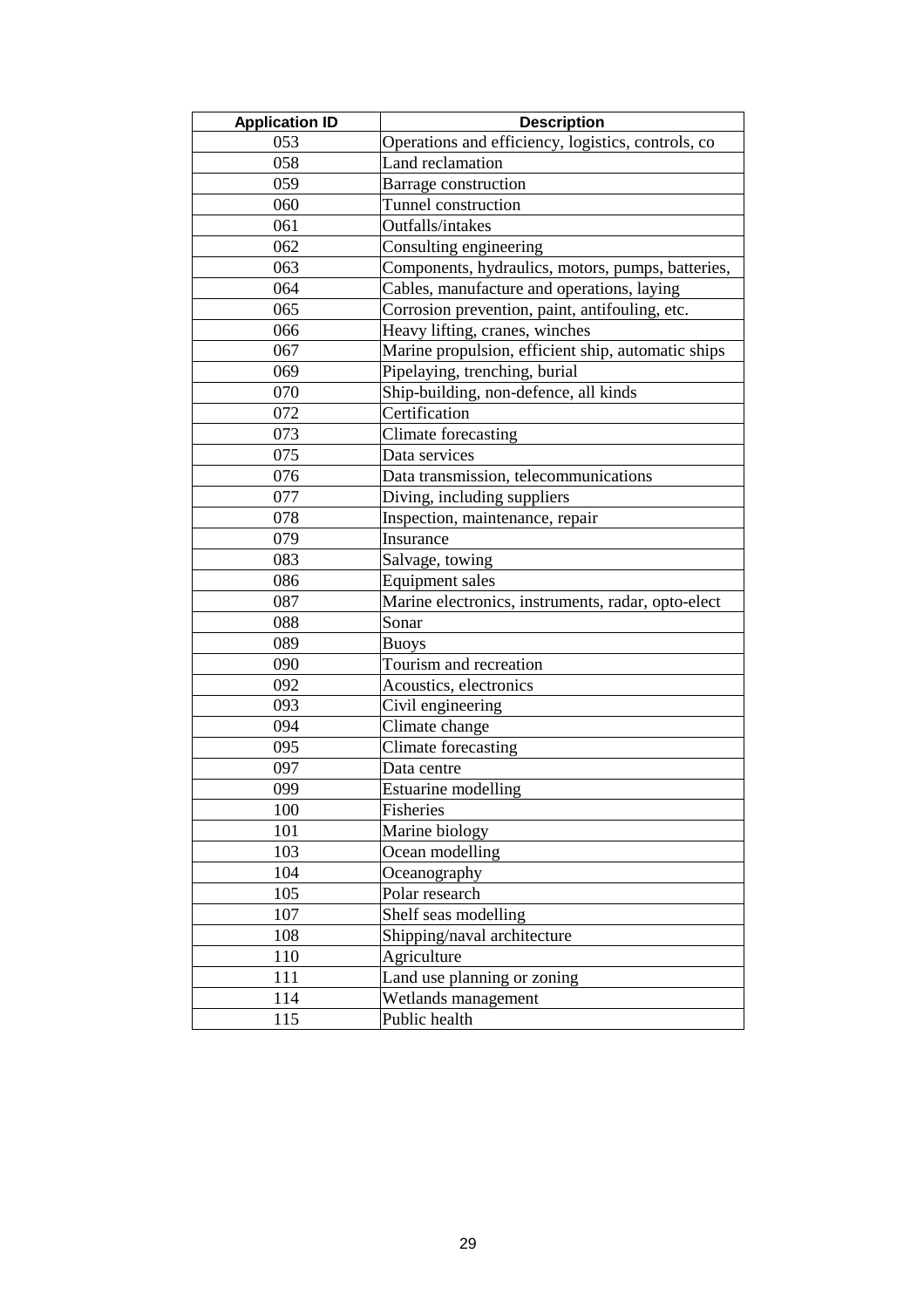| Application ID | Description |
|---|---|
| 053 | Operations and efficiency, logistics, controls, co |
| 058 | Land reclamation |
| 059 | Barrage construction |
| 060 | Tunnel construction |
| 061 | Outfalls/intakes |
| 062 | Consulting engineering |
| 063 | Components, hydraulics, motors, pumps, batteries, |
| 064 | Cables, manufacture and operations, laying |
| 065 | Corrosion prevention, paint, antifouling, etc. |
| 066 | Heavy lifting, cranes, winches |
| 067 | Marine propulsion, efficient ship, automatic ships |
| 069 | Pipelaying, trenching, burial |
| 070 | Ship-building, non-defence, all kinds |
| 072 | Certification |
| 073 | Climate forecasting |
| 075 | Data services |
| 076 | Data transmission, telecommunications |
| 077 | Diving, including suppliers |
| 078 | Inspection, maintenance, repair |
| 079 | Insurance |
| 083 | Salvage, towing |
| 086 | Equipment sales |
| 087 | Marine electronics, instruments, radar, opto-elect |
| 088 | Sonar |
| 089 | Buoys |
| 090 | Tourism and recreation |
| 092 | Acoustics, electronics |
| 093 | Civil engineering |
| 094 | Climate change |
| 095 | Climate forecasting |
| 097 | Data centre |
| 099 | Estuarine modelling |
| 100 | Fisheries |
| 101 | Marine biology |
| 103 | Ocean modelling |
| 104 | Oceanography |
| 105 | Polar research |
| 107 | Shelf seas modelling |
| 108 | Shipping/naval architecture |
| 110 | Agriculture |
| 111 | Land use planning or zoning |
| 114 | Wetlands management |
| 115 | Public health |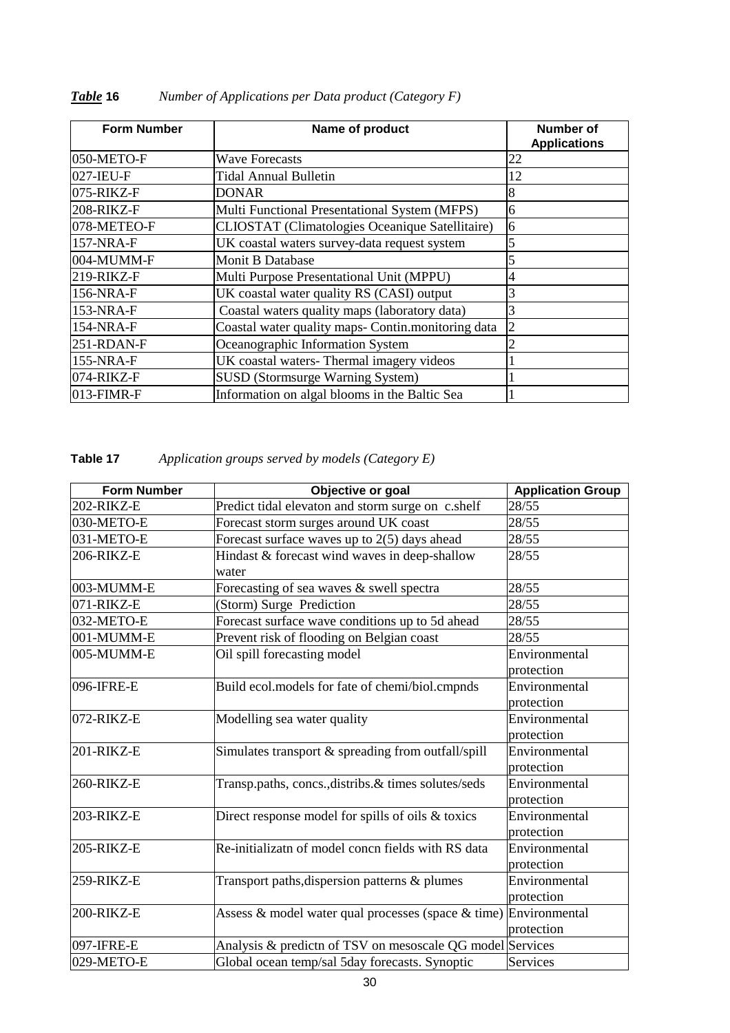***Table* 16** *Number of Applications per Data product (Category F)*

| Form Number | Name of product | Number of Applications |
|---|---|---|
| 050-METO-F | Wave Forecasts | 22 |
| 027-IEU-F | Tidal Annual Bulletin | 12 |
| 075-RIKZ-F | DONAR | 8 |
| 208-RIKZ-F | Multi Functional Presentational System (MFPS) | 6 |
| 078-METEO-F | CLIOSTAT (Climatologies Oceanique Satellitaire) | 6 |
| 157-NRA-F | UK coastal waters survey-data request system | 5 |
| 004-MUMM-F | Monit B Database | 5 |
| 219-RIKZ-F | Multi Purpose Presentational Unit (MPPU) | 4 |
| 156-NRA-F | UK coastal water quality RS (CASI) output | 3 |
| 153-NRA-F | Coastal waters quality maps (laboratory data) | 3 |
| 154-NRA-F | Coastal water quality maps- Contin.monitoring data | 2 |
| 251-RDAN-F | Oceanographic Information System | 2 |
| 155-NRA-F | UK coastal waters- Thermal imagery videos | 1 |
| 074-RIKZ-F | SUSD (Stormsurge Warning System) | 1 |
| 013-FIMR-F | Information on algal blooms in the Baltic Sea | 1 |

**Table 17** *Application groups served by models (Category E)*

| Form Number | Objective or goal | Application Group |
|---|---|---|
| 202-RIKZ-E | Predict tidal elevaton and storm surge on c.shelf | 28/55 |
| 030-METO-E | Forecast storm surges around UK coast | 28/55 |
| 031-METO-E | Forecast surface waves up to 2(5) days ahead | 28/55 |
| 206-RIKZ-E | Hindast & forecast wind waves in deep-shallow water | 28/55 |
| 003-MUMM-E | Forecasting of sea waves & swell spectra | 28/55 |
| 071-RIKZ-E | (Storm) Surge Prediction | 28/55 |
| 032-METO-E | Forecast surface wave conditions up to 5d ahead | 28/55 |
| 001-MUMM-E | Prevent risk of flooding on Belgian coast | 28/55 |
| 005-MUMM-E | Oil spill forecasting model | Environmental protection |
| 096-IFRE-E | Build ecol.models for fate of chemi/biol.cmpnds | Environmental protection |
| 072-RIKZ-E | Modelling sea water quality | Environmental protection |
| 201-RIKZ-E | Simulates transport & spreading from outfall/spill | Environmental protection |
| 260-RIKZ-E | Transp.paths, concs.,distribs.& times solutes/seds | Environmental protection |
| 203-RIKZ-E | Direct response model for spills of oils & toxics | Environmental protection |
| 205-RIKZ-E | Re-initializatn of model concn fields with RS data | Environmental protection |
| 259-RIKZ-E | Transport paths,dispersion patterns & plumes | Environmental protection |
| 200-RIKZ-E | Assess & model water qual processes (space & time) | Environmental protection |
| 097-IFRE-E | Analysis & predictn of TSV on mesoscale QG model | Services |
| 029-METO-E | Global ocean temp/sal 5day forecasts. Synoptic | Services |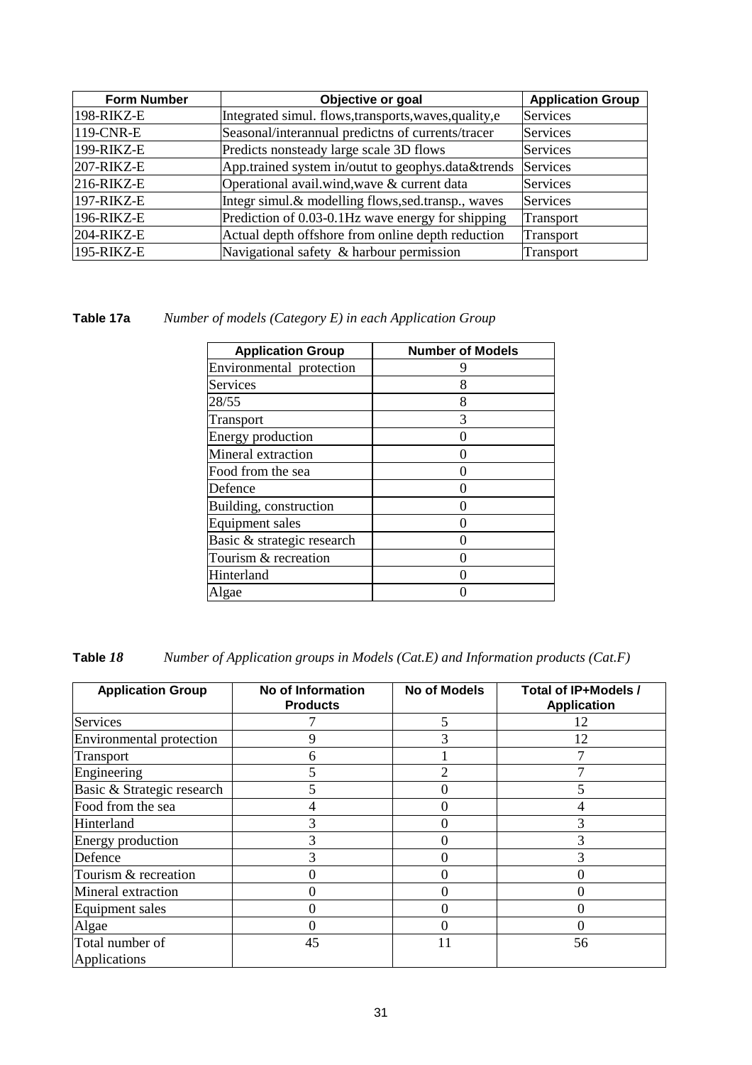| Form Number | Objective or goal | Application Group |
|---|---|---|
| 198-RIKZ-E | Integrated simul. flows,transports,waves,quality,e | Services |
| 119-CNR-E | Seasonal/interannual predictns of currents/tracer | Services |
| 199-RIKZ-E | Predicts nonsteady large scale 3D flows | Services |
| 207-RIKZ-E | App.trained system in/outut to geophys.data&trends | Services |
| 216-RIKZ-E | Operational avail.wind,wave & current data | Services |
| 197-RIKZ-E | Integr simul.& modelling flows,sed.transp., waves | Services |
| 196-RIKZ-E | Prediction of 0.03-0.1Hz wave energy for shipping | Transport |
| 204-RIKZ-E | Actual depth offshore from online depth reduction | Transport |
| 195-RIKZ-E | Navigational safety & harbour permission | Transport |

**Table 17a** *Number of models (Category E) in each Application Group*

| Application Group | Number of Models |
|---|---|
| Environmental protection | 9 |
| Services | 8 |
| 28/55 | 8 |
| Transport | 3 |
| Energy production | 0 |
| Mineral extraction | 0 |
| Food from the sea | 0 |
| Defence | 0 |
| Building, construction | 0 |
| Equipment sales | 0 |
| Basic & strategic research | 0 |
| Tourism & recreation | 0 |
| Hinterland | 0 |
| Algae | 0 |

**Table *18*** *Number of Application groups in Models (Cat.E) and Information products (Cat.F)*

| Application Group | No of Information Products | No of Models | Total of IP+Models / Application |
|---|---|---|---|
| Services | 7 | 5 | 12 |
| Environmental protection | 9 | 3 | 12 |
| Transport | 6 | 1 | 7 |
| Engineering | 5 | 2 | 7 |
| Basic & Strategic research | 5 | 0 | 5 |
| Food from the sea | 4 | 0 | 4 |
| Hinterland | 3 | 0 | 3 |
| Energy production | 3 | 0 | 3 |
| Defence | 3 | 0 | 3 |
| Tourism & recreation | 0 | 0 | 0 |
| Mineral extraction | 0 | 0 | 0 |
| Equipment sales | 0 | 0 | 0 |
| Algae | 0 | 0 | 0 |
| Total number of Applications | 45 | 11 | 56 |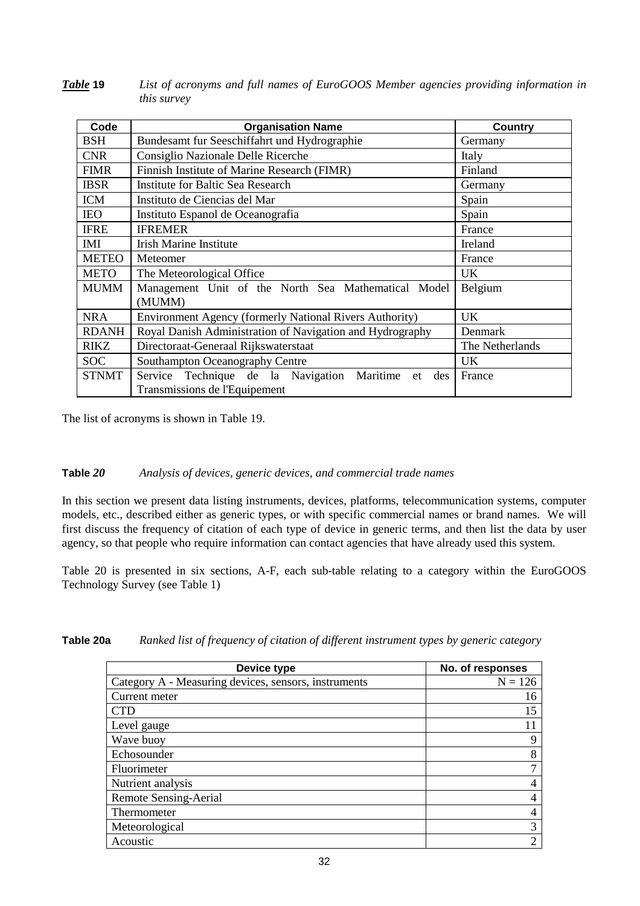***Table* 19** *List of acronyms and full names of EuroGOOS Member agencies providing information in this survey*

| Code | Organisation Name | Country |
|---|---|---|
| BSH | Bundesamt fur Seeschiffahrt und Hydrographie | Germany |
| CNR | Consiglio Nazionale Delle Ricerche | Italy |
| FIMR | Finnish Institute of Marine Research (FIMR) | Finland |
| IBSR | Institute for Baltic Sea Research | Germany |
| ICM | Instituto de Ciencias del Mar | Spain |
| IEO | Instituto Espanol de Oceanografia | Spain |
| IFRE | IFREMER | France |
| IMI | Irish Marine Institute | Ireland |
| METEO | Meteomer | France |
| METO | The Meteorological Office | UK |
| MUMM | Management Unit of the North Sea Mathematical Model (MUMM) | Belgium |
| NRA | Environment Agency (formerly National Rivers Authority) | UK |
| RDANH | Royal Danish Administration of Navigation and Hydrography | Denmark |
| RIKZ | Directoraat-Generaal Rijkswaterstaat | The Netherlands |
| SOC | Southampton Oceanography Centre | UK |
| STNMT | Service Technique de la Navigation Maritime et des Transmissions de l'Equipement | France |

The list of acronyms is shown in Table 19.

**Table *20*** *Analysis of devices, generic devices, and commercial trade names*

In this section we present data listing instruments, devices, platforms, telecommunication systems, computer models, etc., described either as generic types, or with specific commercial names or brand names. We will first discuss the frequency of citation of each type of device in generic terms, and then list the data by user agency, so that people who require information can contact agencies that have already used this system.

Table 20 is presented in six sections, A-F, each sub-table relating to a category within the EuroGOOS Technology Survey (see Table 1)

**Table 20a** *Ranked list of frequency of citation of different instrument types by generic category*

| Device type | No. of responses |
|---|---|
| Category A - Measuring devices, sensors, instruments | N = 126 |
| Current meter | 16 |
| CTD | 15 |
| Level gauge | 11 |
| Wave buoy | 9 |
| Echosounder | 8 |
| Fluorimeter | 7 |
| Nutrient analysis | 4 |
| Remote Sensing-Aerial | 4 |
| Thermometer | 4 |
| Meteorological | 3 |
| Acoustic | 2 |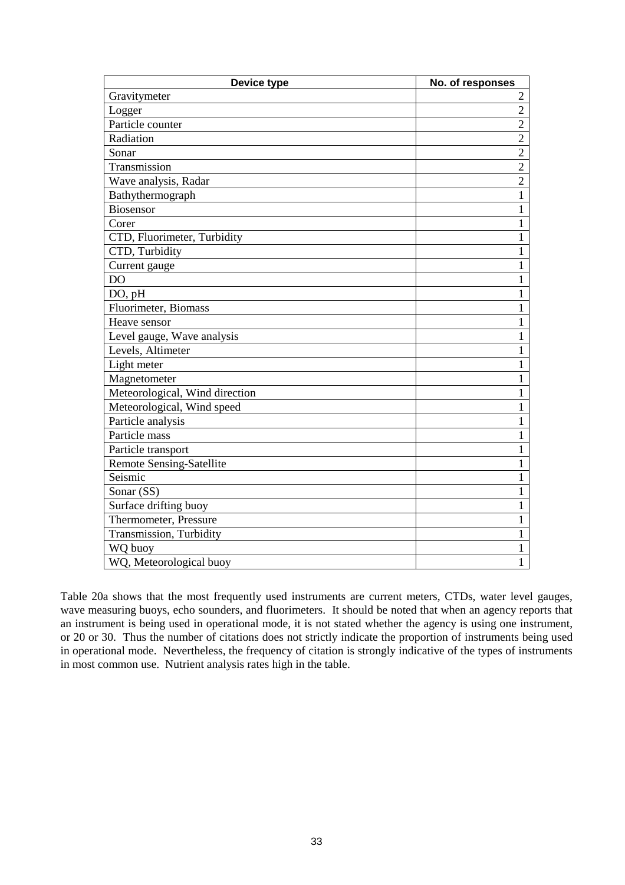| Device type | No. of responses |
|---|---|
| Gravitymeter | 2 |
| Logger | 2 |
| Particle counter | 2 |
| Radiation | 2 |
| Sonar | 2 |
| Transmission | 2 |
| Wave analysis, Radar | 2 |
| Bathythermograph | 1 |
| Biosensor | 1 |
| Corer | 1 |
| CTD, Fluorimeter, Turbidity | 1 |
| CTD, Turbidity | 1 |
| Current gauge | 1 |
| DO | 1 |
| DO, pH | 1 |
| Fluorimeter, Biomass | 1 |
| Heave sensor | 1 |
| Level gauge, Wave analysis | 1 |
| Levels, Altimeter | 1 |
| Light meter | 1 |
| Magnetometer | 1 |
| Meteorological, Wind direction | 1 |
| Meteorological, Wind speed | 1 |
| Particle analysis | 1 |
| Particle mass | 1 |
| Particle transport | 1 |
| Remote Sensing-Satellite | 1 |
| Seismic | 1 |
| Sonar (SS) | 1 |
| Surface drifting buoy | 1 |
| Thermometer, Pressure | 1 |
| Transmission, Turbidity | 1 |
| WQ buoy | 1 |
| WQ, Meteorological buoy | 1 |

Table 20a shows that the most frequently used instruments are current meters, CTDs, water level gauges, wave measuring buoys, echo sounders, and fluorimeters. It should be noted that when an agency reports that an instrument is being used in operational mode, it is not stated whether the agency is using one instrument, or 20 or 30. Thus the number of citations does not strictly indicate the proportion of instruments being used in operational mode. Nevertheless, the frequency of citation is strongly indicative of the types of instruments in most common use. Nutrient analysis rates high in the table.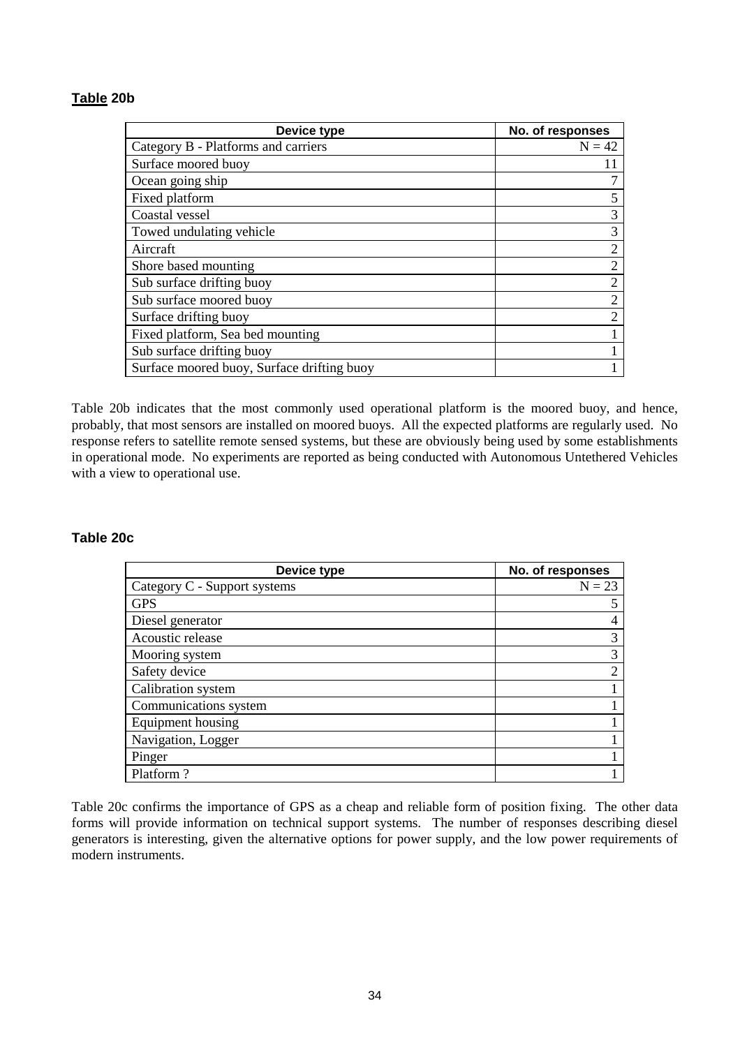**Table 20b**

| Device type | No. of responses |
|---|---|
| Category B - Platforms and carriers | N = 42 |
| Surface moored buoy | 11 |
| Ocean going ship | 7 |
| Fixed platform | 5 |
| Coastal vessel | 3 |
| Towed undulating vehicle | 3 |
| Aircraft | 2 |
| Shore based mounting | 2 |
| Sub surface drifting buoy | 2 |
| Sub surface moored buoy | 2 |
| Surface drifting buoy | 2 |
| Fixed platform, Sea bed mounting | 1 |
| Sub surface drifting buoy | 1 |
| Surface moored buoy, Surface drifting buoy | 1 |

Table 20b indicates that the most commonly used operational platform is the moored buoy, and hence, probably, that most sensors are installed on moored buoys. All the expected platforms are regularly used. No response refers to satellite remote sensed systems, but these are obviously being used by some establishments in operational mode. No experiments are reported as being conducted with Autonomous Untethered Vehicles with a view to operational use.

**Table 20c**

| Device type | No. of responses |
|---|---|
| Category C - Support systems | N = 23 |
| GPS | 5 |
| Diesel generator | 4 |
| Acoustic release | 3 |
| Mooring system | 3 |
| Safety device | 2 |
| Calibration system | 1 |
| Communications system | 1 |
| Equipment housing | 1 |
| Navigation, Logger | 1 |
| Pinger | 1 |
| Platform ? | 1 |

Table 20c confirms the importance of GPS as a cheap and reliable form of position fixing. The other data forms will provide information on technical support systems. The number of responses describing diesel generators is interesting, given the alternative options for power supply, and the low power requirements of modern instruments.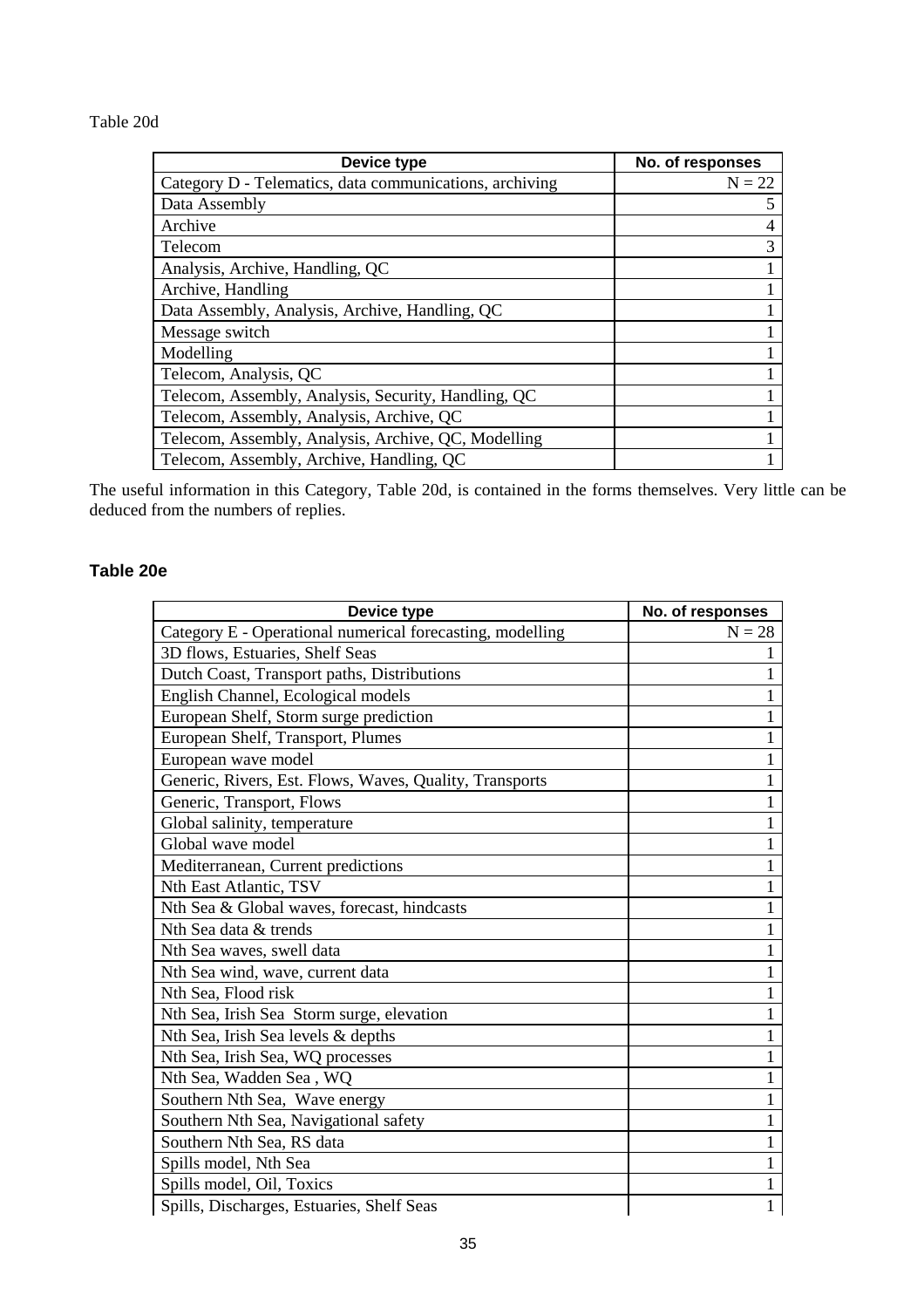Table 20d

| Device type | No. of responses |
|---|---|
| Category D - Telematics, data communications, archiving | N = 22 |
| Data Assembly | 5 |
| Archive | 4 |
| Telecom | 3 |
| Analysis, Archive, Handling, QC | 1 |
| Archive, Handling | 1 |
| Data Assembly, Analysis, Archive, Handling, QC | 1 |
| Message switch | 1 |
| Modelling | 1 |
| Telecom, Analysis, QC | 1 |
| Telecom, Assembly, Analysis, Security, Handling, QC | 1 |
| Telecom, Assembly, Analysis, Archive, QC | 1 |
| Telecom, Assembly, Analysis, Archive, QC, Modelling | 1 |
| Telecom, Assembly, Archive, Handling, QC | 1 |

The useful information in this Category, Table 20d, is contained in the forms themselves. Very little can be deduced from the numbers of replies.

**Table 20e**

| Device type | No. of responses |
|---|---|
| Category E - Operational numerical forecasting, modelling | N = 28 |
| 3D flows, Estuaries, Shelf Seas | 1 |
| Dutch Coast, Transport paths, Distributions | 1 |
| English Channel, Ecological models | 1 |
| European Shelf, Storm surge prediction | 1 |
| European Shelf, Transport, Plumes | 1 |
| European wave model | 1 |
| Generic, Rivers, Est. Flows, Waves, Quality, Transports | 1 |
| Generic, Transport, Flows | 1 |
| Global salinity, temperature | 1 |
| Global wave model | 1 |
| Mediterranean, Current predictions | 1 |
| Nth East Atlantic, TSV | 1 |
| Nth Sea & Global waves, forecast, hindcasts | 1 |
| Nth Sea data & trends | 1 |
| Nth Sea waves, swell data | 1 |
| Nth Sea wind, wave, current data | 1 |
| Nth Sea, Flood risk | 1 |
| Nth Sea, Irish Sea Storm surge, elevation | 1 |
| Nth Sea, Irish Sea levels & depths | 1 |
| Nth Sea, Irish Sea, WQ processes | 1 |
| Nth Sea, Wadden Sea , WQ | 1 |
| Southern Nth Sea, Wave energy | 1 |
| Southern Nth Sea, Navigational safety | 1 |
| Southern Nth Sea, RS data | 1 |
| Spills model, Nth Sea | 1 |
| Spills model, Oil, Toxics | 1 |
| Spills, Discharges, Estuaries, Shelf Seas | 1 |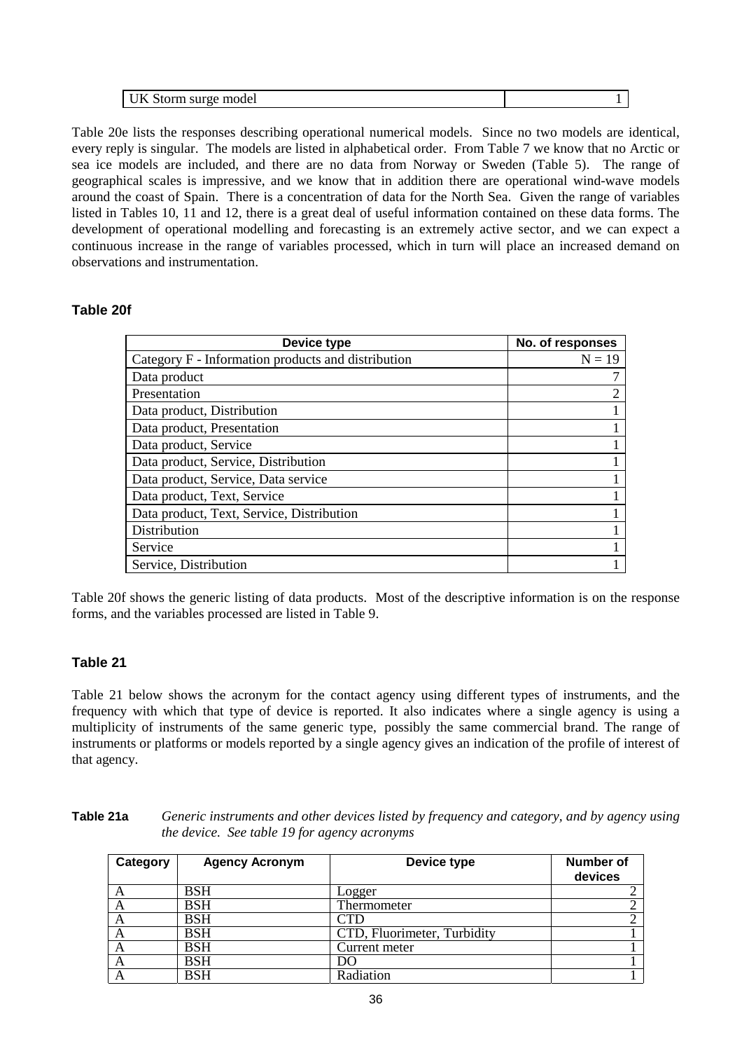| UK Storm surge model | 1 |
|---|---|

Table 20e lists the responses describing operational numerical models. Since no two models are identical, every reply is singular. The models are listed in alphabetical order. From Table 7 we know that no Arctic or sea ice models are included, and there are no data from Norway or Sweden (Table 5). The range of geographical scales is impressive, and we know that in addition there are operational wind-wave models around the coast of Spain. There is a concentration of data for the North Sea. Given the range of variables listed in Tables 10, 11 and 12, there is a great deal of useful information contained on these data forms. The development of operational modelling and forecasting is an extremely active sector, and we can expect a continuous increase in the range of variables processed, which in turn will place an increased demand on observations and instrumentation.

### Table 20f

| Device type | No. of responses |
|---|---|
| Category F - Information products and distribution | N = 19 |
| Data product | 7 |
| Presentation | 2 |
| Data product, Distribution | 1 |
| Data product, Presentation | 1 |
| Data product, Service | 1 |
| Data product, Service, Distribution | 1 |
| Data product, Service, Data service | 1 |
| Data product, Text, Service | 1 |
| Data product, Text, Service, Distribution | 1 |
| Distribution | 1 |
| Service | 1 |
| Service, Distribution | 1 |

Table 20f shows the generic listing of data products. Most of the descriptive information is on the response forms, and the variables processed are listed in Table 9.

### Table 21

Table 21 below shows the acronym for the contact agency using different types of instruments, and the frequency with which that type of device is reported. It also indicates where a single agency is using a multiplicity of instruments of the same generic type, possibly the same commercial brand. The range of instruments or platforms or models reported by a single agency gives an indication of the profile of interest of that agency.

**Table 21a** *Generic instruments and other devices listed by frequency and category, and by agency using the device. See table 19 for agency acronyms*

| Category | Agency Acronym | Device type | Number of devices |
|---|---|---|---|
| A | BSH | Logger | 2 |
| A | BSH | Thermometer | 2 |
| A | BSH | CTD | 2 |
| A | BSH | CTD, Fluorimeter, Turbidity | 1 |
| A | BSH | Current meter | 1 |
| A | BSH | DO | 1 |
| A | BSH | Radiation | 1 |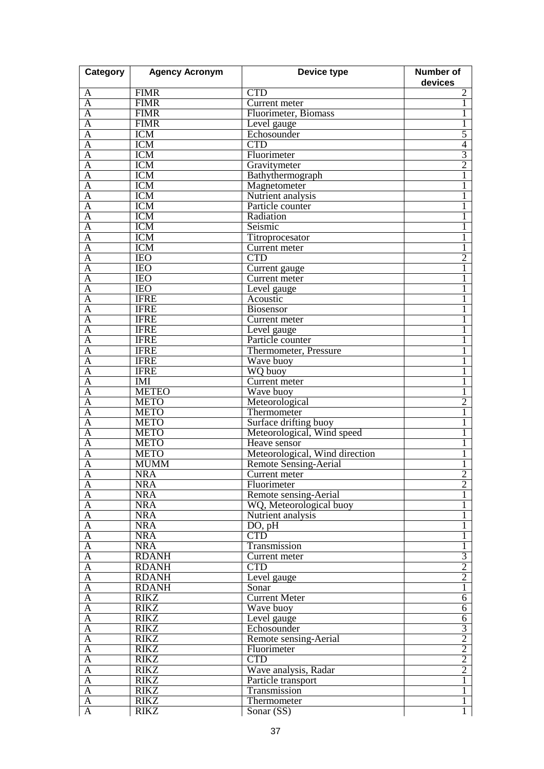| Category | Agency Acronym | Device type | Number of devices |
|---|---|---|---|
| A | FIMR | CTD | 2 |
| A | FIMR | Current meter | 1 |
| A | FIMR | Fluorimeter, Biomass | 1 |
| A | FIMR | Level gauge | 1 |
| A | ICM | Echosounder | 5 |
| A | ICM | CTD | 4 |
| A | ICM | Fluorimeter | 3 |
| A | ICM | Gravitymeter | 2 |
| A | ICM | Bathythermograph | 1 |
| A | ICM | Magnetometer | 1 |
| A | ICM | Nutrient analysis | 1 |
| A | ICM | Particle counter | 1 |
| A | ICM | Radiation | 1 |
| A | ICM | Seismic | 1 |
| A | ICM | Titroprocesator | 1 |
| A | ICM | Current meter | 1 |
| A | IEO | CTD | 2 |
| A | IEO | Current gauge | 1 |
| A | IEO | Current meter | 1 |
| A | IEO | Level gauge | 1 |
| A | IFRE | Acoustic | 1 |
| A | IFRE | Biosensor | 1 |
| A | IFRE | Current meter | 1 |
| A | IFRE | Level gauge | 1 |
| A | IFRE | Particle counter | 1 |
| A | IFRE | Thermometer, Pressure | 1 |
| A | IFRE | Wave buoy | 1 |
| A | IFRE | WQ buoy | 1 |
| A | IMI | Current meter | 1 |
| A | METEO | Wave buoy | 1 |
| A | METO | Meteorological | 2 |
| A | METO | Thermometer | 1 |
| A | METO | Surface drifting buoy | 1 |
| A | METO | Meteorological, Wind speed | 1 |
| A | METO | Heave sensor | 1 |
| A | METO | Meteorological, Wind direction | 1 |
| A | MUMM | Remote Sensing-Aerial | 1 |
| A | NRA | Current meter | 2 |
| A | NRA | Fluorimeter | 2 |
| A | NRA | Remote sensing-Aerial | 1 |
| A | NRA | WQ, Meteorological buoy | 1 |
| A | NRA | Nutrient analysis | 1 |
| A | NRA | DO, pH | 1 |
| A | NRA | CTD | 1 |
| A | NRA | Transmission | 1 |
| A | RDANH | Current meter | 3 |
| A | RDANH | CTD | 2 |
| A | RDANH | Level gauge | 2 |
| A | RDANH | Sonar | 1 |
| A | RIKZ | Current Meter | 6 |
| A | RIKZ | Wave buoy | 6 |
| A | RIKZ | Level gauge | 6 |
| A | RIKZ | Echosounder | 3 |
| A | RIKZ | Remote sensing-Aerial | 2 |
| A | RIKZ | Fluorimeter | 2 |
| A | RIKZ | CTD | 2 |
| A | RIKZ | Wave analysis, Radar | 2 |
| A | RIKZ | Particle transport | 1 |
| A | RIKZ | Transmission | 1 |
| A | RIKZ | Thermometer | 1 |
| A | RIKZ | Sonar (SS) | 1 |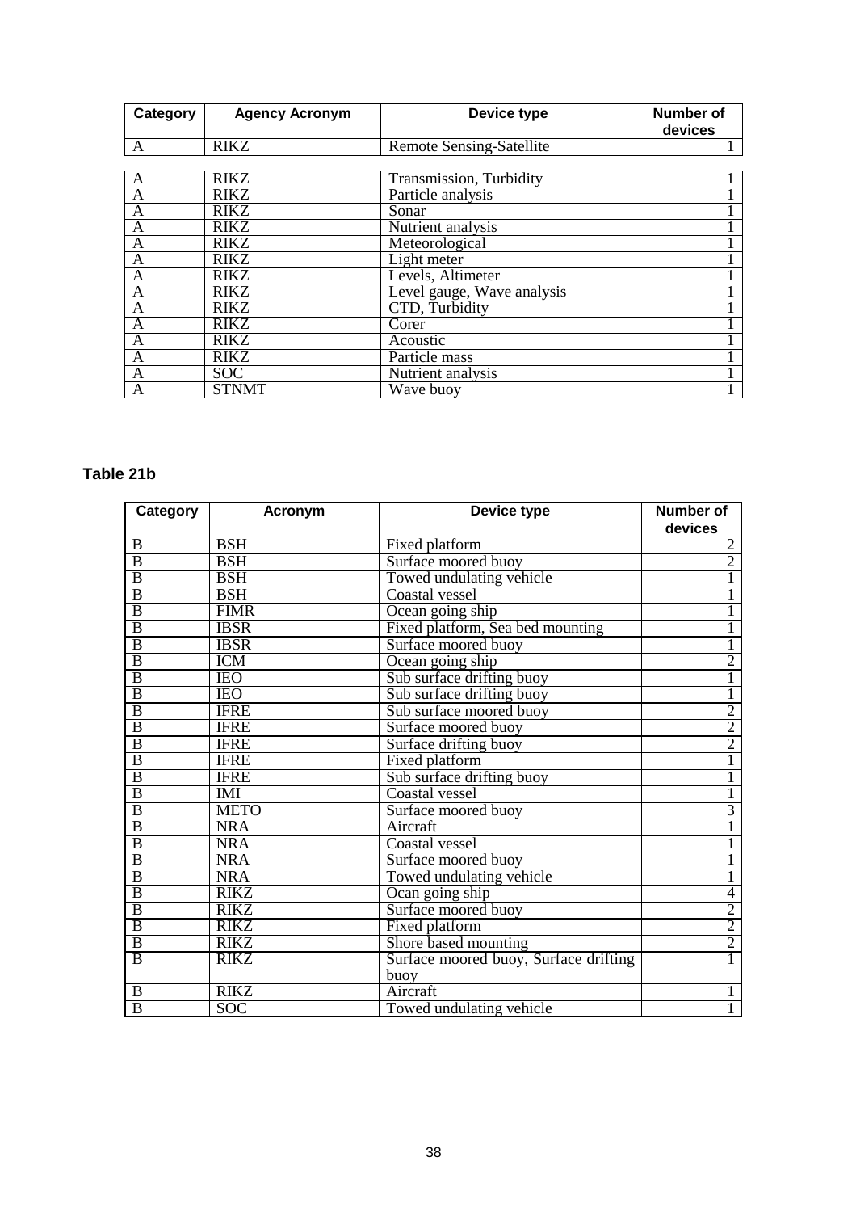| Category | Agency Acronym | Device type | Number of devices |
|---|---|---|---|
| A | RIKZ | Remote Sensing-Satellite | 1 |
| A | RIKZ | Transmission, Turbidity | 1 |
| A | RIKZ | Particle analysis | 1 |
| A | RIKZ | Sonar | 1 |
| A | RIKZ | Nutrient analysis | 1 |
| A | RIKZ | Meteorological | 1 |
| A | RIKZ | Light meter | 1 |
| A | RIKZ | Levels, Altimeter | 1 |
| A | RIKZ | Level gauge, Wave analysis | 1 |
| A | RIKZ | CTD, Turbidity | 1 |
| A | RIKZ | Corer | 1 |
| A | RIKZ | Acoustic | 1 |
| A | RIKZ | Particle mass | 1 |
| A | SOC | Nutrient analysis | 1 |
| A | STNMT | Wave buoy | 1 |

**Table 21b**

| Category | Acronym | Device type | Number of devices |
|---|---|---|---|
| B | BSH | Fixed platform | 2 |
| B | BSH | Surface moored buoy | 2 |
| B | BSH | Towed undulating vehicle | 1 |
| B | BSH | Coastal vessel | 1 |
| B | FIMR | Ocean going ship | 1 |
| B | IBSR | Fixed platform, Sea bed mounting | 1 |
| B | IBSR | Surface moored buoy | 1 |
| B | ICM | Ocean going ship | 2 |
| B | IEO | Sub surface drifting buoy | 1 |
| B | IEO | Sub surface drifting buoy | 1 |
| B | IFRE | Sub surface moored buoy | 2 |
| B | IFRE | Surface moored buoy | 2 |
| B | IFRE | Surface drifting buoy | 2 |
| B | IFRE | Fixed platform | 1 |
| B | IFRE | Sub surface drifting buoy | 1 |
| B | IMI | Coastal vessel | 1 |
| B | METO | Surface moored buoy | 3 |
| B | NRA | Aircraft | 1 |
| B | NRA | Coastal vessel | 1 |
| B | NRA | Surface moored buoy | 1 |
| B | NRA | Towed undulating vehicle | 1 |
| B | RIKZ | Ocan going ship | 4 |
| B | RIKZ | Surface moored buoy | 2 |
| B | RIKZ | Fixed platform | 2 |
| B | RIKZ | Shore based mounting | 2 |
| B | RIKZ | Surface moored buoy, Surface drifting buoy | 1 |
| B | RIKZ | Aircraft | 1 |
| B | SOC | Towed undulating vehicle | 1 |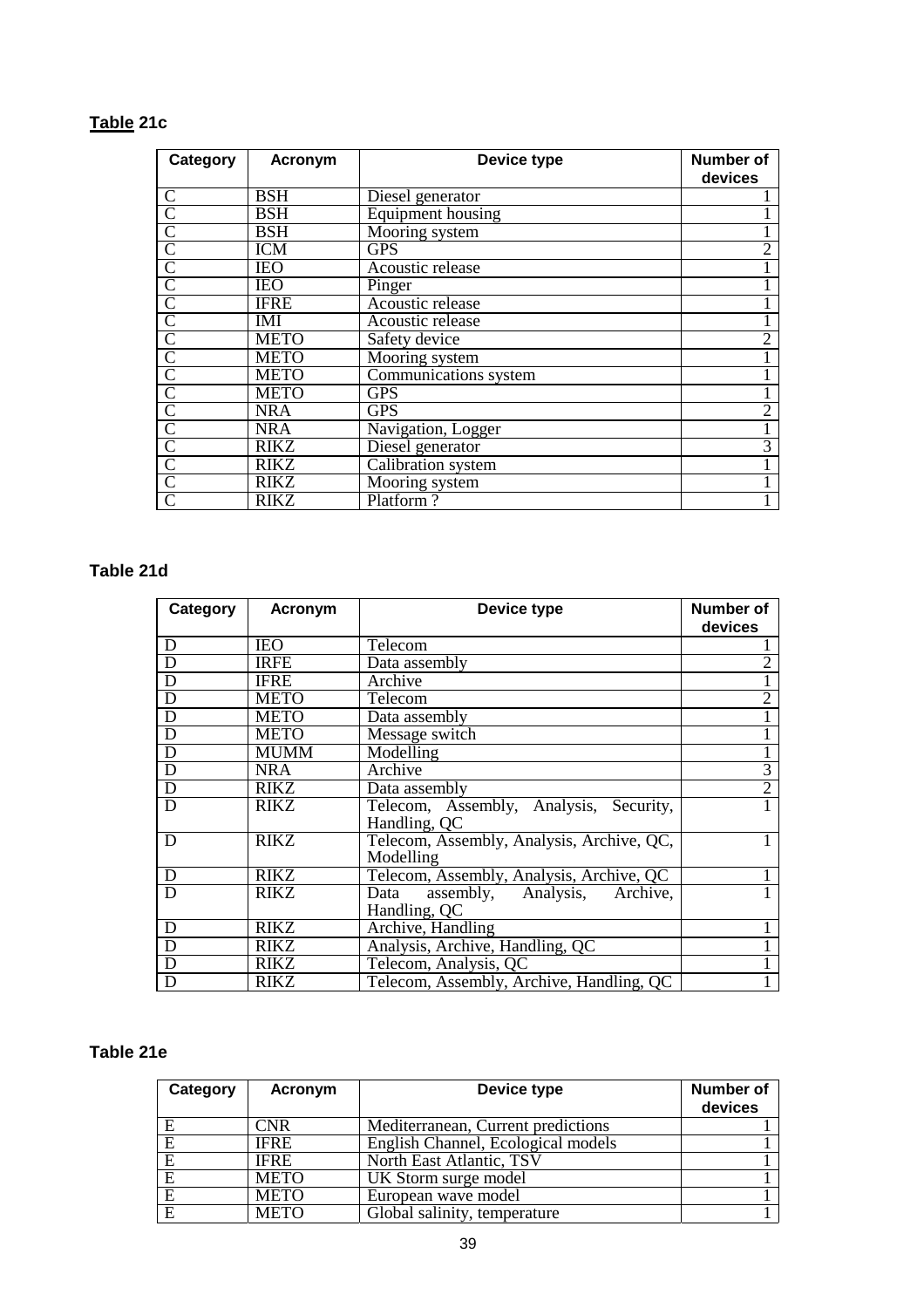**Table 21c**

| Category | Acronym | Device type | Number of devices |
|---|---|---|---|
| C | BSH | Diesel generator | 1 |
| C | BSH | Equipment housing | 1 |
| C | BSH | Mooring system | 1 |
| C | ICM | GPS | 2 |
| C | IEO | Acoustic release | 1 |
| C | IEO | Pinger | 1 |
| C | IFRE | Acoustic release | 1 |
| C | IMI | Acoustic release | 1 |
| C | METO | Safety device | 2 |
| C | METO | Mooring system | 1 |
| C | METO | Communications system | 1 |
| C | METO | GPS | 1 |
| C | NRA | GPS | 2 |
| C | NRA | Navigation, Logger | 1 |
| C | RIKZ | Diesel generator | 3 |
| C | RIKZ | Calibration system | 1 |
| C | RIKZ | Mooring system | 1 |
| C | RIKZ | Platform ? | 1 |

**Table 21d**

| Category | Acronym | Device type | Number of devices |
|---|---|---|---|
| D | IEO | Telecom | 1 |
| D | IRFE | Data assembly | 2 |
| D | IFRE | Archive | 1 |
| D | METO | Telecom | 2 |
| D | METO | Data assembly | 1 |
| D | METO | Message switch | 1 |
| D | MUMM | Modelling | 1 |
| D | NRA | Archive | 3 |
| D | RIKZ | Data assembly | 2 |
| D | RIKZ | Telecom, Assembly, Analysis, Security, Handling, QC | 1 |
| D | RIKZ | Telecom, Assembly, Analysis, Archive, QC, Modelling | 1 |
| D | RIKZ | Telecom, Assembly, Analysis, Archive, QC | 1 |
| D | RIKZ | Data assembly, Analysis, Archive, Handling, QC | 1 |
| D | RIKZ | Archive, Handling | 1 |
| D | RIKZ | Analysis, Archive, Handling, QC | 1 |
| D | RIKZ | Telecom, Analysis, QC | 1 |
| D | RIKZ | Telecom, Assembly, Archive, Handling, QC | 1 |

**Table 21e**

| Category | Acronym | Device type | Number of devices |
|---|---|---|---|
| E | CNR | Mediterranean, Current predictions | 1 |
| E | IFRE | English Channel, Ecological models | 1 |
| E | IFRE | North East Atlantic, TSV | 1 |
| E | METO | UK Storm surge model | 1 |
| E | METO | European wave model | 1 |
| E | METO | Global salinity, temperature | 1 |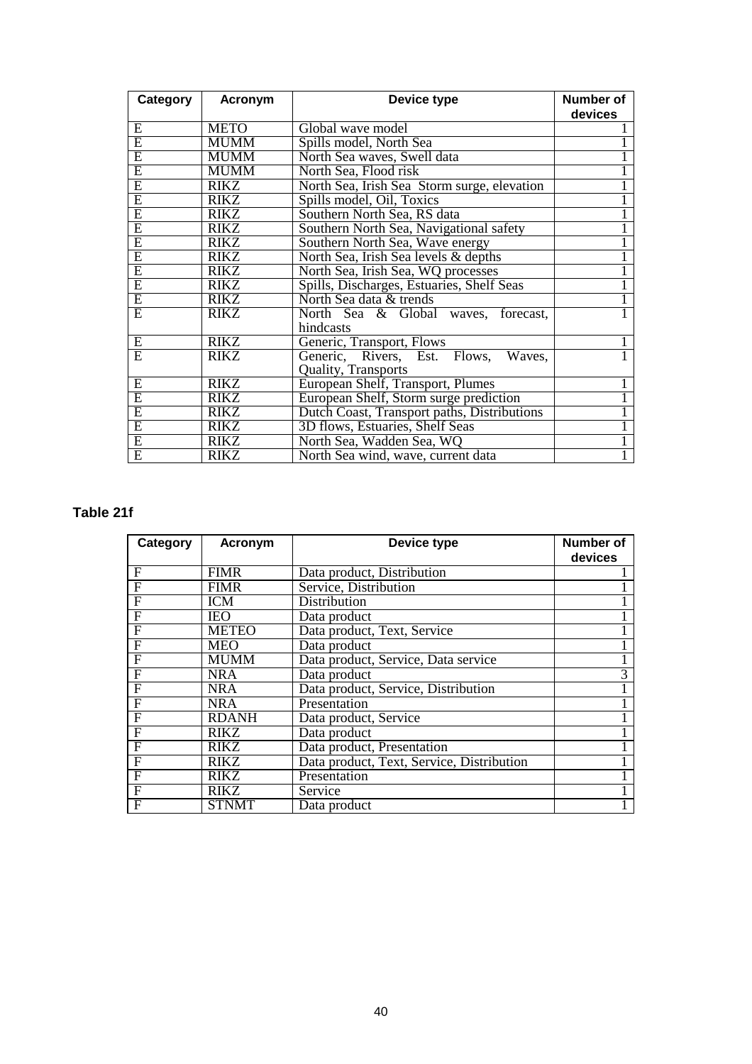| Category | Acronym | Device type | Number of devices |
|---|---|---|---|
| E | METO | Global wave model | 1 |
| E | MUMM | Spills model, North Sea | 1 |
| E | MUMM | North Sea waves, Swell data | 1 |
| E | MUMM | North Sea, Flood risk | 1 |
| E | RIKZ | North Sea, Irish Sea Storm surge, elevation | 1 |
| E | RIKZ | Spills model, Oil, Toxics | 1 |
| E | RIKZ | Southern North Sea, RS data | 1 |
| E | RIKZ | Southern North Sea, Navigational safety | 1 |
| E | RIKZ | Southern North Sea, Wave energy | 1 |
| E | RIKZ | North Sea, Irish Sea levels & depths | 1 |
| E | RIKZ | North Sea, Irish Sea, WQ processes | 1 |
| E | RIKZ | Spills, Discharges, Estuaries, Shelf Seas | 1 |
| E | RIKZ | North Sea data & trends | 1 |
| E | RIKZ | North Sea & Global waves, forecast, hindcasts | 1 |
| E | RIKZ | Generic, Transport, Flows | 1 |
| E | RIKZ | Generic, Rivers, Est. Flows, Waves, Quality, Transports | 1 |
| E | RIKZ | European Shelf, Transport, Plumes | 1 |
| E | RIKZ | European Shelf, Storm surge prediction | 1 |
| E | RIKZ | Dutch Coast, Transport paths, Distributions | 1 |
| E | RIKZ | 3D flows, Estuaries, Shelf Seas | 1 |
| E | RIKZ | North Sea, Wadden Sea, WQ | 1 |
| E | RIKZ | North Sea wind, wave, current data | 1 |

**Table 21f**

| Category | Acronym | Device type | Number of devices |
|---|---|---|---|
| F | FIMR | Data product, Distribution | 1 |
| F | FIMR | Service, Distribution | 1 |
| F | ICM | Distribution | 1 |
| F | IEO | Data product | 1 |
| F | METEO | Data product, Text, Service | 1 |
| F | MEO | Data product | 1 |
| F | MUMM | Data product, Service, Data service | 1 |
| F | NRA | Data product | 3 |
| F | NRA | Data product, Service, Distribution | 1 |
| F | NRA | Presentation | 1 |
| F | RDANH | Data product, Service | 1 |
| F | RIKZ | Data product | 1 |
| F | RIKZ | Data product, Presentation | 1 |
| F | RIKZ | Data product, Text, Service, Distribution | 1 |
| F | RIKZ | Presentation | 1 |
| F | RIKZ | Service | 1 |
| F | STNMT | Data product | 1 |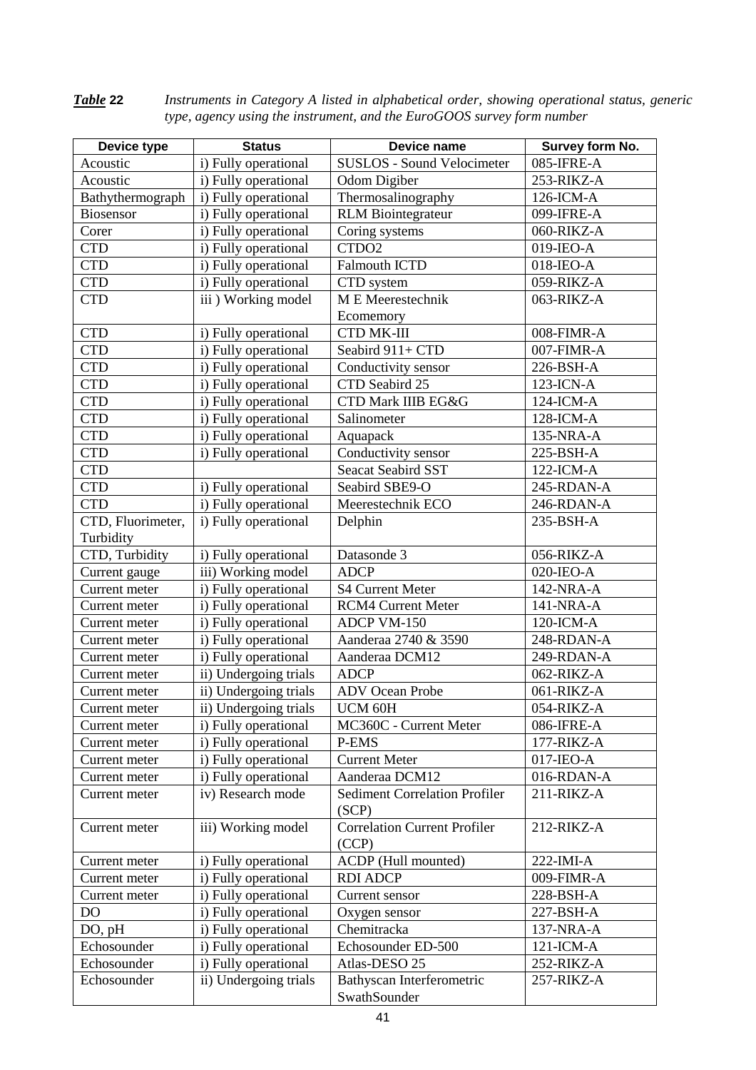***Table* 22** *Instruments in Category A listed in alphabetical order, showing operational status, generic type, agency using the instrument, and the EuroGOOS survey form number*

| Device type | Status | Device name | Survey form No. |
|---|---|---|---|
| Acoustic | i) Fully operational | SUSLOS - Sound Velocimeter | 085-IFRE-A |
| Acoustic | i) Fully operational | Odom Digiber | 253-RIKZ-A |
| Bathythermograph | i) Fully operational | Thermosalinography | 126-ICM-A |
| Biosensor | i) Fully operational | RLM Biointegrateur | 099-IFRE-A |
| Corer | i) Fully operational | Coring systems | 060-RIKZ-A |
| CTD | i) Fully operational | CTDO2 | 019-IEO-A |
| CTD | i) Fully operational | Falmouth ICTD | 018-IEO-A |
| CTD | i) Fully operational | CTD system | 059-RIKZ-A |
| CTD | iii ) Working model | M E Meerestechnik Ecomemory | 063-RIKZ-A |
| CTD | i) Fully operational | CTD MK-III | 008-FIMR-A |
| CTD | i) Fully operational | Seabird 911+ CTD | 007-FIMR-A |
| CTD | i) Fully operational | Conductivity sensor | 226-BSH-A |
| CTD | i) Fully operational | CTD Seabird 25 | 123-ICN-A |
| CTD | i) Fully operational | CTD Mark IIIB EG&G | 124-ICM-A |
| CTD | i) Fully operational | Salinometer | 128-ICM-A |
| CTD | i) Fully operational | Aquapack | 135-NRA-A |
| CTD | i) Fully operational | Conductivity sensor | 225-BSH-A |
| CTD | | Seacat Seabird SST | 122-ICM-A |
| CTD | i) Fully operational | Seabird SBE9-O | 245-RDAN-A |
| CTD | i) Fully operational | Meerestechnik ECO | 246-RDAN-A |
| CTD, Fluorimeter, Turbidity | i) Fully operational | Delphin | 235-BSH-A |
| CTD, Turbidity | i) Fully operational | Datasonde 3 | 056-RIKZ-A |
| Current gauge | iii) Working model | ADCP | 020-IEO-A |
| Current meter | i) Fully operational | S4 Current Meter | 142-NRA-A |
| Current meter | i) Fully operational | RCM4 Current Meter | 141-NRA-A |
| Current meter | i) Fully operational | ADCP VM-150 | 120-ICM-A |
| Current meter | i) Fully operational | Aanderaa 2740 & 3590 | 248-RDAN-A |
| Current meter | i) Fully operational | Aanderaa DCM12 | 249-RDAN-A |
| Current meter | ii) Undergoing trials | ADCP | 062-RIKZ-A |
| Current meter | ii) Undergoing trials | ADV Ocean Probe | 061-RIKZ-A |
| Current meter | ii) Undergoing trials | UCM 60H | 054-RIKZ-A |
| Current meter | i) Fully operational | MC360C - Current Meter | 086-IFRE-A |
| Current meter | i) Fully operational | P-EMS | 177-RIKZ-A |
| Current meter | i) Fully operational | Current Meter | 017-IEO-A |
| Current meter | i) Fully operational | Aanderaa DCM12 | 016-RDAN-A |
| Current meter | iv) Research mode | Sediment Correlation Profiler (SCP) | 211-RIKZ-A |
| Current meter | iii) Working model | Correlation Current Profiler (CCP) | 212-RIKZ-A |
| Current meter | i) Fully operational | ACDP (Hull mounted) | 222-IMI-A |
| Current meter | i) Fully operational | RDI ADCP | 009-FIMR-A |
| Current meter | i) Fully operational | Current sensor | 228-BSH-A |
| DO | i) Fully operational | Oxygen sensor | 227-BSH-A |
| DO, pH | i) Fully operational | Chemitracka | 137-NRA-A |
| Echosounder | i) Fully operational | Echosounder ED-500 | 121-ICM-A |
| Echosounder | i) Fully operational | Atlas-DESO 25 | 252-RIKZ-A |
| Echosounder | ii) Undergoing trials | Bathyscan Interferometric SwathSounder | 257-RIKZ-A |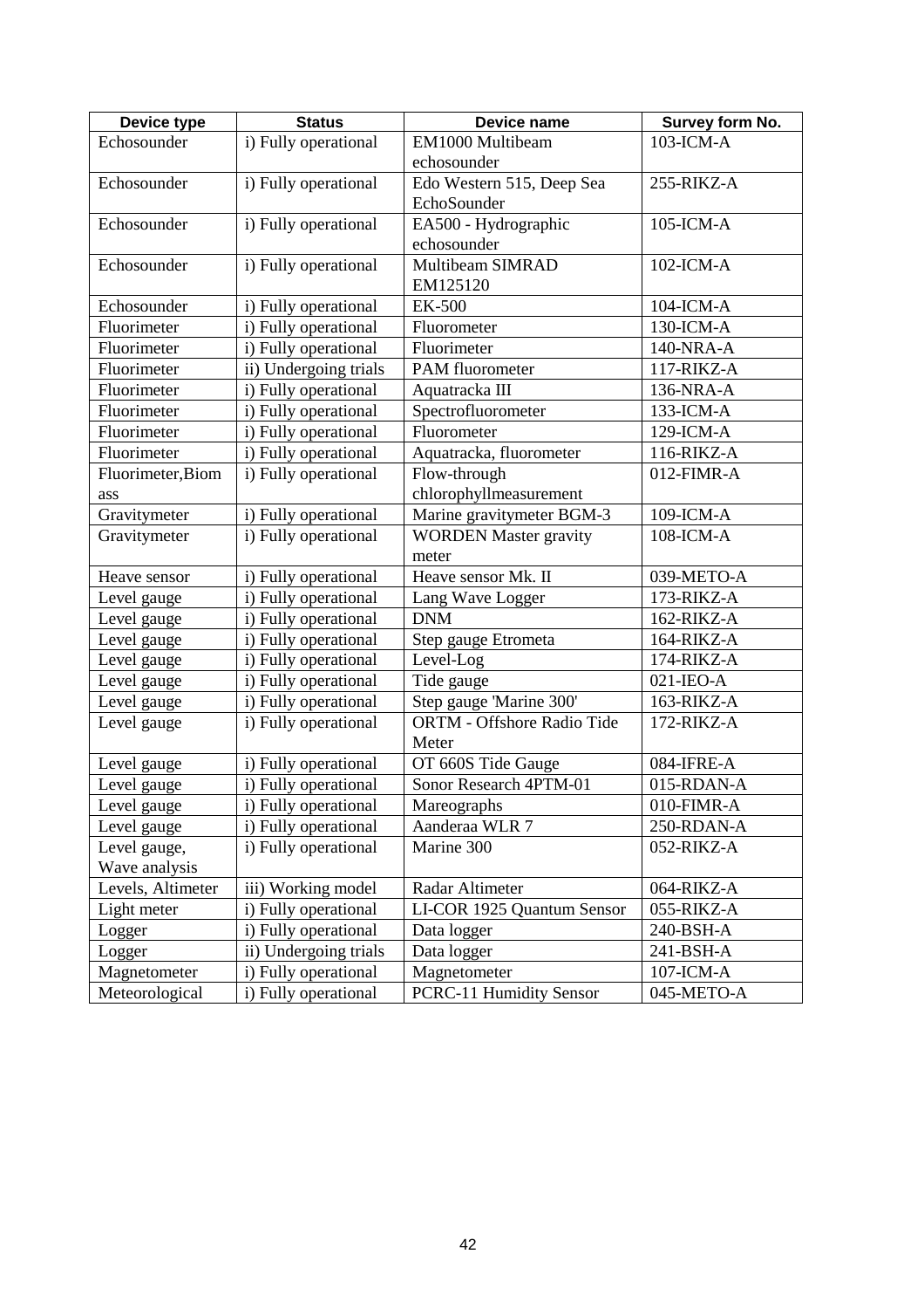| Device type | Status | Device name | Survey form No. |
|---|---|---|---|
| Echosounder | i) Fully operational | EM1000 Multibeam echosounder | 103-ICM-A |
| Echosounder | i) Fully operational | Edo Western 515, Deep Sea EchoSounder | 255-RIKZ-A |
| Echosounder | i) Fully operational | EA500 - Hydrographic echosounder | 105-ICM-A |
| Echosounder | i) Fully operational | Multibeam SIMRAD EM125120 | 102-ICM-A |
| Echosounder | i) Fully operational | EK-500 | 104-ICM-A |
| Fluorimeter | i) Fully operational | Fluorometer | 130-ICM-A |
| Fluorimeter | i) Fully operational | Fluorimeter | 140-NRA-A |
| Fluorimeter | ii) Undergoing trials | PAM fluorometer | 117-RIKZ-A |
| Fluorimeter | i) Fully operational | Aquatracka III | 136-NRA-A |
| Fluorimeter | i) Fully operational | Spectrofluorometer | 133-ICM-A |
| Fluorimeter | i) Fully operational | Fluorometer | 129-ICM-A |
| Fluorimeter | i) Fully operational | Aquatracka, fluorometer | 116-RIKZ-A |
| Fluorimeter,Biomass | i) Fully operational | Flow-through chlorophyllmeasurement | 012-FIMR-A |
| Gravitymeter | i) Fully operational | Marine gravitymeter BGM-3 | 109-ICM-A |
| Gravitymeter | i) Fully operational | WORDEN Master gravity meter | 108-ICM-A |
| Heave sensor | i) Fully operational | Heave sensor Mk. II | 039-METO-A |
| Level gauge | i) Fully operational | Lang Wave Logger | 173-RIKZ-A |
| Level gauge | i) Fully operational | DNM | 162-RIKZ-A |
| Level gauge | i) Fully operational | Step gauge Etrometa | 164-RIKZ-A |
| Level gauge | i) Fully operational | Level-Log | 174-RIKZ-A |
| Level gauge | i) Fully operational | Tide gauge | 021-IEO-A |
| Level gauge | i) Fully operational | Step gauge 'Marine 300' | 163-RIKZ-A |
| Level gauge | i) Fully operational | ORTM - Offshore Radio Tide Meter | 172-RIKZ-A |
| Level gauge | i) Fully operational | OT 660S Tide Gauge | 084-IFRE-A |
| Level gauge | i) Fully operational | Sonor Research 4PTM-01 | 015-RDAN-A |
| Level gauge | i) Fully operational | Mareographs | 010-FIMR-A |
| Level gauge | i) Fully operational | Aanderaa WLR 7 | 250-RDAN-A |
| Level gauge, Wave analysis | i) Fully operational | Marine 300 | 052-RIKZ-A |
| Levels, Altimeter | iii) Working model | Radar Altimeter | 064-RIKZ-A |
| Light meter | i) Fully operational | LI-COR 1925 Quantum Sensor | 055-RIKZ-A |
| Logger | i) Fully operational | Data logger | 240-BSH-A |
| Logger | ii) Undergoing trials | Data logger | 241-BSH-A |
| Magnetometer | i) Fully operational | Magnetometer | 107-ICM-A |
| Meteorological | i) Fully operational | PCRC-11 Humidity Sensor | 045-METO-A |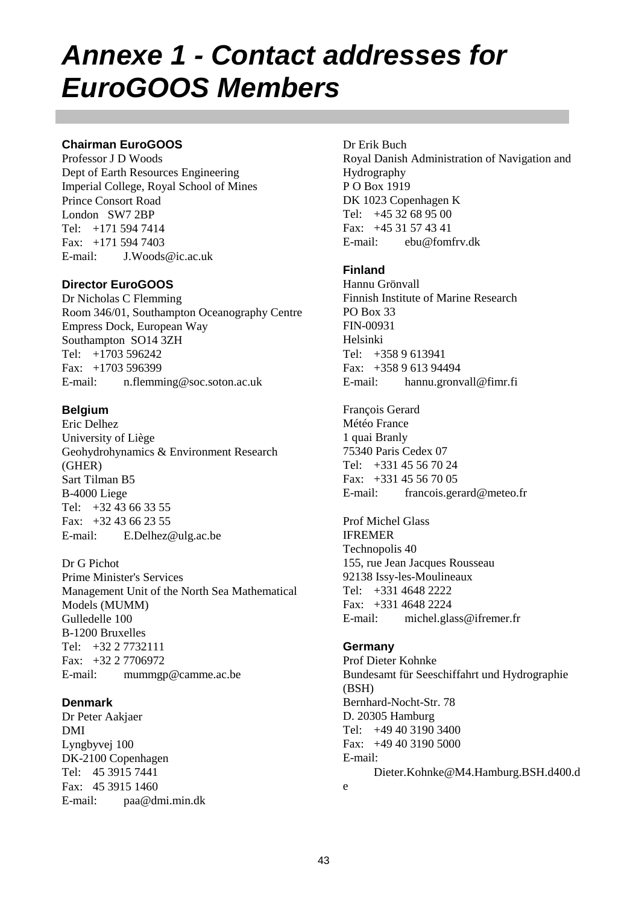# Annexe 1 - Contact addresses for EuroGOOS Members

### Chairman EuroGOOS

Professor J D Woods
Dept of Earth Resources Engineering
Imperial College, Royal School of Mines
Prince Consort Road
London SW7 2BP
Tel: +171 594 7414
Fax: +171 594 7403
E-mail: J.Woods@ic.ac.uk

### Director EuroGOOS

Dr Nicholas C Flemming
Room 346/01, Southampton Oceanography Centre
Empress Dock, European Way
Southampton SO14 3ZH
Tel: +1703 596242
Fax: +1703 596399
E-mail: n.flemming@soc.soton.ac.uk

### Belgium

Eric Delhez
University of Liège
Geohydrohynamics & Environment Research (GHER)
Sart Tilman B5
B-4000 Liege
Tel: +32 43 66 33 55
Fax: +32 43 66 23 55
E-mail: E.Delhez@ulg.ac.be

Dr G Pichot
Prime Minister's Services
Management Unit of the North Sea Mathematical Models (MUMM)
Gulledelle 100
B-1200 Bruxelles
Tel: +32 2 7732111
Fax: +32 2 7706972
E-mail: mummgp@camme.ac.be

### Denmark

Dr Peter Aakjaer
DMI
Lyngbyvej 100
DK-2100 Copenhagen
Tel: 45 3915 7441
Fax: 45 3915 1460
E-mail: paa@dmi.min.dk

Dr Erik Buch
Royal Danish Administration of Navigation and Hydrography
P O Box 1919
DK 1023 Copenhagen K
Tel: +45 32 68 95 00
Fax: +45 31 57 43 41
E-mail: ebu@fomfrv.dk

### Finland

Hannu Grönvall
Finnish Institute of Marine Research
PO Box 33
FIN-00931
Helsinki
Tel: +358 9 613941
Fax: +358 9 613 94494
E-mail: hannu.gronvall@fimr.fi

François Gerard
Météo France
1 quai Branly
75340 Paris Cedex 07
Tel: +331 45 56 70 24
Fax: +331 45 56 70 05
E-mail: francois.gerard@meteo.fr

Prof Michel Glass
IFREMER
Technopolis 40
155, rue Jean Jacques Rousseau
92138 Issy-les-Moulineaux
Tel: +331 4648 2222
Fax: +331 4648 2224
E-mail: michel.glass@ifremer.fr

### Germany

Prof Dieter Kohnke
Bundesamt für Seeschiffahrt und Hydrographie (BSH)
Bernhard-Nocht-Str. 78
D. 20305 Hamburg
Tel: +49 40 3190 3400
Fax: +49 40 3190 5000
E-mail: Dieter.Kohnke@M4.Hamburg.BSH.d400.de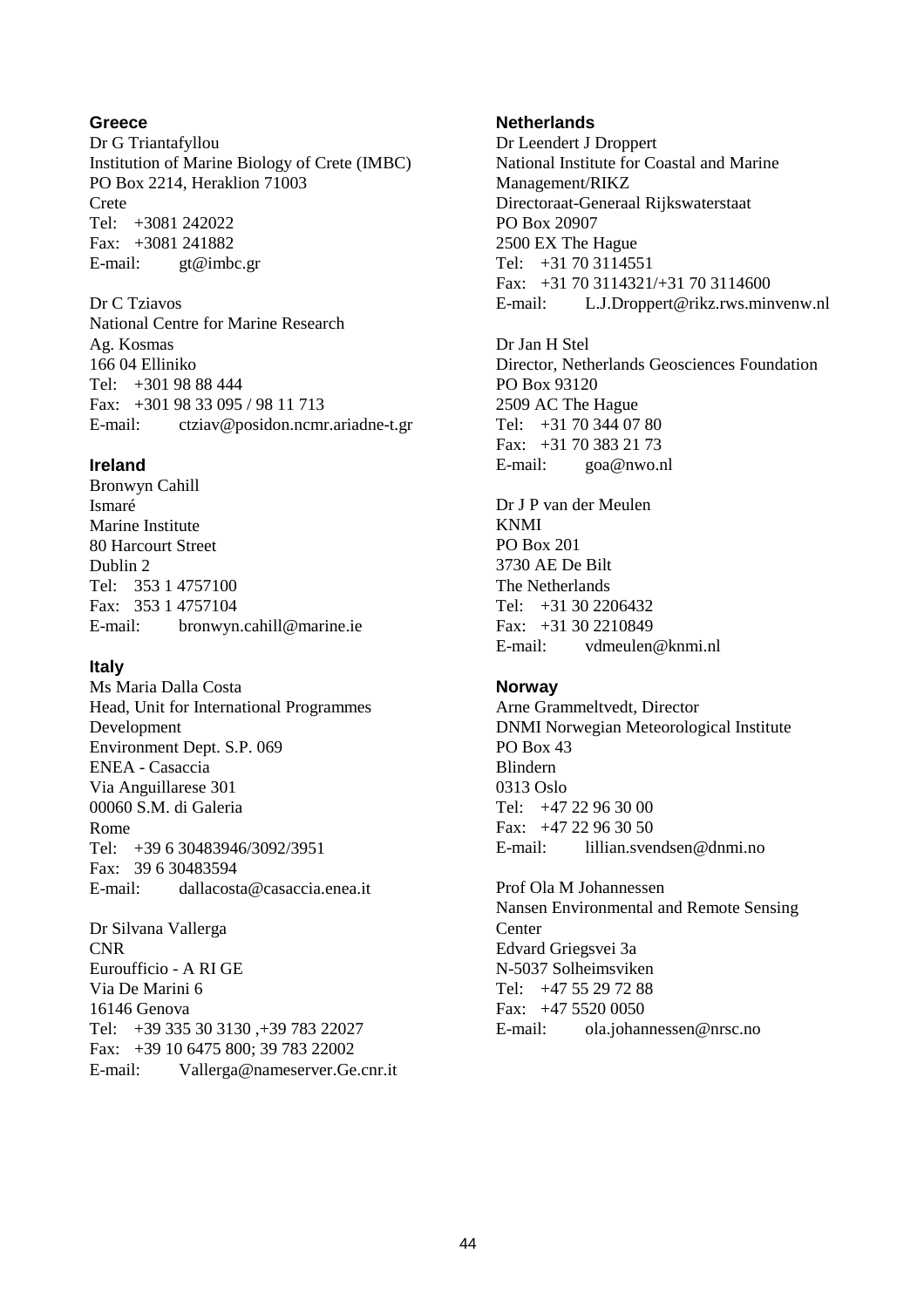### Greece

Dr G Triantafyllou
Institution of Marine Biology of Crete (IMBC)
PO Box 2214, Heraklion 71003
Crete
Tel: +3081 242022
Fax: +3081 241882
E-mail: gt@imbc.gr

Dr C Tziavos
National Centre for Marine Research
Ag. Kosmas
166 04 Elliniko
Tel: +301 98 88 444
Fax: +301 98 33 095 / 98 11 713
E-mail: ctziav@posidon.ncmr.ariadne-t.gr

### Ireland

Bronwyn Cahill
Ismaré
Marine Institute
80 Harcourt Street
Dublin 2
Tel: 353 1 4757100
Fax: 353 1 4757104
E-mail: bronwyn.cahill@marine.ie

### Italy

Ms Maria Dalla Costa
Head, Unit for International Programmes Development
Environment Dept. S.P. 069
ENEA - Casaccia
Via Anguillarese 301
00060 S.M. di Galeria
Rome
Tel: +39 6 30483946/3092/3951
Fax: 39 6 30483594
E-mail: dallacosta@casaccia.enea.it

Dr Silvana Vallerga
CNR
Euroufficio - A RI GE
Via De Marini 6
16146 Genova
Tel: +39 335 30 3130 ,+39 783 22027
Fax: +39 10 6475 800; 39 783 22002
E-mail: Vallerga@nameserver.Ge.cnr.it

### Netherlands

Dr Leendert J Droppert
National Institute for Coastal and Marine Management/RIKZ
Directoraat-Generaal Rijkswaterstaat
PO Box 20907
2500 EX The Hague
Tel: +31 70 3114551
Fax: +31 70 3114321/+31 70 3114600
E-mail: L.J.Droppert@rikz.rws.minvenw.nl

Dr Jan H Stel
Director, Netherlands Geosciences Foundation
PO Box 93120
2509 AC The Hague
Tel: +31 70 344 07 80
Fax: +31 70 383 21 73
E-mail: goa@nwo.nl

Dr J P van der Meulen
KNMI
PO Box 201
3730 AE De Bilt
The Netherlands
Tel: +31 30 2206432
Fax: +31 30 2210849
E-mail: vdmeulen@knmi.nl

### Norway

Arne Grammeltvedt, Director
DNMI Norwegian Meteorological Institute
PO Box 43
Blindern
0313 Oslo
Tel: +47 22 96 30 00
Fax: +47 22 96 30 50
E-mail: lillian.svendsen@dnmi.no

Prof Ola M Johannessen
Nansen Environmental and Remote Sensing Center
Edvard Griegsvei 3a
N-5037 Solheimsviken
Tel: +47 55 29 72 88
Fax: +47 5520 0050
E-mail: ola.johannessen@nrsc.no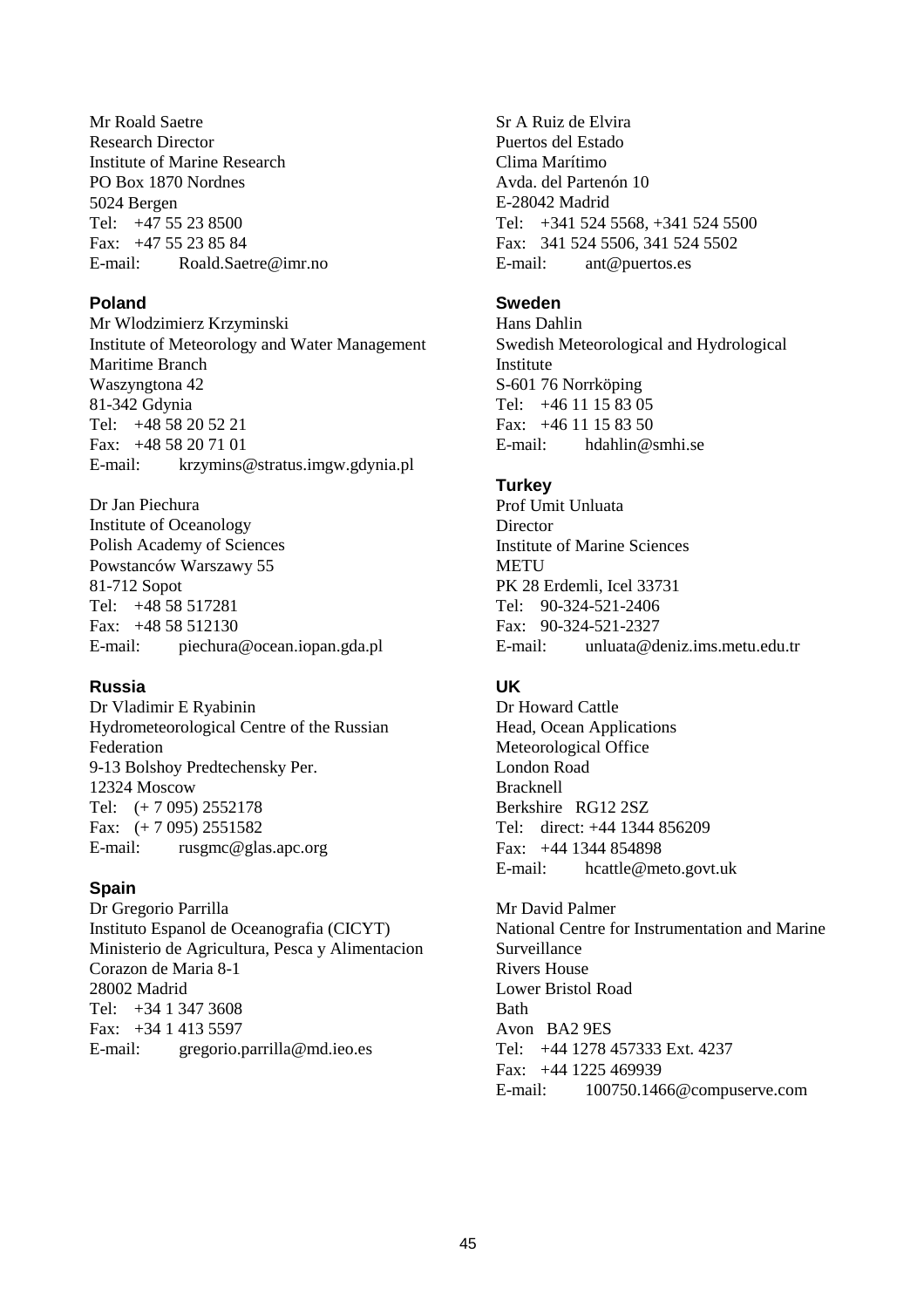Mr Roald Saetre
Research Director
Institute of Marine Research
PO Box 1870 Nordnes
5024 Bergen
Tel: +47 55 23 8500
Fax: +47 55 23 85 84
E-mail: Roald.Saetre@imr.no

### Poland

Mr Wlodzimierz Krzyminski
Institute of Meteorology and Water Management
Maritime Branch
Waszyngtona 42
81-342 Gdynia
Tel: +48 58 20 52 21
Fax: +48 58 20 71 01
E-mail: krzymins@stratus.imgw.gdynia.pl

Dr Jan Piechura
Institute of Oceanology
Polish Academy of Sciences
Powstanców Warszawy 55
81-712 Sopot
Tel: +48 58 517281
Fax: +48 58 512130
E-mail: piechura@ocean.iopan.gda.pl

### Russia

Dr Vladimir E Ryabinin
Hydrometeorological Centre of the Russian Federation
9-13 Bolshoy Predtechensky Per.
12324 Moscow
Tel: (+ 7 095) 2552178
Fax: (+ 7 095) 2551582
E-mail: rusgmc@glas.apc.org

### Spain

Dr Gregorio Parrilla
Instituto Espanol de Oceanografia (CICYT)
Ministerio de Agricultura, Pesca y Alimentacion
Corazon de Maria 8-1
28002 Madrid
Tel: +34 1 347 3608
Fax: +34 1 413 5597
E-mail: gregorio.parrilla@md.ieo.es

Sr A Ruiz de Elvira
Puertos del Estado
Clima Marítimo
Avda. del Partenón 10
E-28042 Madrid
Tel: +341 524 5568, +341 524 5500
Fax: 341 524 5506, 341 524 5502
E-mail: ant@puertos.es

### Sweden

Hans Dahlin
Swedish Meteorological and Hydrological Institute
S-601 76 Norrköping
Tel: +46 11 15 83 05
Fax: +46 11 15 83 50
E-mail: hdahlin@smhi.se

### Turkey

Prof Umit Unluata
Director
Institute of Marine Sciences
METU
PK 28 Erdemli, Icel 33731
Tel: 90-324-521-2406
Fax: 90-324-521-2327
E-mail: unluata@deniz.ims.metu.edu.tr

### UK

Dr Howard Cattle
Head, Ocean Applications
Meteorological Office
London Road
Bracknell
Berkshire RG12 2SZ
Tel: direct: +44 1344 856209
Fax: +44 1344 854898
E-mail: hcattle@meto.govt.uk

Mr David Palmer
National Centre for Instrumentation and Marine Surveillance
Rivers House
Lower Bristol Road
Bath
Avon BA2 9ES
Tel: +44 1278 457333 Ext. 4237
Fax: +44 1225 469939
E-mail: 100750.1466@compuserve.com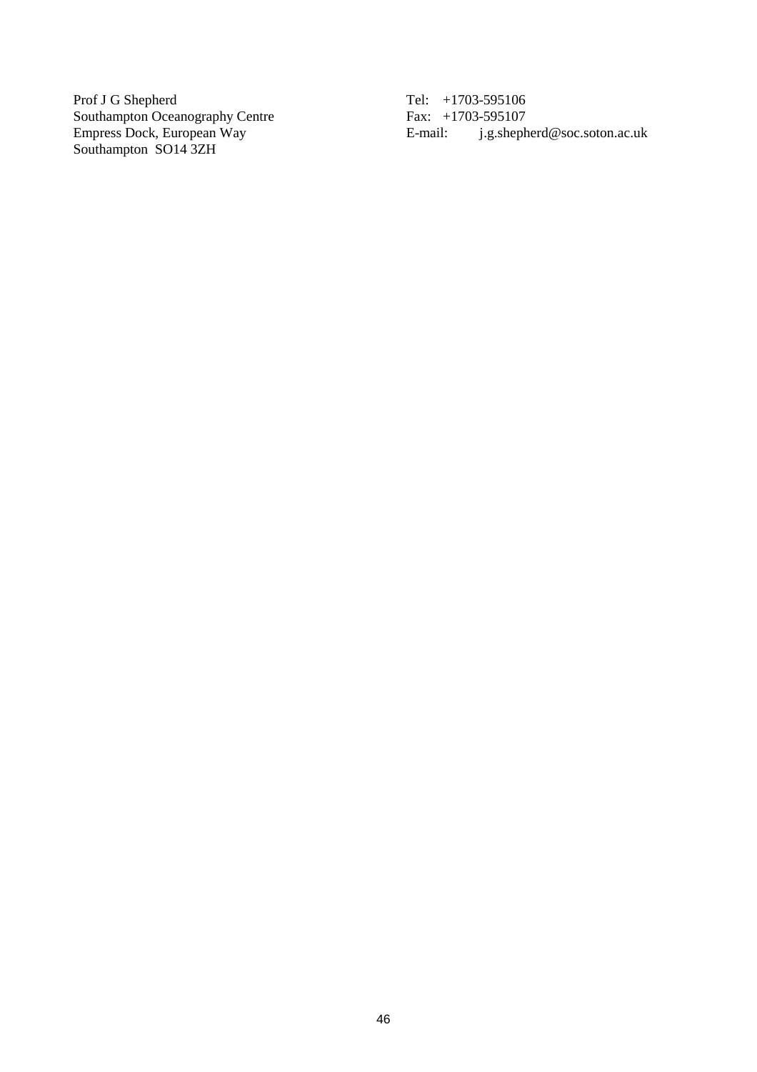Prof J G Shepherd
Southampton Oceanography Centre
Empress Dock, European Way
Southampton SO14 3ZH

Tel: +1703-595106
Fax: +1703-595107
E-mail: j.g.shepherd@soc.soton.ac.uk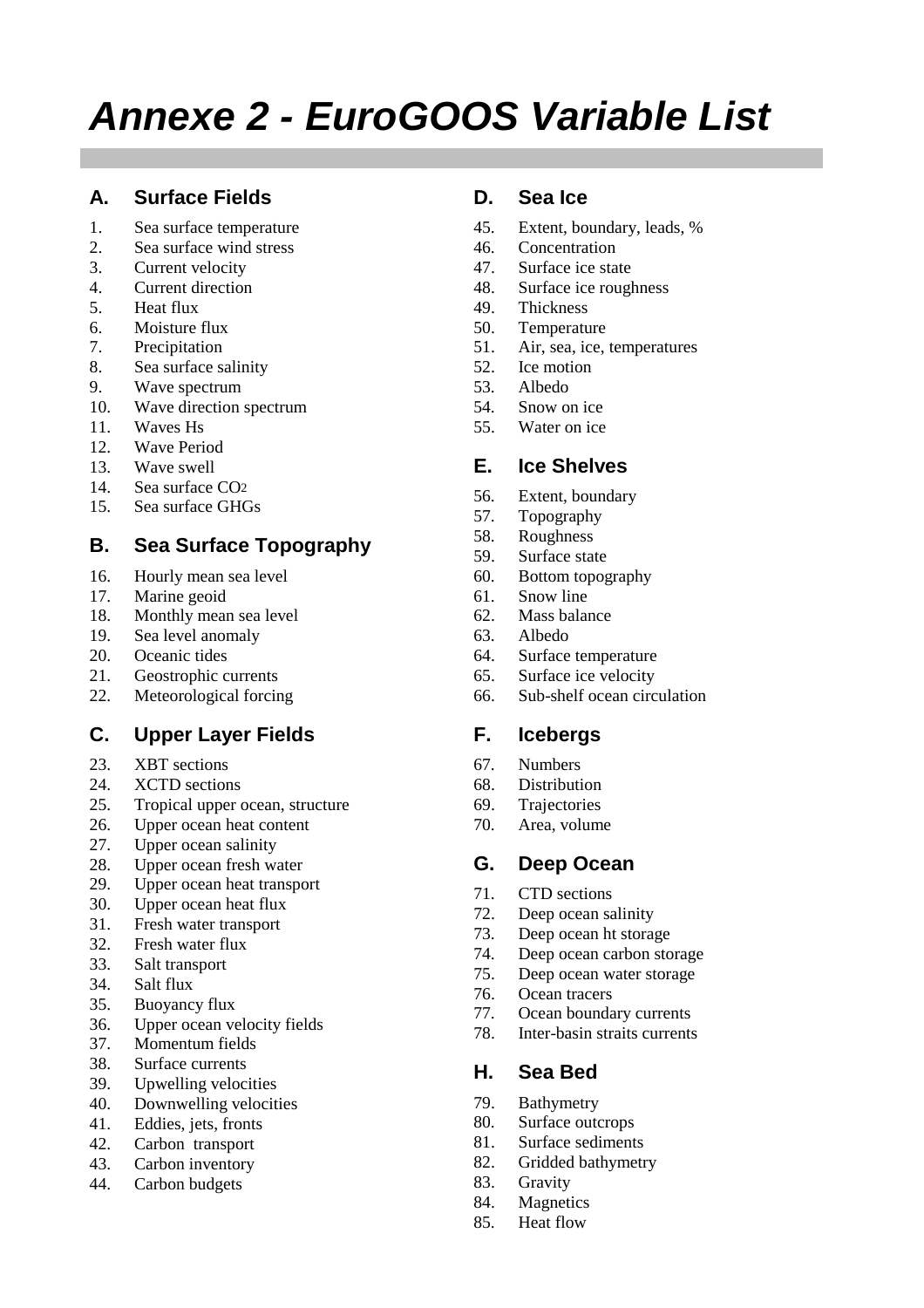# *Annexe 2 - EuroGOOS Variable List*

## A. Surface Fields

1. Sea surface temperature
2. Sea surface wind stress
3. Current velocity
4. Current direction
5. Heat flux
6. Moisture flux
7. Precipitation
8. Sea surface salinity
9. Wave spectrum
10. Wave direction spectrum
11. Waves Hs
12. Wave Period
13. Wave swell
14. Sea surface $CO_2$
15. Sea surface GHGs

## B. Sea Surface Topography

16. Hourly mean sea level
17. Marine geoid
18. Monthly mean sea level
19. Sea level anomaly
20. Oceanic tides
21. Geostrophic currents
22. Meteorological forcing

## C. Upper Layer Fields

23. XBT sections
24. XCTD sections
25. Tropical upper ocean, structure
26. Upper ocean heat content
27. Upper ocean salinity
28. Upper ocean fresh water
29. Upper ocean heat transport
30. Upper ocean heat flux
31. Fresh water transport
32. Fresh water flux
33. Salt transport
34. Salt flux
35. Buoyancy flux
36. Upper ocean velocity fields
37. Momentum fields
38. Surface currents
39. Upwelling velocities
40. Downwelling velocities
41. Eddies, jets, fronts
42. Carbon transport
43. Carbon inventory
44. Carbon budgets

## D. Sea Ice

45. Extent, boundary, leads, %
46. Concentration
47. Surface ice state
48. Surface ice roughness
49. Thickness
50. Temperature
51. Air, sea, ice, temperatures
52. Ice motion
53. Albedo
54. Snow on ice
55. Water on ice

## E. Ice Shelves

56. Extent, boundary
57. Topography
58. Roughness
59. Surface state
60. Bottom topography
61. Snow line
62. Mass balance
63. Albedo
64. Surface temperature
65. Surface ice velocity
66. Sub-shelf ocean circulation

## F. Icebergs

67. Numbers
68. Distribution
69. Trajectories
70. Area, volume

## G. Deep Ocean

71. CTD sections
72. Deep ocean salinity
73. Deep ocean ht storage
74. Deep ocean carbon storage
75. Deep ocean water storage
76. Ocean tracers
77. Ocean boundary currents
78. Inter-basin straits currents

## H. Sea Bed

79. Bathymetry
80. Surface outcrops
81. Surface sediments
82. Gridded bathymetry
83. Gravity
84. Magnetics
85. Heat flow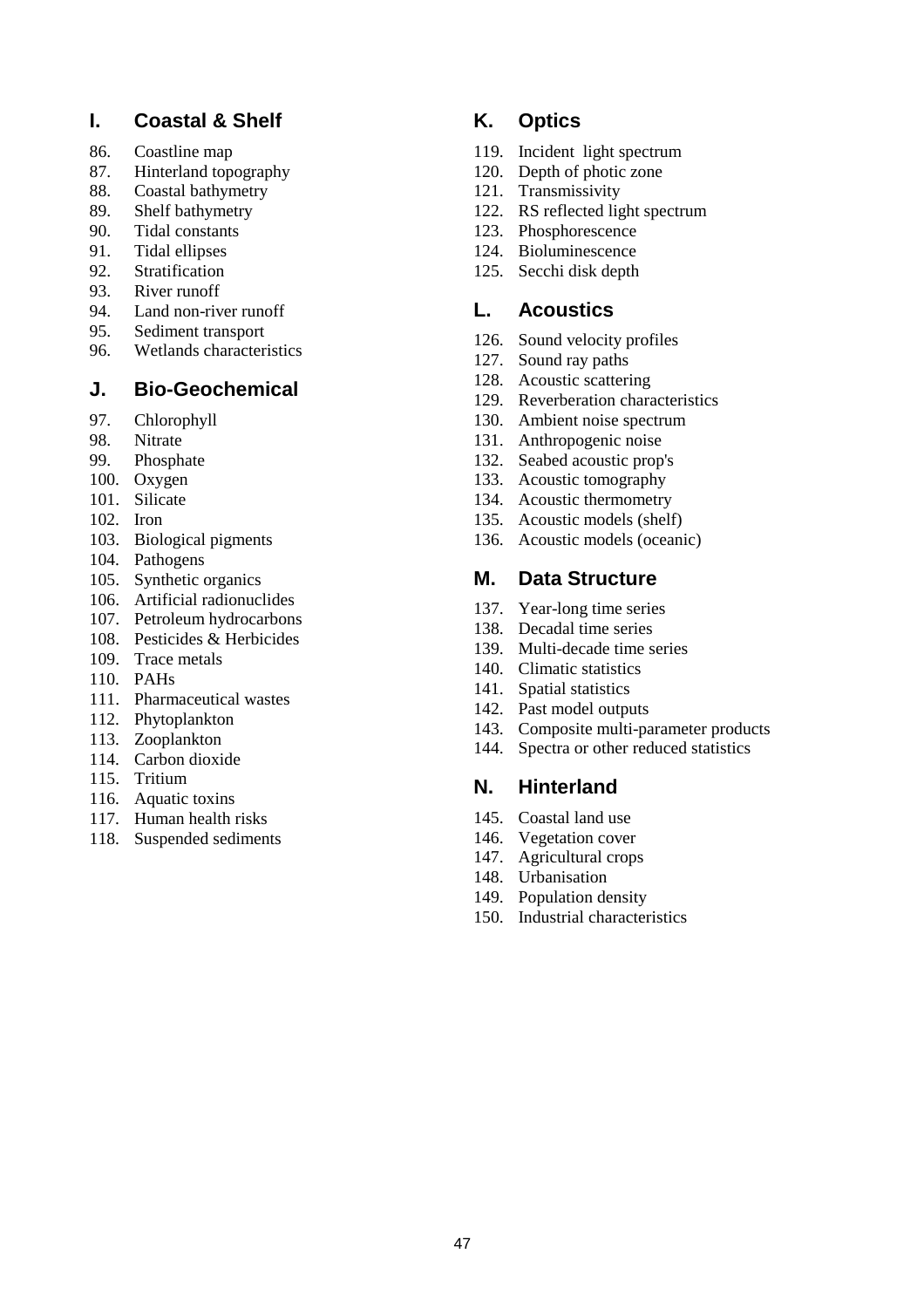## I. Coastal & Shelf

86. Coastline map
87. Hinterland topography
88. Coastal bathymetry
89. Shelf bathymetry
90. Tidal constants
91. Tidal ellipses
92. Stratification
93. River runoff
94. Land non-river runoff
95. Sediment transport
96. Wetlands characteristics

## J. Bio-Geochemical

97. Chlorophyll
98. Nitrate
99. Phosphate
100. Oxygen
101. Silicate
102. Iron
103. Biological pigments
104. Pathogens
105. Synthetic organics
106. Artificial radionuclides
107. Petroleum hydrocarbons
108. Pesticides & Herbicides
109. Trace metals
110. PAHs
111. Pharmaceutical wastes
112. Phytoplankton
113. Zooplankton
114. Carbon dioxide
115. Tritium
116. Aquatic toxins
117. Human health risks
118. Suspended sediments

## K. Optics

119. Incident light spectrum
120. Depth of photic zone
121. Transmissivity
122. RS reflected light spectrum
123. Phosphorescence
124. Bioluminescence
125. Secchi disk depth

## L. Acoustics

126. Sound velocity profiles
127. Sound ray paths
128. Acoustic scattering
129. Reverberation characteristics
130. Ambient noise spectrum
131. Anthropogenic noise
132. Seabed acoustic prop's
133. Acoustic tomography
134. Acoustic thermometry
135. Acoustic models (shelf)
136. Acoustic models (oceanic)

## M. Data Structure

137. Year-long time series
138. Decadal time series
139. Multi-decade time series
140. Climatic statistics
141. Spatial statistics
142. Past model outputs
143. Composite multi-parameter products
144. Spectra or other reduced statistics

## N. Hinterland

145. Coastal land use
146. Vegetation cover
147. Agricultural crops
148. Urbanisation
149. Population density
150. Industrial characteristics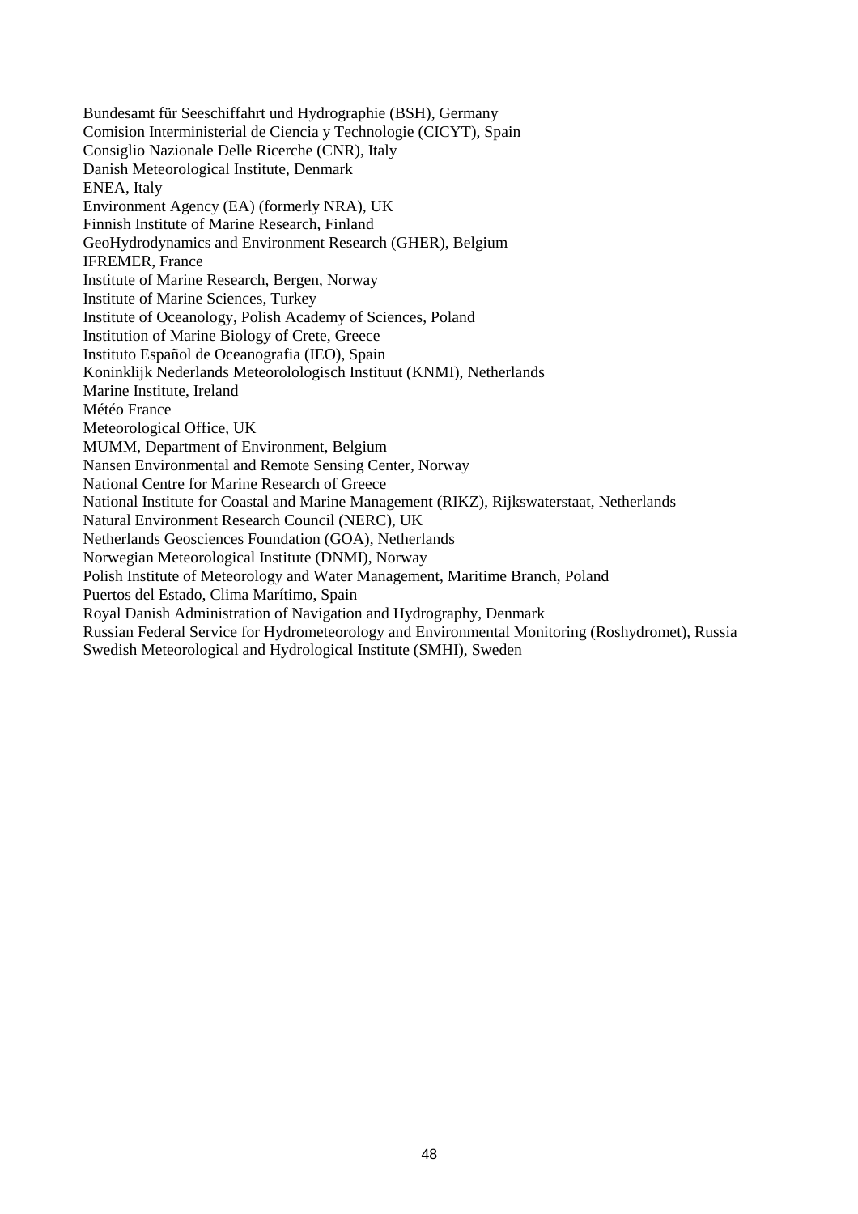Bundesamt für Seeschiffahrt und Hydrographie (BSH), Germany
Comision Interministerial de Ciencia y Technologie (CICYT), Spain
Consiglio Nazionale Delle Ricerche (CNR), Italy
Danish Meteorological Institute, Denmark
ENEA, Italy
Environment Agency (EA) (formerly NRA), UK
Finnish Institute of Marine Research, Finland
GeoHydrodynamics and Environment Research (GHER), Belgium
IFREMER, France
Institute of Marine Research, Bergen, Norway
Institute of Marine Sciences, Turkey
Institute of Oceanology, Polish Academy of Sciences, Poland
Institution of Marine Biology of Crete, Greece
Instituto Español de Oceanografia (IEO), Spain
Koninklijk Nederlands Meteorolologisch Instituut (KNMI), Netherlands
Marine Institute, Ireland
Météo France
Meteorological Office, UK
MUMM, Department of Environment, Belgium
Nansen Environmental and Remote Sensing Center, Norway
National Centre for Marine Research of Greece
National Institute for Coastal and Marine Management (RIKZ), Rijkswaterstaat, Netherlands
Natural Environment Research Council (NERC), UK
Netherlands Geosciences Foundation (GOA), Netherlands
Norwegian Meteorological Institute (DNMI), Norway
Polish Institute of Meteorology and Water Management, Maritime Branch, Poland
Puertos del Estado, Clima Marítimo, Spain
Royal Danish Administration of Navigation and Hydrography, Denmark
Russian Federal Service for Hydrometeorology and Environmental Monitoring (Roshydromet), Russia
Swedish Meteorological and Hydrological Institute (SMHI), Sweden